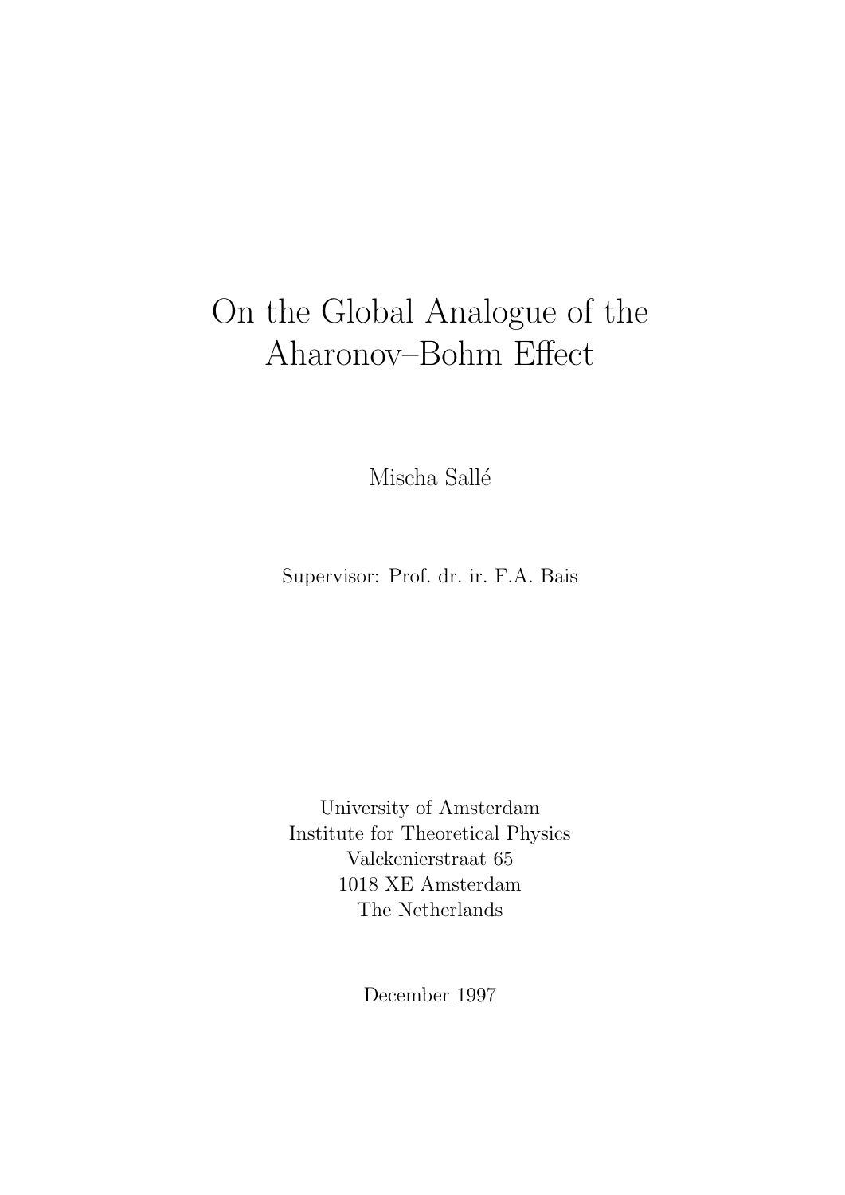# On the Global Analogue of the Aharonov–Bohm Effect

Mischa Sallé

Supervisor: Prof. dr. ir. F.A. Bais

University of Amsterdam
Institute for Theoretical Physics
Valckenierstraat 65
1018 XE Amsterdam
The Netherlands

December 1997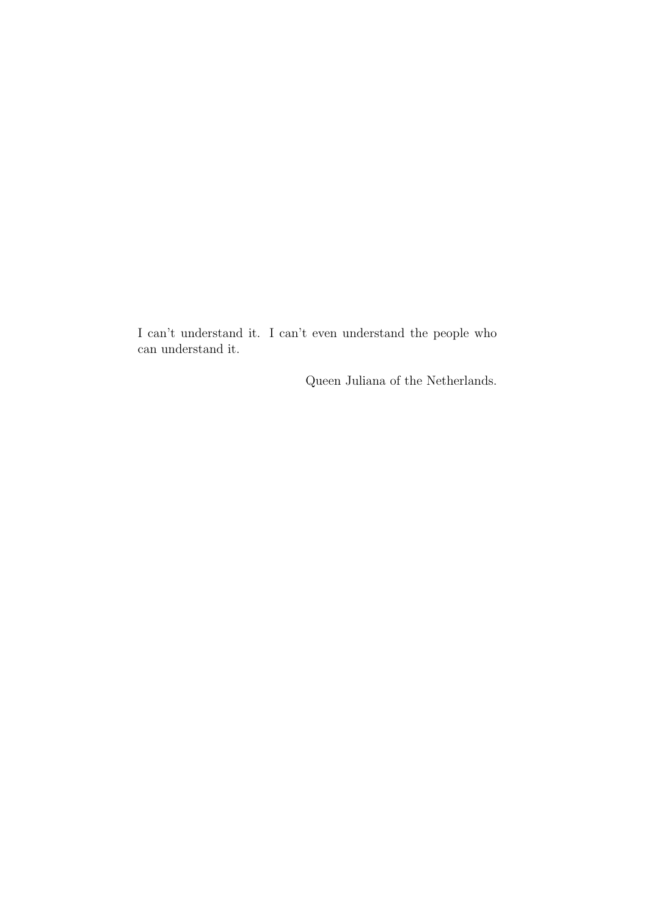I can't understand it. I can't even understand the people who can understand it.

Queen Juliana of the Netherlands.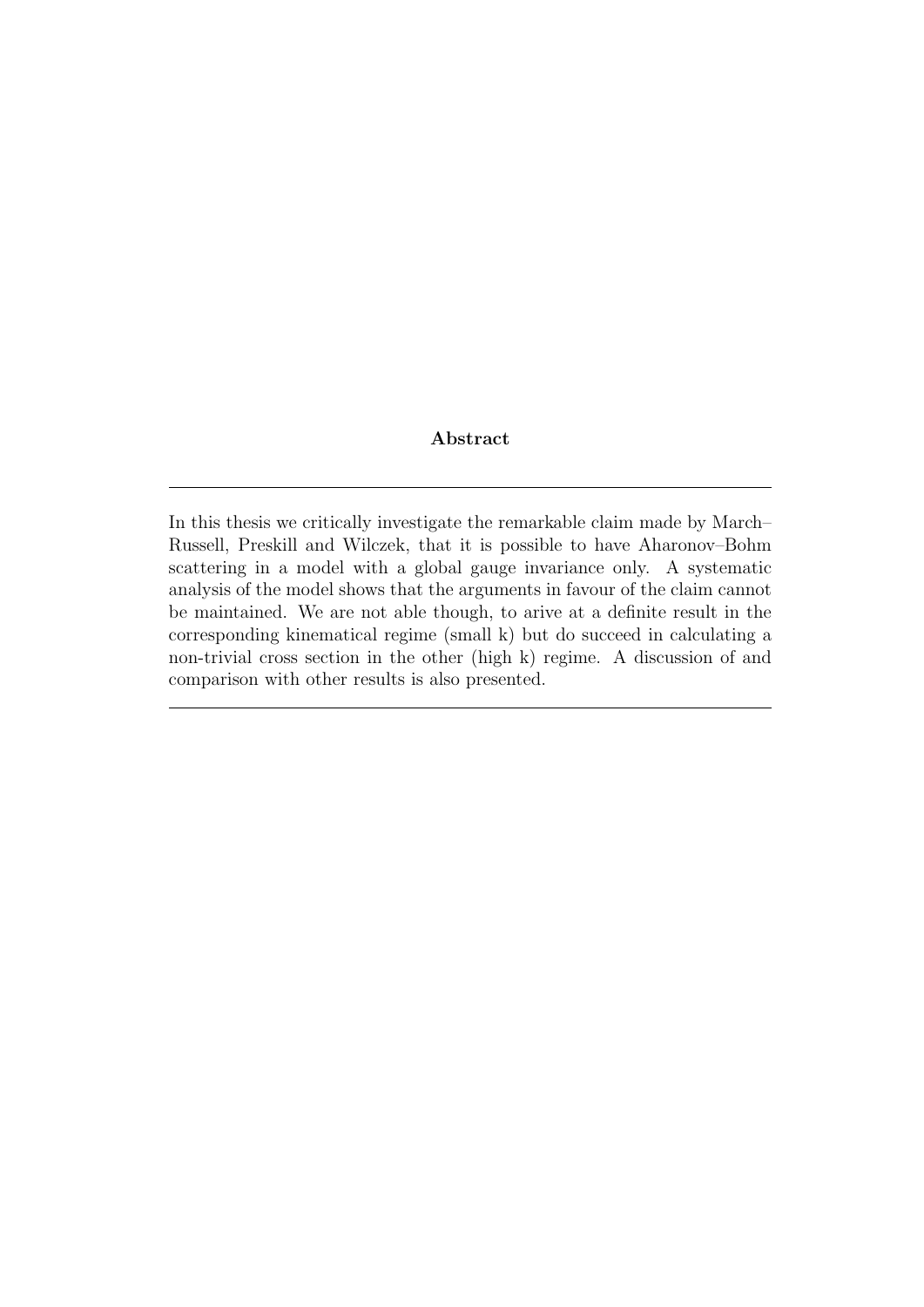**Abstract**

---

In this thesis we critically investigate the remarkable claim made by March–Russell, Preskill and Wilczek, that it is possible to have Aharonov–Bohm scattering in a model with a global gauge invariance only. A systematic analysis of the model shows that the arguments in favour of the claim cannot be maintained. We are not able though, to arive at a definite result in the corresponding kinematical regime (small k) but do succeed in calculating a non-trivial cross section in the other (high k) regime. A discussion of and comparison with other results is also presented.

---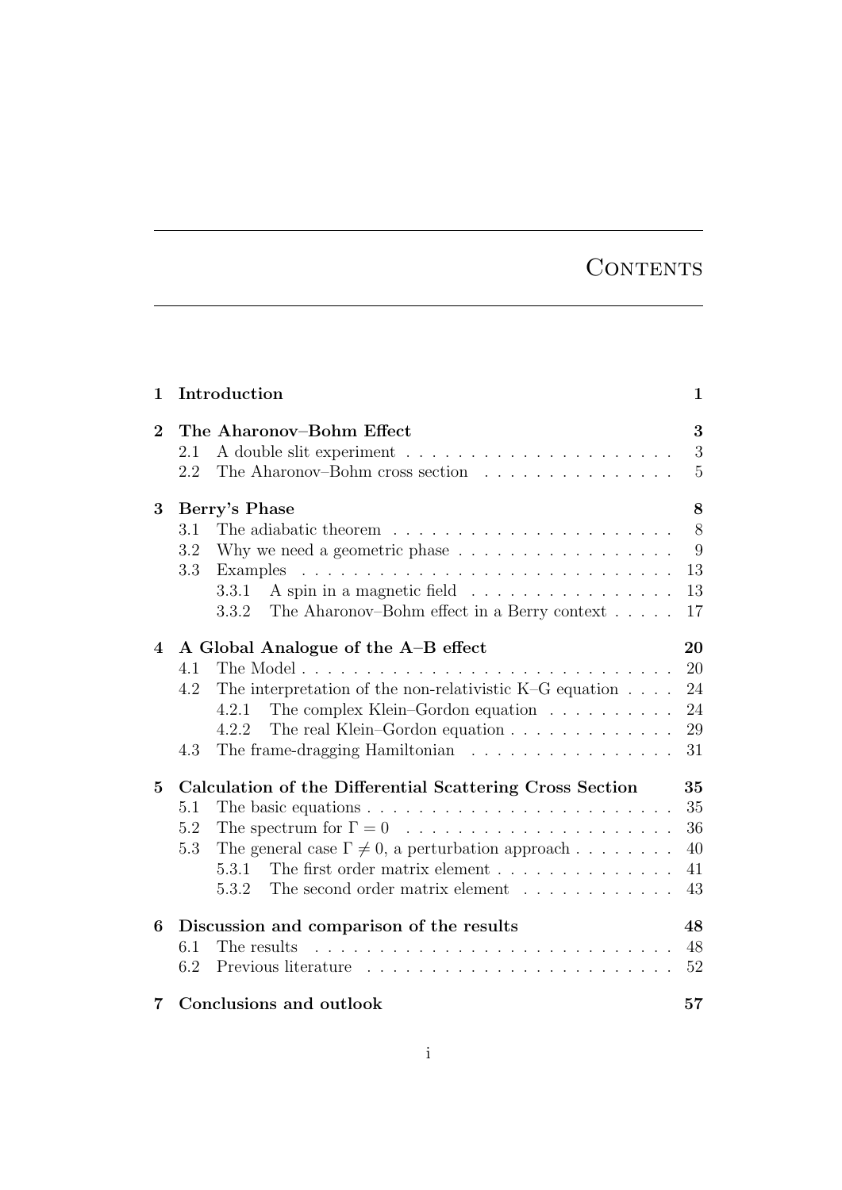# Contents

| | | |
|---|---|---|
| **1** | **Introduction** | **1** |
| **2** | **The Aharonov–Bohm Effect** | **3** |
| 2.1 | A double slit experiment | 3 |
| 2.2 | The Aharonov–Bohm cross section | 5 |
| **3** | **Berry's Phase** | **8** |
| 3.1 | The adiabatic theorem | 8 |
| 3.2 | Why we need a geometric phase | 9 |
| 3.3 | Examples | 13 |
| 3.3.1 | A spin in a magnetic field | 13 |
| 3.3.2 | The Aharonov–Bohm effect in a Berry context | 17 |
| **4** | **A Global Analogue of the A–B effect** | **20** |
| 4.1 | The Model | 20 |
| 4.2 | The interpretation of the non-relativistic K–G equation | 24 |
| 4.2.1 | The complex Klein–Gordon equation | 24 |
| 4.2.2 | The real Klein–Gordon equation | 29 |
| 4.3 | The frame-dragging Hamiltonian | 31 |
| **5** | **Calculation of the Differential Scattering Cross Section** | **35** |
| 5.1 | The basic equations | 35 |
| 5.2 | The spectrum for $\Gamma = 0$ | 36 |
| 5.3 | The general case $\Gamma \neq 0$, a perturbation approach | 40 |
| 5.3.1 | The first order matrix element | 41 |
| 5.3.2 | The second order matrix element | 43 |
| **6** | **Discussion and comparison of the results** | **48** |
| 6.1 | The results | 48 |
| 6.2 | Previous literature | 52 |
| **7** | **Conclusions and outlook** | **57** |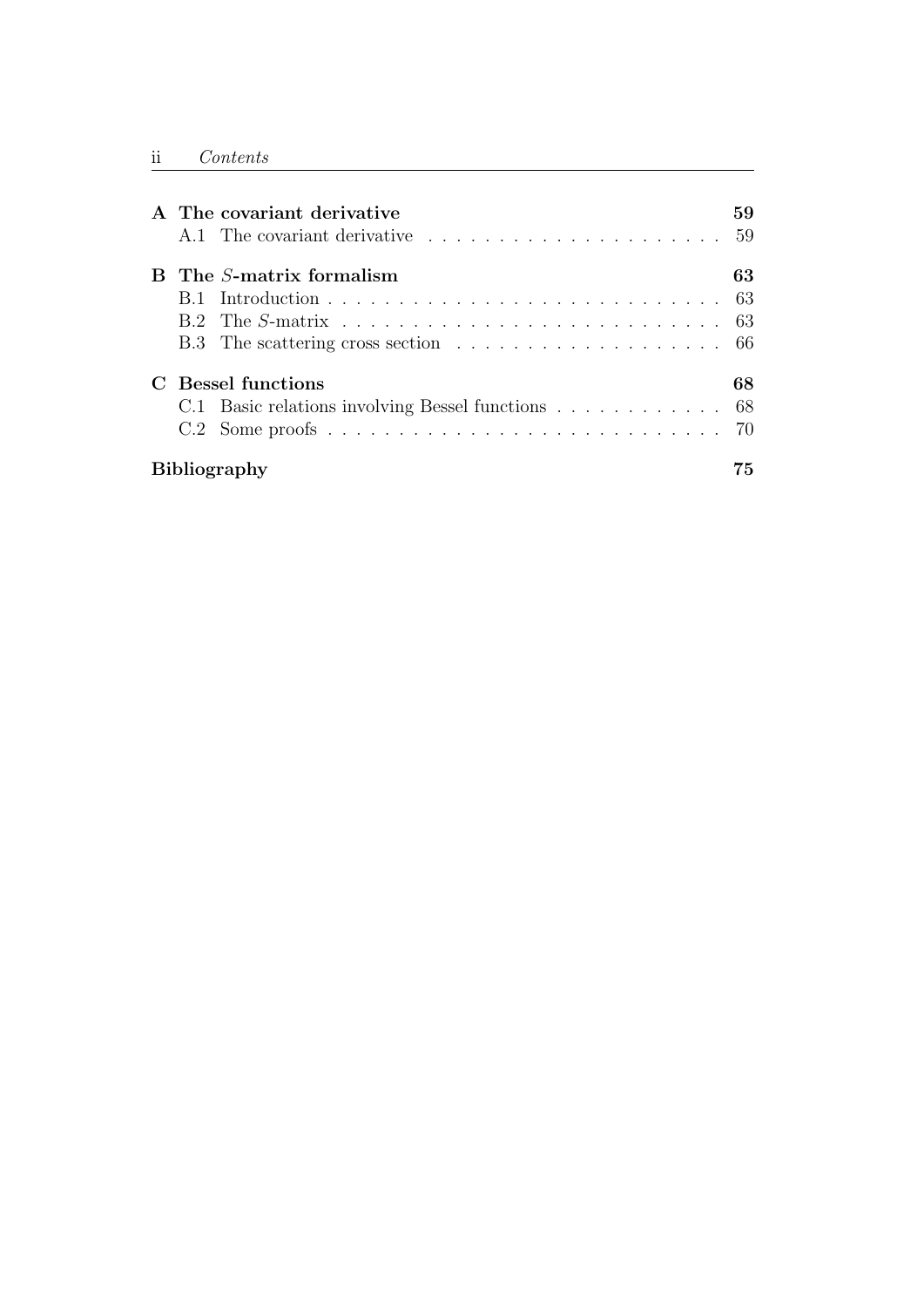| | | |
|---|---|---|
| **A** | **The covariant derivative** | **59** |
| | A.1 The covariant derivative | 59 |
| **B** | **The $S$-matrix formalism** | **63** |
| | B.1 Introduction | 63 |
| | B.2 The $S$-matrix | 63 |
| | B.3 The scattering cross section | 66 |
| **C** | **Bessel functions** | **68** |
| | C.1 Basic relations involving Bessel functions | 68 |
| | C.2 Some proofs | 70 |
| | **Bibliography** | **75** |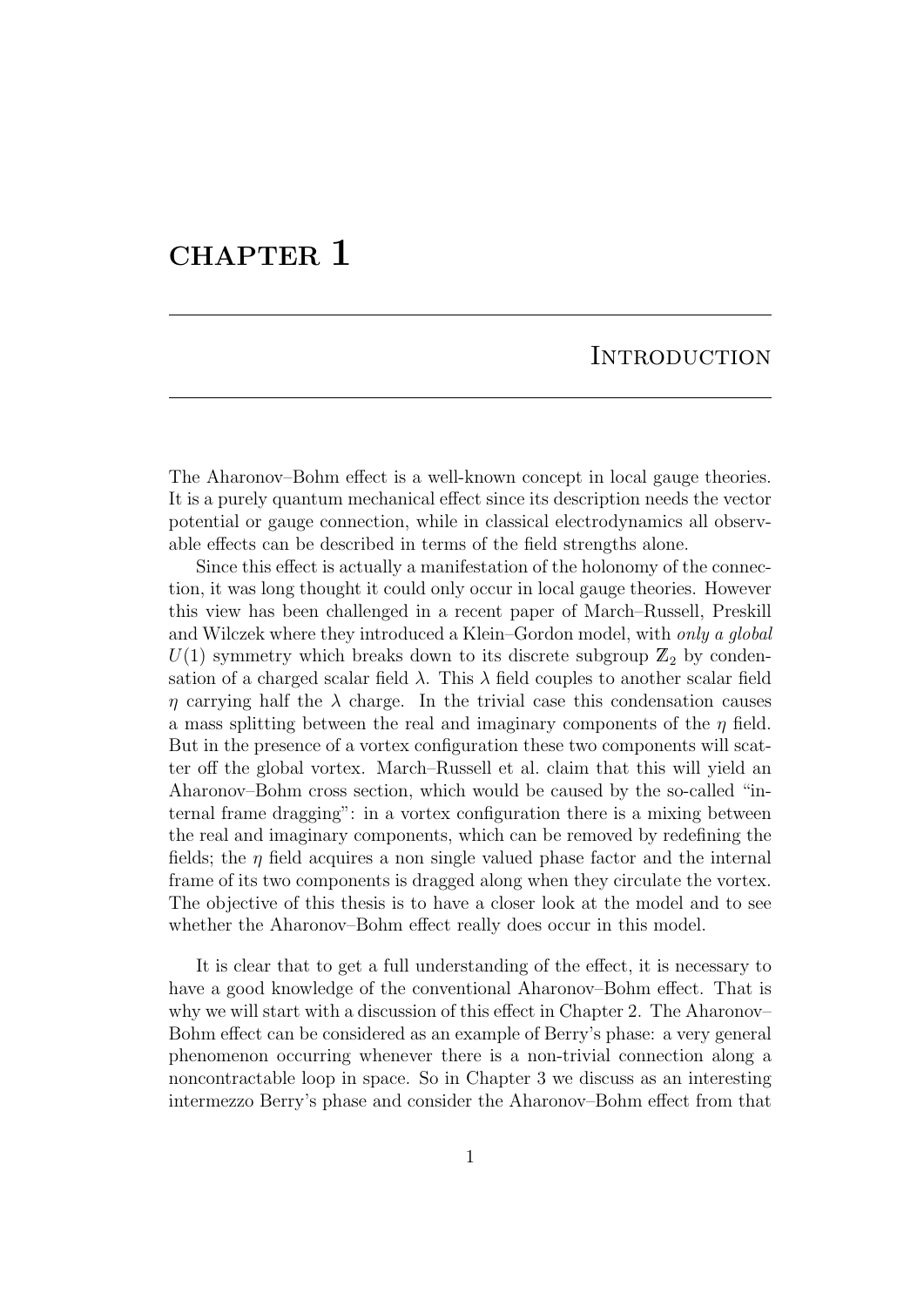# CHAPTER 1

## Introduction

The Aharonov–Bohm effect is a well-known concept in local gauge theories. It is a purely quantum mechanical effect since its description needs the vector potential or gauge connection, while in classical electrodynamics all observable effects can be described in terms of the field strengths alone.

Since this effect is actually a manifestation of the holonomy of the connection, it was long thought it could only occur in local gauge theories. However this view has been challenged in a recent paper of March–Russell, Preskill and Wilczek where they introduced a Klein–Gordon model, with *only a global* $U(1)$ symmetry which breaks down to its discrete subgroup $\mathbb{Z}_2$ by condensation of a charged scalar field $\lambda$. This $\lambda$ field couples to another scalar field $\eta$ carrying half the $\lambda$ charge. In the trivial case this condensation causes a mass splitting between the real and imaginary components of the $\eta$ field. But in the presence of a vortex configuration these two components will scatter off the global vortex. March–Russell et al. claim that this will yield an Aharonov–Bohm cross section, which would be caused by the so-called "internal frame dragging": in a vortex configuration there is a mixing between the real and imaginary components, which can be removed by redefining the fields; the $\eta$ field acquires a non single valued phase factor and the internal frame of its two components is dragged along when they circulate the vortex. The objective of this thesis is to have a closer look at the model and to see whether the Aharonov–Bohm effect really does occur in this model.

It is clear that to get a full understanding of the effect, it is necessary to have a good knowledge of the conventional Aharonov–Bohm effect. That is why we will start with a discussion of this effect in Chapter 2. The Aharonov–Bohm effect can be considered as an example of Berry's phase: a very general phenomenon occurring whenever there is a non-trivial connection along a noncontractable loop in space. So in Chapter 3 we discuss as an interesting intermezzo Berry's phase and consider the Aharonov–Bohm effect from that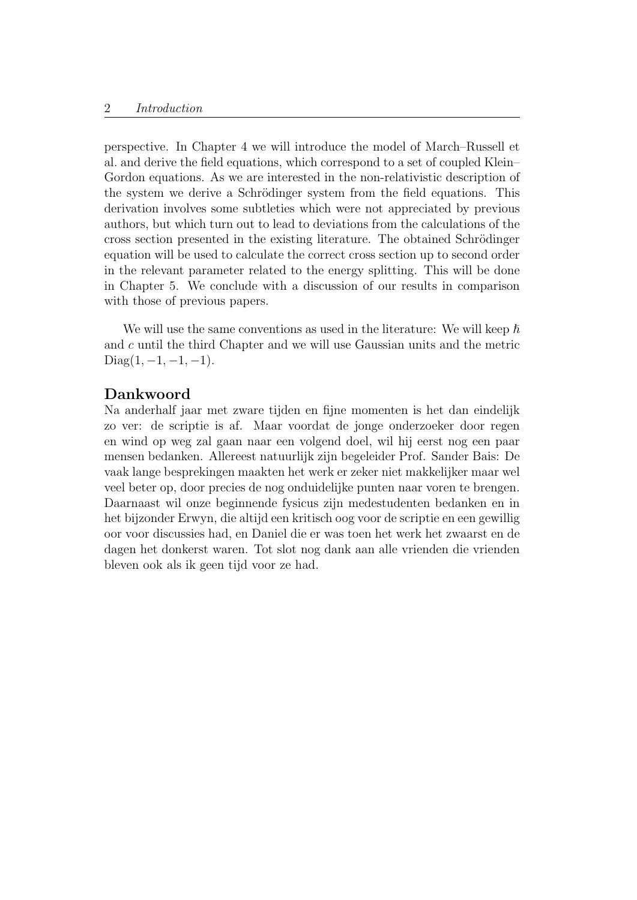perspective. In Chapter 4 we will introduce the model of March–Russell et al. and derive the field equations, which correspond to a set of coupled Klein–Gordon equations. As we are interested in the non-relativistic description of the system we derive a Schrödinger system from the field equations. This derivation involves some subtleties which were not appreciated by previous authors, but which turn out to lead to deviations from the calculations of the cross section presented in the existing literature. The obtained Schrödinger equation will be used to calculate the correct cross section up to second order in the relevant parameter related to the energy splitting. This will be done in Chapter 5. We conclude with a discussion of our results in comparison with those of previous papers.

We will use the same conventions as used in the literature: We will keep $\hbar$ and $c$ until the third Chapter and we will use Gaussian units and the metric $\mathrm{Diag}(1, -1, -1, -1)$.

## Dankwoord

Na anderhalf jaar met zware tijden en fijne momenten is het dan eindelijk zo ver: de scriptie is af. Maar voordat de jonge onderzoeker door regen en wind op weg zal gaan naar een volgend doel, wil hij eerst nog een paar mensen bedanken. Allereest natuurlijk zijn begeleider Prof. Sander Bais: De vaak lange besprekingen maakten het werk er zeker niet makkelijker maar wel veel beter op, door precies de nog onduidelijke punten naar voren te brengen. Daarnaast wil onze beginnende fysicus zijn medestudenten bedanken en in het bijzonder Erwyn, die altijd een kritisch oog voor de scriptie en een gewillig oor voor discussies had, en Daniel die er was toen het werk het zwaarst en de dagen het donkerst waren. Tot slot nog dank aan alle vrienden die vrienden bleven ook als ik geen tijd voor ze had.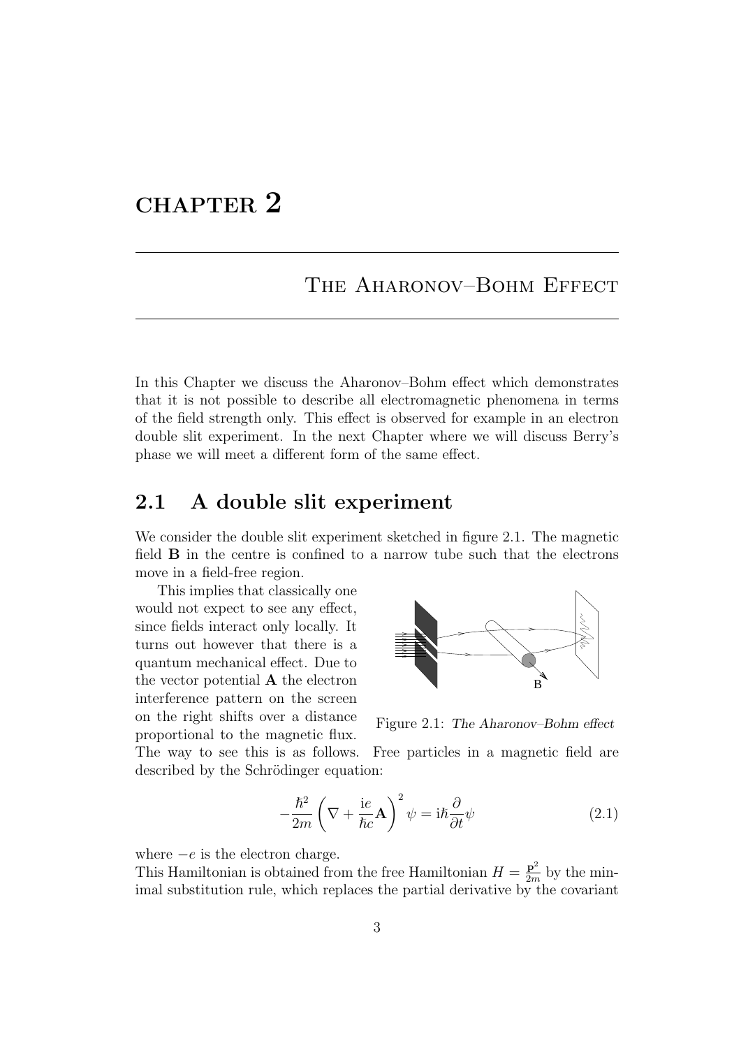# CHAPTER 2

## The Aharonov–Bohm Effect

In this Chapter we discuss the Aharonov–Bohm effect which demonstrates that it is not possible to describe all electromagnetic phenomena in terms of the field strength only. This effect is observed for example in an electron double slit experiment. In the next Chapter where we will discuss Berry's phase we will meet a different form of the same effect.

## 2.1 A double slit experiment

We consider the double slit experiment sketched in figure 2.1. The magnetic field $\mathbf{B}$ in the centre is confined to a narrow tube such that the electrons move in a field-free region.

This implies that classically one would not expect to see any effect, since fields interact only locally. It turns out however that there is a quantum mechanical effect. Due to the vector potential $\mathbf{A}$ the electron interference pattern on the screen on the right shifts over a distance proportional to the magnetic flux.

Figure 2.1: *The Aharonov–Bohm effect*

The way to see this is as follows. Free particles in a magnetic field are described by the Schrödinger equation:

$$-\frac{\hbar^2}{2m}\left(\nabla + \frac{\mathrm{i}e}{\hbar c}\mathbf{A}\right)^2 \psi = \mathrm{i}\hbar\frac{\partial}{\partial t}\psi \tag{2.1}$$

where $-e$ is the electron charge.
This Hamiltonian is obtained from the free Hamiltonian $H = \frac{\mathbf{p}^2}{2m}$ by the minimal substitution rule, which replaces the partial derivative by the covariant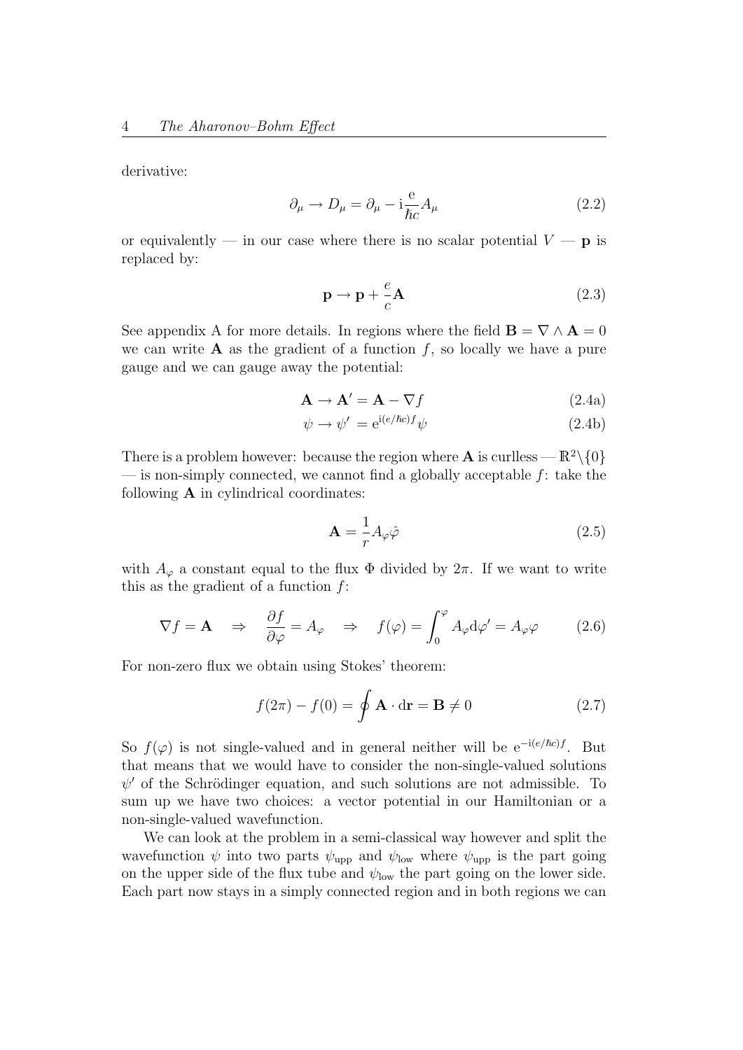derivative:

$$\partial_\mu \to D_\mu = \partial_\mu - \mathrm{i}\frac{\mathrm{e}}{\hbar c}A_\mu \tag{2.2}$$

or equivalently — in our case where there is no scalar potential $V$ — $\mathbf{p}$ is replaced by:

$$\mathbf{p} \to \mathbf{p} + \frac{e}{c}\mathbf{A} \tag{2.3}$$

See appendix A for more details. In regions where the field $\mathbf{B} = \nabla \wedge \mathbf{A} = 0$ we can write $\mathbf{A}$ as the gradient of a function $f$, so locally we have a pure gauge and we can gauge away the potential:

$$\mathbf{A} \to \mathbf{A}' = \mathbf{A} - \nabla f \tag{2.4a}$$

$$\psi \to \psi' = \mathrm{e}^{\mathrm{i}(e/\hbar c)f}\psi \tag{2.4b}$$

There is a problem however: because the region where $\mathbf{A}$ is curlless — $\mathbb{R}^2\backslash\{0\}$ — is non-simply connected, we cannot find a globally acceptable $f$: take the following $\mathbf{A}$ in cylindrical coordinates:

$$\mathbf{A} = \frac{1}{r}A_\varphi \hat{\varphi} \tag{2.5}$$

with $A_\varphi$ a constant equal to the flux $\Phi$ divided by $2\pi$. If we want to write this as the gradient of a function $f$:

$$\nabla f = \mathbf{A} \quad \Rightarrow \quad \frac{\partial f}{\partial \varphi} = A_\varphi \quad \Rightarrow \quad f(\varphi) = \int_0^\varphi A_\varphi \mathrm{d}\varphi' = A_\varphi \varphi \tag{2.6}$$

For non-zero flux we obtain using Stokes' theorem:

$$f(2\pi) - f(0) = \oint \mathbf{A} \cdot \mathrm{d}\mathbf{r} = \mathbf{B} \neq 0 \tag{2.7}$$

So $f(\varphi)$ is not single-valued and in general neither will be $\mathrm{e}^{-\mathrm{i}(e/\hbar c)f}$. But that means that we would have to consider the non-single-valued solutions $\psi'$ of the Schrödinger equation, and such solutions are not admissible. To sum up we have two choices: a vector potential in our Hamiltonian or a non-single-valued wavefunction.

We can look at the problem in a semi-classical way however and split the wavefunction $\psi$ into two parts $\psi_{\mathrm{upp}}$ and $\psi_{\mathrm{low}}$ where $\psi_{\mathrm{upp}}$ is the part going on the upper side of the flux tube and $\psi_{\mathrm{low}}$ the part going on the lower side. Each part now stays in a simply connected region and in both regions we can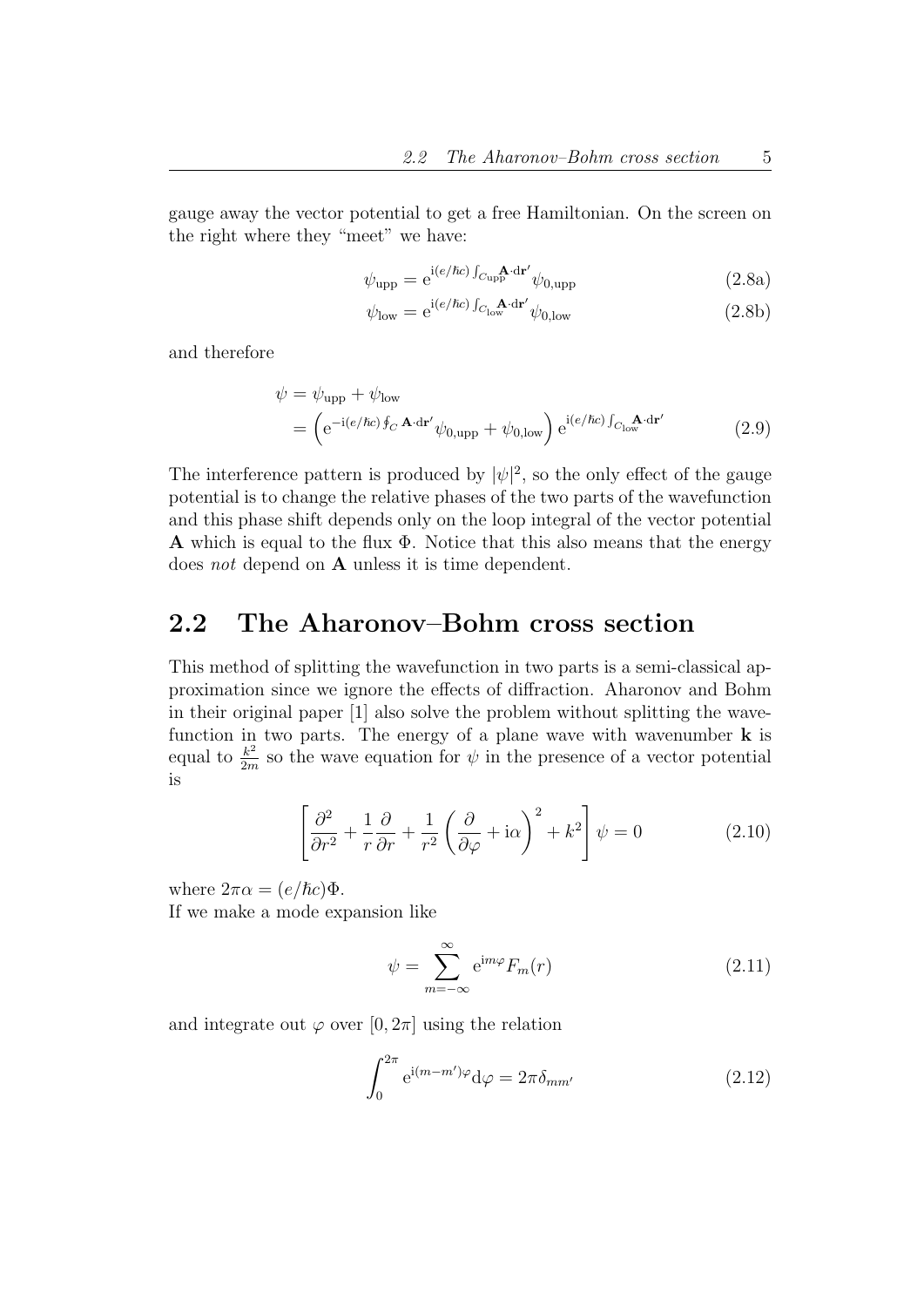gauge away the vector potential to get a free Hamiltonian. On the screen on the right where they "meet" we have:

$$\psi_{\text{upp}} = \mathrm{e}^{\mathrm{i}(e/\hbar c)\int_{C_{\text{upp}}}\mathbf{A}\cdot\mathrm{d}\mathbf{r}'}\psi_{0,\text{upp}} \tag{2.8a}$$

$$\psi_{\text{low}} = \mathrm{e}^{\mathrm{i}(e/\hbar c)\int_{C_{\text{low}}}\mathbf{A}\cdot\mathrm{d}\mathbf{r}'}\psi_{0,\text{low}} \tag{2.8b}$$

and therefore

$$\begin{aligned}\psi &= \psi_{\text{upp}} + \psi_{\text{low}} \\ &= \left(\mathrm{e}^{-\mathrm{i}(e/\hbar c)\oint_C \mathbf{A}\cdot\mathrm{d}\mathbf{r}'}\psi_{0,\text{upp}} + \psi_{0,\text{low}}\right)\mathrm{e}^{\mathrm{i}(e/\hbar c)\int_{C_{\text{low}}}\mathbf{A}\cdot\mathrm{d}\mathbf{r}'}\end{aligned} \tag{2.9}$$

The interference pattern is produced by $|\psi|^2$, so the only effect of the gauge potential is to change the relative phases of the two parts of the wavefunction and this phase shift depends only on the loop integral of the vector potential $\mathbf{A}$ which is equal to the flux $\Phi$. Notice that this also means that the energy does *not* depend on $\mathbf{A}$ unless it is time dependent.

## 2.2 The Aharonov–Bohm cross section

This method of splitting the wavefunction in two parts is a semi-classical approximation since we ignore the effects of diffraction. Aharonov and Bohm in their original paper [1] also solve the problem without splitting the wavefunction in two parts. The energy of a plane wave with wavenumber $\mathbf{k}$ is equal to $\frac{k^2}{2m}$ so the wave equation for $\psi$ in the presence of a vector potential is

$$\left[\frac{\partial^2}{\partial r^2} + \frac{1}{r}\frac{\partial}{\partial r} + \frac{1}{r^2}\left(\frac{\partial}{\partial\varphi} + \mathrm{i}\alpha\right)^2 + k^2\right]\psi = 0 \tag{2.10}$$

where $2\pi\alpha = (e/\hbar c)\Phi$.
If we make a mode expansion like

$$\psi = \sum_{m=-\infty}^{\infty} \mathrm{e}^{\mathrm{i}m\varphi}F_m(r) \tag{2.11}$$

and integrate out $\varphi$ over $[0, 2\pi]$ using the relation

$$\int_0^{2\pi} \mathrm{e}^{\mathrm{i}(m-m')\varphi}\mathrm{d}\varphi = 2\pi\delta_{mm'} \tag{2.12}$$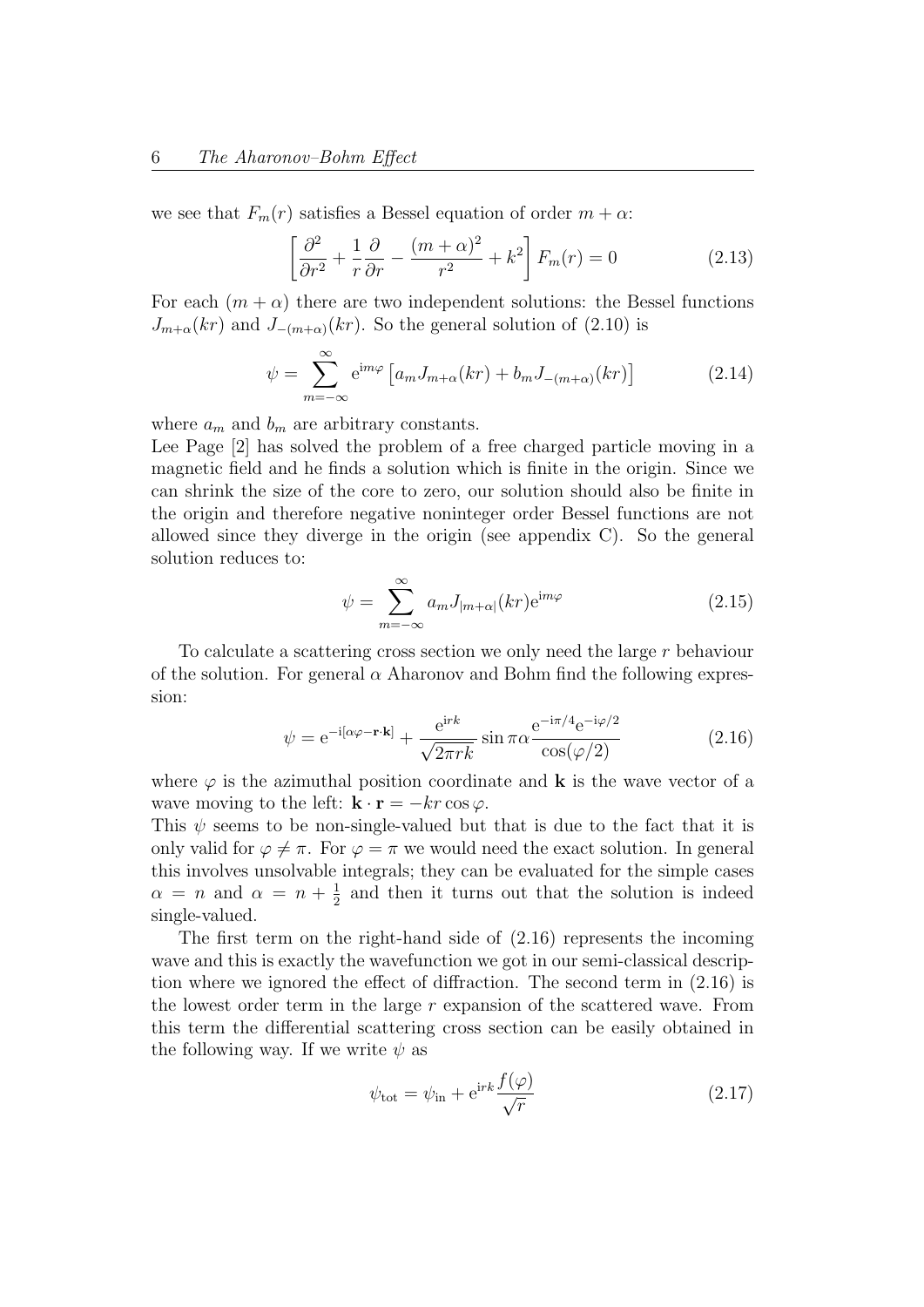we see that $F_m(r)$ satisfies a Bessel equation of order $m+\alpha$:

$$\left[\frac{\partial^2}{\partial r^2} + \frac{1}{r}\frac{\partial}{\partial r} - \frac{(m+\alpha)^2}{r^2} + k^2\right] F_m(r) = 0 \tag{2.13}$$

For each $(m+\alpha)$ there are two independent solutions: the Bessel functions $J_{m+\alpha}(kr)$ and $J_{-(m+\alpha)}(kr)$. So the general solution of (2.10) is

$$\psi = \sum_{m=-\infty}^{\infty} \mathrm{e}^{\mathrm{i}m\varphi}\left[a_m J_{m+\alpha}(kr) + b_m J_{-(m+\alpha)}(kr)\right] \tag{2.14}$$

where $a_m$ and $b_m$ are arbitrary constants.

Lee Page [2] has solved the problem of a free charged particle moving in a magnetic field and he finds a solution which is finite in the origin. Since we can shrink the size of the core to zero, our solution should also be finite in the origin and therefore negative noninteger order Bessel functions are not allowed since they diverge in the origin (see appendix C). So the general solution reduces to:

$$\psi = \sum_{m=-\infty}^{\infty} a_m J_{|m+\alpha|}(kr)\mathrm{e}^{\mathrm{i}m\varphi} \tag{2.15}$$

To calculate a scattering cross section we only need the large $r$ behaviour of the solution. For general $\alpha$ Aharonov and Bohm find the following expression:

$$\psi = \mathrm{e}^{-\mathrm{i}[\alpha\varphi - \mathbf{r}\cdot\mathbf{k}]} + \frac{\mathrm{e}^{\mathrm{i}rk}}{\sqrt{2\pi rk}}\sin\pi\alpha\frac{\mathrm{e}^{-\mathrm{i}\pi/4}\mathrm{e}^{-\mathrm{i}\varphi/2}}{\cos(\varphi/2)} \tag{2.16}$$

where $\varphi$ is the azimuthal position coordinate and $\mathbf{k}$ is the wave vector of a wave moving to the left: $\mathbf{k}\cdot\mathbf{r} = -kr\cos\varphi$.

This $\psi$ seems to be non-single-valued but that is due to the fact that it is only valid for $\varphi \neq \pi$. For $\varphi = \pi$ we would need the exact solution. In general this involves unsolvable integrals; they can be evaluated for the simple cases $\alpha = n$ and $\alpha = n + \frac{1}{2}$ and then it turns out that the solution is indeed single-valued.

The first term on the right-hand side of (2.16) represents the incoming wave and this is exactly the wavefunction we got in our semi-classical description where we ignored the effect of diffraction. The second term in (2.16) is the lowest order term in the large $r$ expansion of the scattered wave. From this term the differential scattering cross section can be easily obtained in the following way. If we write $\psi$ as

$$\psi_{\text{tot}} = \psi_{\text{in}} + \mathrm{e}^{\mathrm{i}rk}\frac{f(\varphi)}{\sqrt{r}} \tag{2.17}$$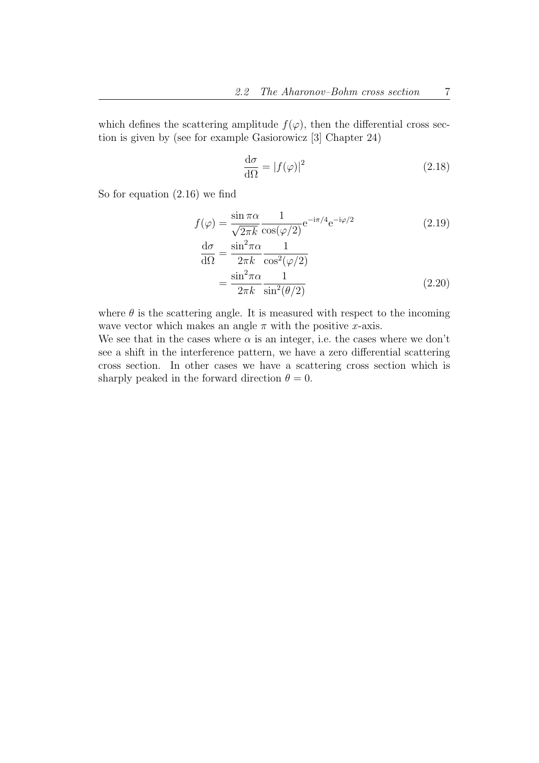which defines the scattering amplitude $f(\varphi)$, then the differential cross section is given by (see for example Gasiorowicz [3] Chapter 24)

$$\frac{\mathrm{d}\sigma}{\mathrm{d}\Omega} = |f(\varphi)|^2 \tag{2.18}$$

So for equation (2.16) we find

$$f(\varphi) = \frac{\sin \pi\alpha}{\sqrt{2\pi k}} \frac{1}{\cos(\varphi/2)} \mathrm{e}^{-\mathrm{i}\pi/4} \mathrm{e}^{-\mathrm{i}\varphi/2} \tag{2.19}$$

$$\begin{aligned} \frac{\mathrm{d}\sigma}{\mathrm{d}\Omega} &= \frac{\sin^2 \pi\alpha}{2\pi k} \frac{1}{\cos^2(\varphi/2)} \\ &= \frac{\sin^2 \pi\alpha}{2\pi k} \frac{1}{\sin^2(\theta/2)} \end{aligned} \tag{2.20}$$

where $\theta$ is the scattering angle. It is measured with respect to the incoming wave vector which makes an angle $\pi$ with the positive $x$-axis.

We see that in the cases where $\alpha$ is an integer, i.e. the cases where we don't see a shift in the interference pattern, we have a zero differential scattering cross section. In other cases we have a scattering cross section which is sharply peaked in the forward direction $\theta = 0$.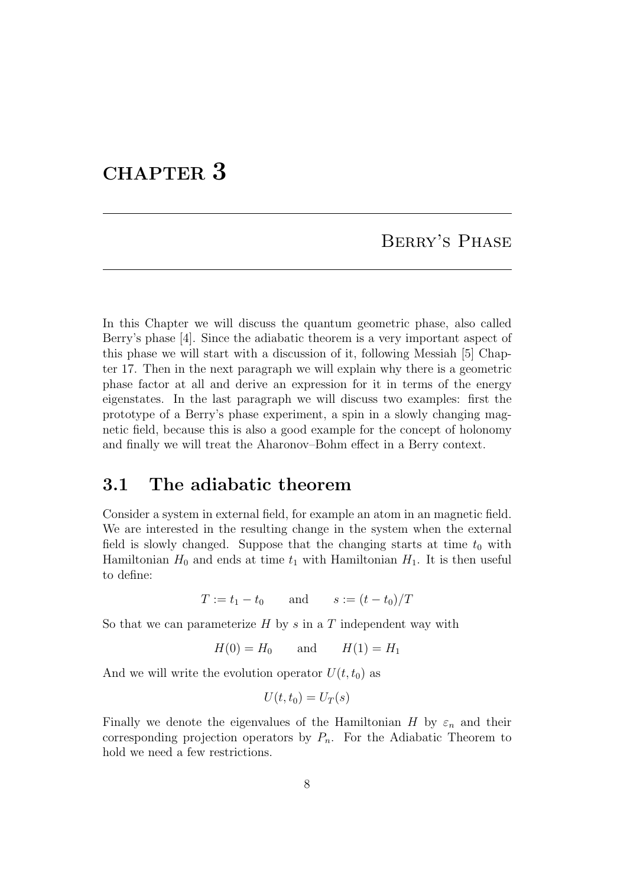# CHAPTER 3

## Berry's Phase

In this Chapter we will discuss the quantum geometric phase, also called Berry's phase [4]. Since the adiabatic theorem is a very important aspect of this phase we will start with a discussion of it, following Messiah [5] Chapter 17. Then in the next paragraph we will explain why there is a geometric phase factor at all and derive an expression for it in terms of the energy eigenstates. In the last paragraph we will discuss two examples: first the prototype of a Berry's phase experiment, a spin in a slowly changing magnetic field, because this is also a good example for the concept of holonomy and finally we will treat the Aharonov–Bohm effect in a Berry context.

### 3.1 The adiabatic theorem

Consider a system in external field, for example an atom in an magnetic field. We are interested in the resulting change in the system when the external field is slowly changed. Suppose that the changing starts at time $t_0$ with Hamiltonian $H_0$ and ends at time $t_1$ with Hamiltonian $H_1$. It is then useful to define:

$$T := t_1 - t_0 \qquad \text{and} \qquad s := (t - t_0)/T$$

So that we can parameterize $H$ by $s$ in a $T$ independent way with

$$H(0) = H_0 \qquad \text{and} \qquad H(1) = H_1$$

And we will write the evolution operator $U(t, t_0)$ as

$$U(t, t_0) = U_T(s)$$

Finally we denote the eigenvalues of the Hamiltonian $H$ by $\varepsilon_n$ and their corresponding projection operators by $P_n$. For the Adiabatic Theorem to hold we need a few restrictions.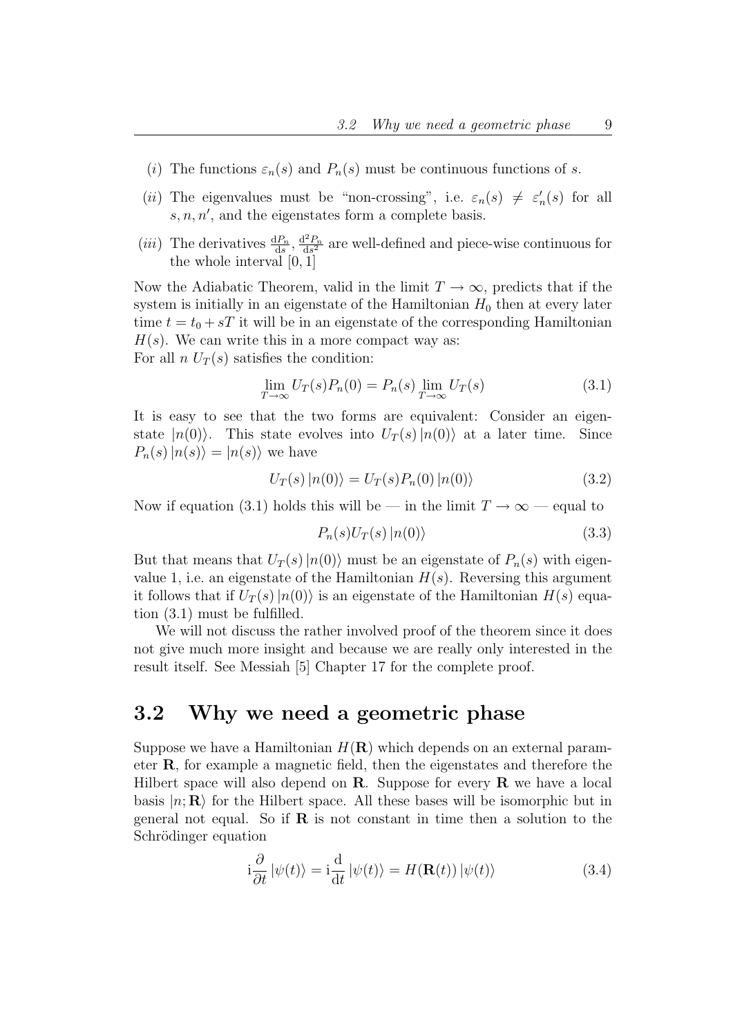($i$) The functions $\varepsilon_n(s)$ and $P_n(s)$ must be continuous functions of $s$.

($ii$) The eigenvalues must be "non-crossing", i.e. $\varepsilon_n(s) \neq \varepsilon'_n(s)$ for all $s, n, n'$, and the eigenstates form a complete basis.

($iii$) The derivatives $\frac{\mathrm{d}P_n}{\mathrm{d}s}$, $\frac{\mathrm{d}^2 P_n}{\mathrm{d}s^2}$ are well-defined and piece-wise continuous for the whole interval $[0, 1]$

Now the Adiabatic Theorem, valid in the limit $T \to \infty$, predicts that if the system is initially in an eigenstate of the Hamiltonian $H_0$ then at every later time $t = t_0 + sT$ it will be in an eigenstate of the corresponding Hamiltonian $H(s)$. We can write this in a more compact way as:
For all $n$ $U_T(s)$ satisfies the condition:

$$\lim_{T\to\infty} U_T(s) P_n(0) = P_n(s) \lim_{T\to\infty} U_T(s) \tag{3.1}$$

It is easy to see that the two forms are equivalent: Consider an eigenstate $|n(0)\rangle$. This state evolves into $U_T(s)\,|n(0)\rangle$ at a later time. Since $P_n(s)\,|n(s)\rangle = |n(s)\rangle$ we have

$$U_T(s)\,|n(0)\rangle = U_T(s) P_n(0)\,|n(0)\rangle \tag{3.2}$$

Now if equation (3.1) holds this will be — in the limit $T \to \infty$ — equal to

$$P_n(s) U_T(s)\,|n(0)\rangle \tag{3.3}$$

But that means that $U_T(s)\,|n(0)\rangle$ must be an eigenstate of $P_n(s)$ with eigenvalue 1, i.e. an eigenstate of the Hamiltonian $H(s)$. Reversing this argument it follows that if $U_T(s)\,|n(0)\rangle$ is an eigenstate of the Hamiltonian $H(s)$ equation (3.1) must be fulfilled.

We will not discuss the rather involved proof of the theorem since it does not give much more insight and because we are really only interested in the result itself. See Messiah [5] Chapter 17 for the complete proof.

## 3.2 Why we need a geometric phase

Suppose we have a Hamiltonian $H(\mathbf{R})$ which depends on an external parameter $\mathbf{R}$, for example a magnetic field, then the eigenstates and therefore the Hilbert space will also depend on $\mathbf{R}$. Suppose for every $\mathbf{R}$ we have a local basis $|n; \mathbf{R}\rangle$ for the Hilbert space. All these bases will be isomorphic but in general not equal. So if $\mathbf{R}$ is not constant in time then a solution to the Schrödinger equation

$$\mathrm{i}\frac{\partial}{\partial t}\,|\psi(t)\rangle = \mathrm{i}\frac{\mathrm{d}}{\mathrm{d}t}\,|\psi(t)\rangle = H(\mathbf{R}(t))\,|\psi(t)\rangle \tag{3.4}$$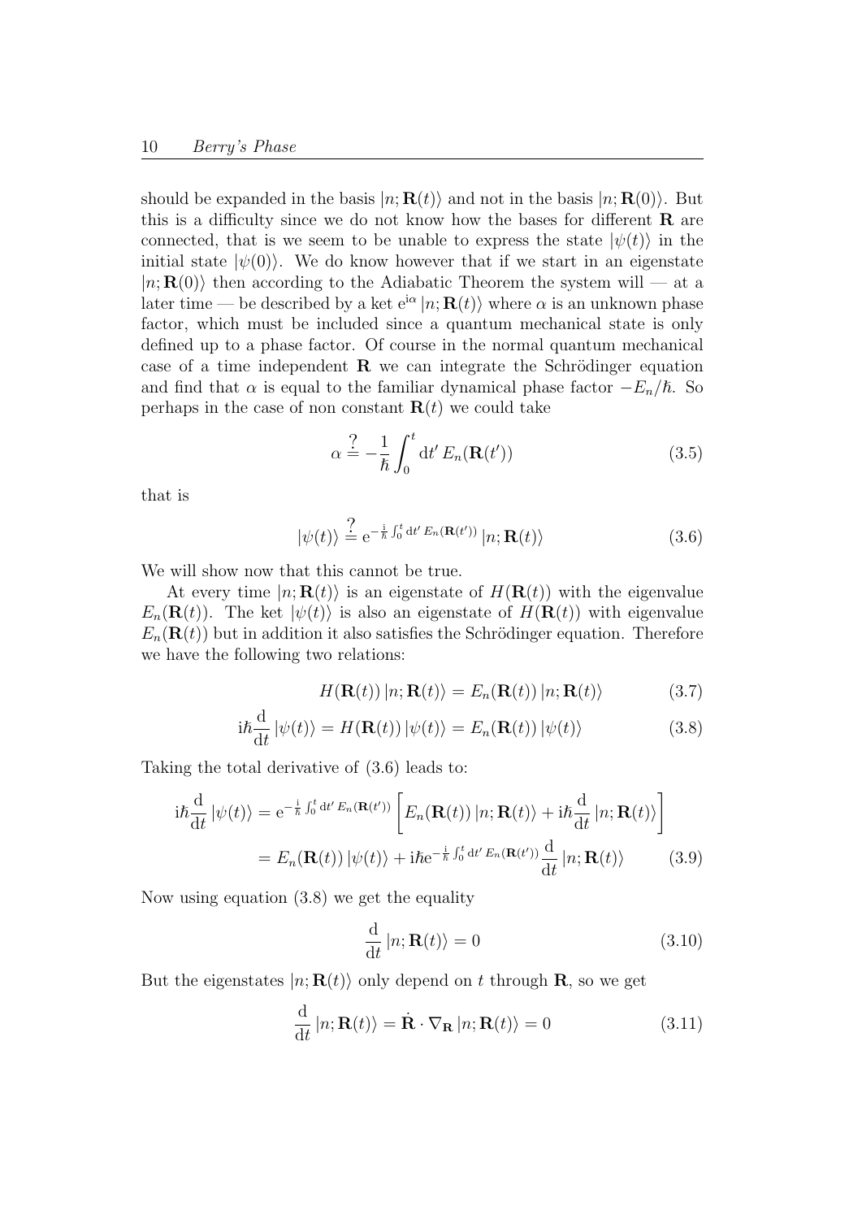should be expanded in the basis $|n; \mathbf{R}(t)\rangle$ and not in the basis $|n; \mathbf{R}(0)\rangle$. But this is a difficulty since we do not know how the bases for different $\mathbf{R}$ are connected, that is we seem to be unable to express the state $|\psi(t)\rangle$ in the initial state $|\psi(0)\rangle$. We do know however that if we start in an eigenstate $|n; \mathbf{R}(0)\rangle$ then according to the Adiabatic Theorem the system will — at a later time — be described by a ket $\mathrm{e}^{\mathrm{i}\alpha} |n; \mathbf{R}(t)\rangle$ where $\alpha$ is an unknown phase factor, which must be included since a quantum mechanical state is only defined up to a phase factor. Of course in the normal quantum mechanical case of a time independent $\mathbf{R}$ we can integrate the Schrödinger equation and find that $\alpha$ is equal to the familiar dynamical phase factor $-E_n/\hbar$. So perhaps in the case of non constant $\mathbf{R}(t)$ we could take

$$\alpha \stackrel{?}{=} -\frac{1}{\hbar}\int_0^t \mathrm{d}t'\, E_n(\mathbf{R}(t')) \tag{3.5}$$

that is

$$|\psi(t)\rangle \stackrel{?}{=} \mathrm{e}^{-\frac{\mathrm{i}}{\hbar}\int_0^t \mathrm{d}t'\, E_n(\mathbf{R}(t'))}\, |n; \mathbf{R}(t)\rangle \tag{3.6}$$

We will show now that this cannot be true.

At every time $|n; \mathbf{R}(t)\rangle$ is an eigenstate of $H(\mathbf{R}(t))$ with the eigenvalue $E_n(\mathbf{R}(t))$. The ket $|\psi(t)\rangle$ is also an eigenstate of $H(\mathbf{R}(t))$ with eigenvalue $E_n(\mathbf{R}(t))$ but in addition it also satisfies the Schrödinger equation. Therefore we have the following two relations:

$$H(\mathbf{R}(t))\, |n; \mathbf{R}(t)\rangle = E_n(\mathbf{R}(t))\, |n; \mathbf{R}(t)\rangle \tag{3.7}$$

$$\mathrm{i}\hbar\frac{\mathrm{d}}{\mathrm{d}t}\, |\psi(t)\rangle = H(\mathbf{R}(t))\, |\psi(t)\rangle = E_n(\mathbf{R}(t))\, |\psi(t)\rangle \tag{3.8}$$

Taking the total derivative of (3.6) leads to:

$$\begin{aligned}
\mathrm{i}\hbar\frac{\mathrm{d}}{\mathrm{d}t}\, |\psi(t)\rangle &= \mathrm{e}^{-\frac{\mathrm{i}}{\hbar}\int_0^t \mathrm{d}t'\, E_n(\mathbf{R}(t'))} \left[ E_n(\mathbf{R}(t))\, |n; \mathbf{R}(t)\rangle + \mathrm{i}\hbar\frac{\mathrm{d}}{\mathrm{d}t}\, |n; \mathbf{R}(t)\rangle \right] \\
&= E_n(\mathbf{R}(t))\, |\psi(t)\rangle + \mathrm{i}\hbar \mathrm{e}^{-\frac{\mathrm{i}}{\hbar}\int_0^t \mathrm{d}t'\, E_n(\mathbf{R}(t'))} \frac{\mathrm{d}}{\mathrm{d}t}\, |n; \mathbf{R}(t)\rangle
\end{aligned} \tag{3.9}$$

Now using equation (3.8) we get the equality

$$\frac{\mathrm{d}}{\mathrm{d}t}\, |n; \mathbf{R}(t)\rangle = 0 \tag{3.10}$$

But the eigenstates $|n; \mathbf{R}(t)\rangle$ only depend on $t$ through $\mathbf{R}$, so we get

$$\frac{\mathrm{d}}{\mathrm{d}t}\, |n; \mathbf{R}(t)\rangle = \dot{\mathbf{R}} \cdot \nabla_{\mathbf{R}}\, |n; \mathbf{R}(t)\rangle = 0 \tag{3.11}$$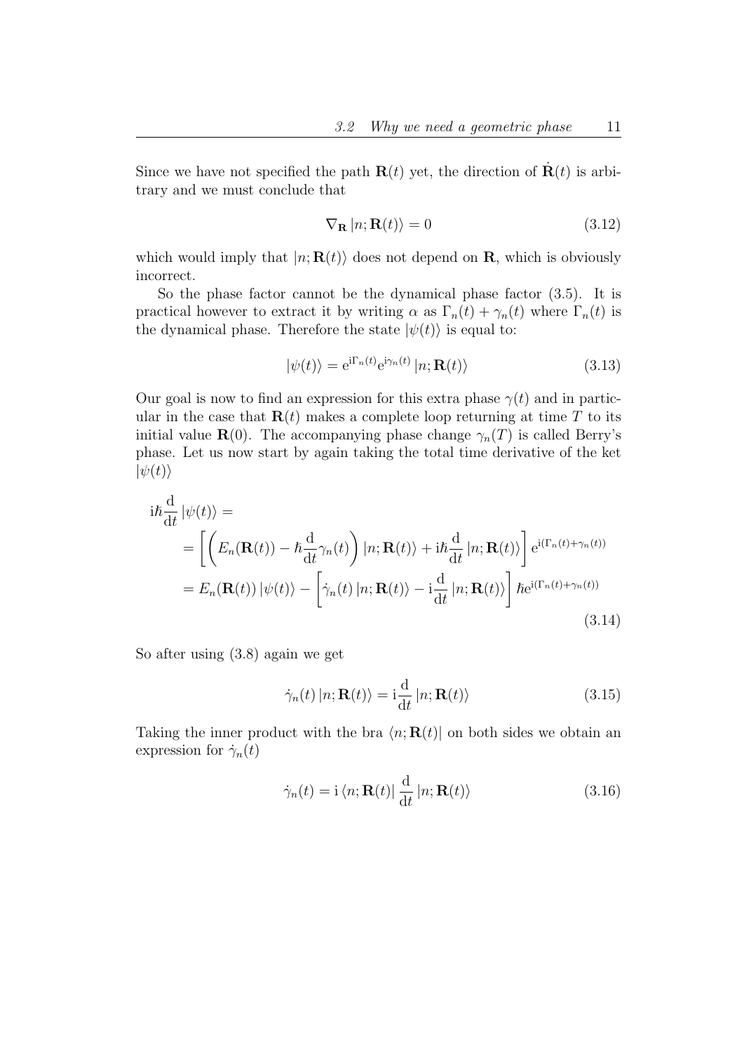Since we have not specified the path $\mathbf{R}(t)$ yet, the direction of $\dot{\mathbf{R}}(t)$ is arbitrary and we must conclude that

$$\nabla_{\mathbf{R}} \left| n; \mathbf{R}(t) \right\rangle = 0 \tag{3.12}$$

which would imply that $\left| n; \mathbf{R}(t) \right\rangle$ does not depend on $\mathbf{R}$, which is obviously incorrect.

So the phase factor cannot be the dynamical phase factor (3.5). It is practical however to extract it by writing $\alpha$ as $\Gamma_n(t) + \gamma_n(t)$ where $\Gamma_n(t)$ is the dynamical phase. Therefore the state $\left| \psi(t) \right\rangle$ is equal to:

$$\left| \psi(t) \right\rangle = \mathrm{e}^{\mathrm{i}\Gamma_n(t)} \mathrm{e}^{\mathrm{i}\gamma_n(t)} \left| n; \mathbf{R}(t) \right\rangle \tag{3.13}$$

Our goal is now to find an expression for this extra phase $\gamma(t)$ and in particular in the case that $\mathbf{R}(t)$ makes a complete loop returning at time $T$ to its initial value $\mathbf{R}(0)$. The accompanying phase change $\gamma_n(T)$ is called Berry's phase. Let us now start by again taking the total time derivative of the ket $\left| \psi(t) \right\rangle$

$$\begin{aligned}
\mathrm{i}\hbar \frac{\mathrm{d}}{\mathrm{d}t} \left| \psi(t) \right\rangle &= \\
&= \left[ \left( E_n(\mathbf{R}(t)) - \hbar \frac{\mathrm{d}}{\mathrm{d}t} \gamma_n(t) \right) \left| n; \mathbf{R}(t) \right\rangle + \mathrm{i}\hbar \frac{\mathrm{d}}{\mathrm{d}t} \left| n; \mathbf{R}(t) \right\rangle \right] \mathrm{e}^{\mathrm{i}(\Gamma_n(t) + \gamma_n(t))} \\
&= E_n(\mathbf{R}(t)) \left| \psi(t) \right\rangle - \left[ \dot{\gamma}_n(t) \left| n; \mathbf{R}(t) \right\rangle - \mathrm{i} \frac{\mathrm{d}}{\mathrm{d}t} \left| n; \mathbf{R}(t) \right\rangle \right] \hbar \mathrm{e}^{\mathrm{i}(\Gamma_n(t) + \gamma_n(t))}
\end{aligned} \tag{3.14}$$

So after using (3.8) again we get

$$\dot{\gamma}_n(t) \left| n; \mathbf{R}(t) \right\rangle = \mathrm{i} \frac{\mathrm{d}}{\mathrm{d}t} \left| n; \mathbf{R}(t) \right\rangle \tag{3.15}$$

Taking the inner product with the bra $\left\langle n; \mathbf{R}(t) \right|$ on both sides we obtain an expression for $\dot{\gamma}_n(t)$

$$\dot{\gamma}_n(t) = \mathrm{i} \left\langle n; \mathbf{R}(t) \right| \frac{\mathrm{d}}{\mathrm{d}t} \left| n; \mathbf{R}(t) \right\rangle \tag{3.16}$$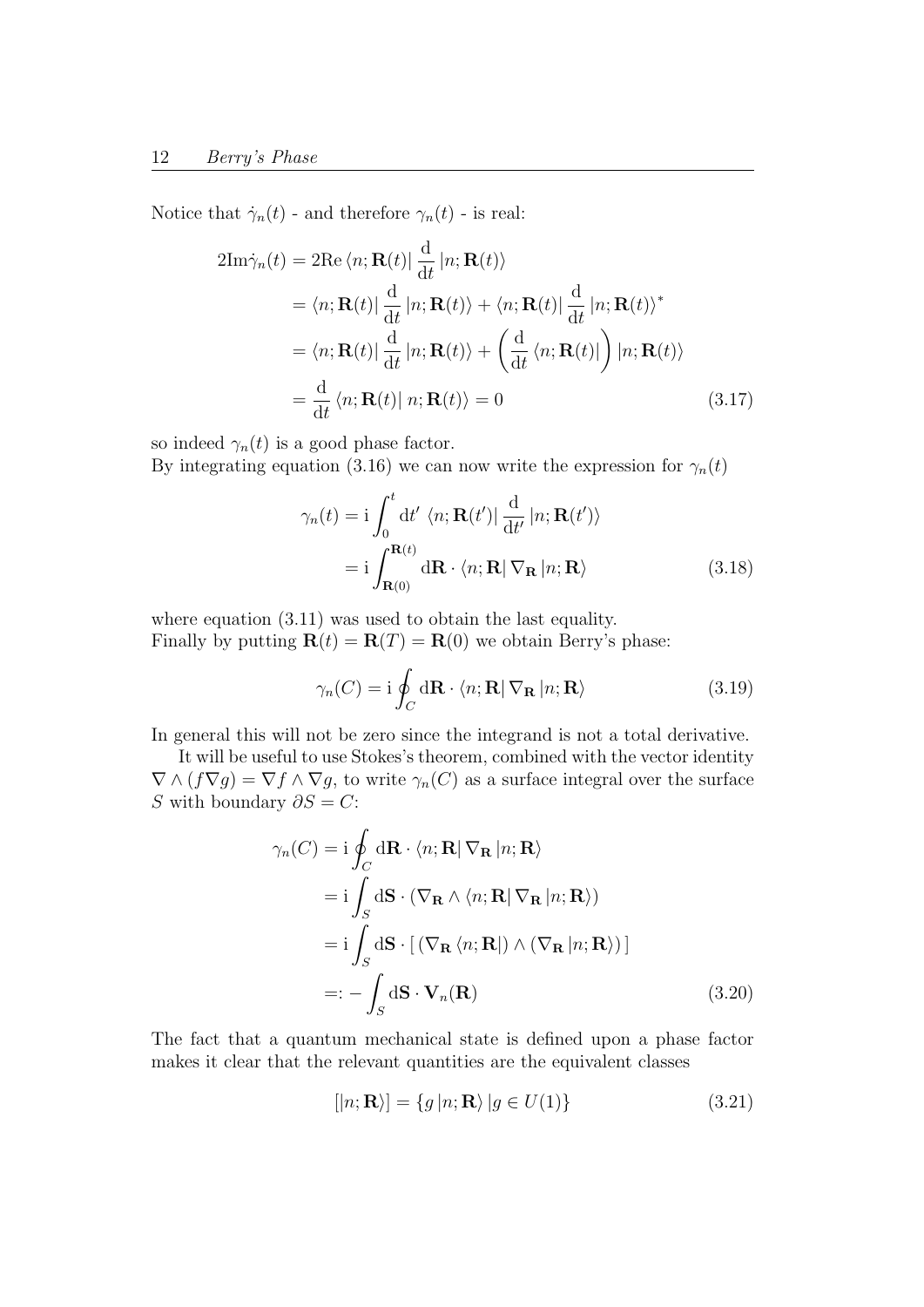Notice that $\dot{\gamma}_n(t)$ - and therefore $\gamma_n(t)$ - is real:

$$
\begin{aligned}
2\mathrm{Im}\dot{\gamma}_n(t) &= 2\mathrm{Re}\,\langle n; \mathbf{R}(t)|\,\frac{\mathrm{d}}{\mathrm{d}t}\,|n; \mathbf{R}(t)\rangle \\
&= \langle n; \mathbf{R}(t)|\,\frac{\mathrm{d}}{\mathrm{d}t}\,|n; \mathbf{R}(t)\rangle + \langle n; \mathbf{R}(t)|\,\frac{\mathrm{d}}{\mathrm{d}t}\,|n; \mathbf{R}(t)\rangle^* \\
&= \langle n; \mathbf{R}(t)|\,\frac{\mathrm{d}}{\mathrm{d}t}\,|n; \mathbf{R}(t)\rangle + \left(\frac{\mathrm{d}}{\mathrm{d}t}\,\langle n; \mathbf{R}(t)|\right)|n; \mathbf{R}(t)\rangle \\
&= \frac{\mathrm{d}}{\mathrm{d}t}\,\langle n; \mathbf{R}(t)|\, n; \mathbf{R}(t)\rangle = 0
\end{aligned}
\tag{3.17}
$$

so indeed $\gamma_n(t)$ is a good phase factor.
By integrating equation (3.16) we can now write the expression for $\gamma_n(t)$

$$
\begin{aligned}
\gamma_n(t) &= \mathrm{i}\int_0^t \mathrm{d}t'\;\langle n; \mathbf{R}(t')|\,\frac{\mathrm{d}}{\mathrm{d}t'}\,|n; \mathbf{R}(t')\rangle \\
&= \mathrm{i}\int_{\mathbf{R}(0)}^{\mathbf{R}(t)} \mathrm{d}\mathbf{R}\cdot\langle n; \mathbf{R}|\,\nabla_{\mathbf{R}}\,|n; \mathbf{R}\rangle
\end{aligned}
\tag{3.18}
$$

where equation (3.11) was used to obtain the last equality.
Finally by putting $\mathbf{R}(t) = \mathbf{R}(T) = \mathbf{R}(0)$ we obtain Berry's phase:

$$
\gamma_n(C) = \mathrm{i}\oint_C \mathrm{d}\mathbf{R}\cdot\langle n; \mathbf{R}|\,\nabla_{\mathbf{R}}\,|n; \mathbf{R}\rangle \tag{3.19}
$$

In general this will not be zero since the integrand is not a total derivative.

It will be useful to use Stokes's theorem, combined with the vector identity $\nabla \wedge (f\nabla g) = \nabla f \wedge \nabla g$, to write $\gamma_n(C)$ as a surface integral over the surface $S$ with boundary $\partial S = C$:

$$
\begin{aligned}
\gamma_n(C) &= \mathrm{i}\oint_C \mathrm{d}\mathbf{R}\cdot\langle n; \mathbf{R}|\,\nabla_{\mathbf{R}}\,|n; \mathbf{R}\rangle \\
&= \mathrm{i}\int_S \mathrm{d}\mathbf{S}\cdot\left(\nabla_{\mathbf{R}} \wedge \langle n; \mathbf{R}|\,\nabla_{\mathbf{R}}\,|n; \mathbf{R}\rangle\right) \\
&= \mathrm{i}\int_S \mathrm{d}\mathbf{S}\cdot\left[\,(\nabla_{\mathbf{R}}\,\langle n; \mathbf{R}|) \wedge (\nabla_{\mathbf{R}}\,|n; \mathbf{R}\rangle)\,\right] \\
&=: -\int_S \mathrm{d}\mathbf{S}\cdot\mathbf{V}_n(\mathbf{R})
\end{aligned}
\tag{3.20}
$$

The fact that a quantum mechanical state is defined upon a phase factor makes it clear that the relevant quantities are the equivalent classes

$$
[|n; \mathbf{R}\rangle] = \{g\,|n; \mathbf{R}\rangle\,|g \in U(1)\} \tag{3.21}
$$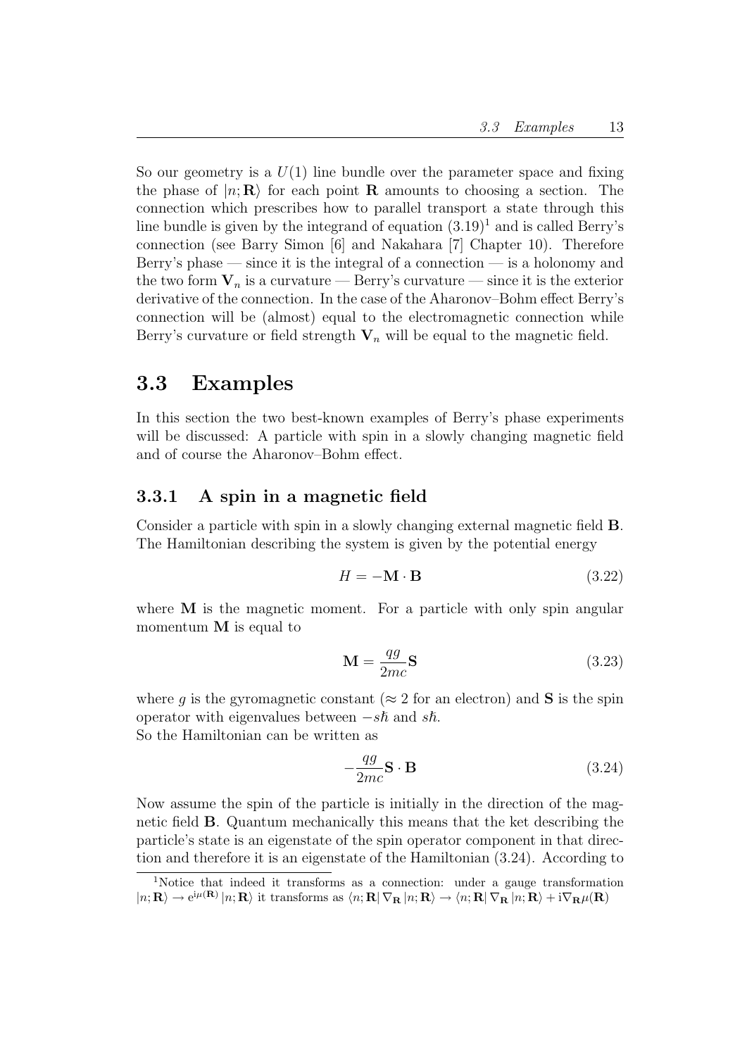So our geometry is a $U(1)$ line bundle over the parameter space and fixing the phase of $|n; \mathbf{R}\rangle$ for each point $\mathbf{R}$ amounts to choosing a section. The connection which prescribes how to parallel transport a state through this line bundle is given by the integrand of equation (3.19)[1] and is called Berry's connection (see Barry Simon [6] and Nakahara [7] Chapter 10). Therefore Berry's phase — since it is the integral of a connection — is a holonomy and the two form $\mathbf{V}_n$ is a curvature — Berry's curvature — since it is the exterior derivative of the connection. In the case of the Aharonov–Bohm effect Berry's connection will be (almost) equal to the electromagnetic connection while Berry's curvature or field strength $\mathbf{V}_n$ will be equal to the magnetic field.

## 3.3 Examples

In this section the two best-known examples of Berry's phase experiments will be discussed: A particle with spin in a slowly changing magnetic field and of course the Aharonov–Bohm effect.

### 3.3.1 A spin in a magnetic field

Consider a particle with spin in a slowly changing external magnetic field $\mathbf{B}$. The Hamiltonian describing the system is given by the potential energy

$$H = -\mathbf{M} \cdot \mathbf{B} \tag{3.22}$$

where $\mathbf{M}$ is the magnetic moment. For a particle with only spin angular momentum $\mathbf{M}$ is equal to

$$\mathbf{M} = \frac{qg}{2mc}\mathbf{S} \tag{3.23}$$

where $g$ is the gyromagnetic constant ($\approx 2$ for an electron) and $\mathbf{S}$ is the spin operator with eigenvalues between $-s\hbar$ and $s\hbar$.
So the Hamiltonian can be written as

$$-\frac{qg}{2mc}\mathbf{S} \cdot \mathbf{B} \tag{3.24}$$

Now assume the spin of the particle is initially in the direction of the magnetic field $\mathbf{B}$. Quantum mechanically this means that the ket describing the particle's state is an eigenstate of the spin operator component in that direction and therefore it is an eigenstate of the Hamiltonian (3.24). According to

[1] Notice that indeed it transforms as a connection: under a gauge transformation $|n; \mathbf{R}\rangle \to \mathrm{e}^{\mathrm{i}\mu(\mathbf{R})}\,|n; \mathbf{R}\rangle$ it transforms as $\langle n; \mathbf{R}|\, \nabla_{\mathbf{R}}\, |n; \mathbf{R}\rangle \to \langle n; \mathbf{R}|\, \nabla_{\mathbf{R}}\, |n; \mathbf{R}\rangle + \mathrm{i}\nabla_{\mathbf{R}}\mu(\mathbf{R})$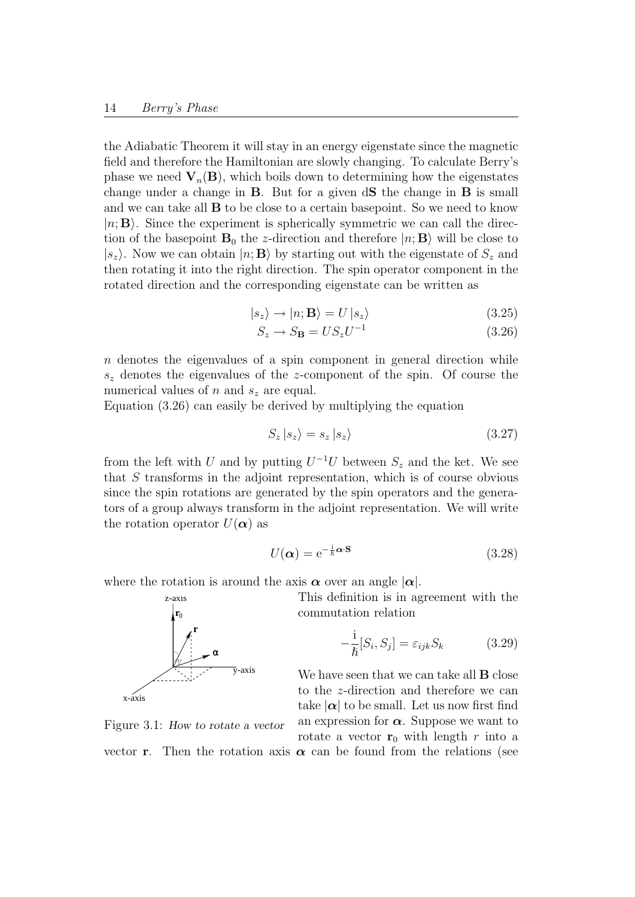the Adiabatic Theorem it will stay in an energy eigenstate since the magnetic field and therefore the Hamiltonian are slowly changing. To calculate Berry's phase we need $\mathbf{V}_n(\mathbf{B})$, which boils down to determining how the eigenstates change under a change in $\mathbf{B}$. But for a given d$\mathbf{S}$ the change in $\mathbf{B}$ is small and we can take all $\mathbf{B}$ to be close to a certain basepoint. So we need to know $|n;\mathbf{B}\rangle$. Since the experiment is spherically symmetric we can call the direction of the basepoint $\mathbf{B}_0$ the $z$-direction and therefore $|n;\mathbf{B}\rangle$ will be close to $|s_z\rangle$. Now we can obtain $|n;\mathbf{B}\rangle$ by starting out with the eigenstate of $S_z$ and then rotating it into the right direction. The spin operator component in the rotated direction and the corresponding eigenstate can be written as

$$|s_z\rangle \rightarrow |n;\mathbf{B}\rangle = U\,|s_z\rangle \tag{3.25}$$

$$S_z \rightarrow S_{\mathbf{B}} = U S_z U^{-1} \tag{3.26}$$

$n$ denotes the eigenvalues of a spin component in general direction while $s_z$ denotes the eigenvalues of the $z$-component of the spin. Of course the numerical values of $n$ and $s_z$ are equal.

Equation (3.26) can easily be derived by multiplying the equation

$$S_z\,|s_z\rangle = s_z\,|s_z\rangle \tag{3.27}$$

from the left with $U$ and by putting $U^{-1}U$ between $S_z$ and the ket. We see that $S$ transforms in the adjoint representation, which is of course obvious since the spin rotations are generated by the spin operators and the generators of a group always transform in the adjoint representation. We will write the rotation operator $U(\boldsymbol{\alpha})$ as

$$U(\boldsymbol{\alpha}) = \mathrm{e}^{-\frac{\mathrm{i}}{\hbar}\boldsymbol{\alpha}\cdot\mathbf{S}} \tag{3.28}$$

where the rotation is around the axis $\boldsymbol{\alpha}$ over an angle $|\boldsymbol{\alpha}|$.

This definition is in agreement with the commutation relation

$$-\frac{\mathrm{i}}{\hbar}[S_i, S_j] = \varepsilon_{ijk} S_k \tag{3.29}$$

Figure 3.1: *How to rotate a vector*

We have seen that we can take all $\mathbf{B}$ close to the $z$-direction and therefore we can take $|\boldsymbol{\alpha}|$ to be small. Let us now first find an expression for $\boldsymbol{\alpha}$. Suppose we want to rotate a vector $\mathbf{r}_0$ with length $r$ into a vector $\mathbf{r}$. Then the rotation axis $\boldsymbol{\alpha}$ can be found from the relations (see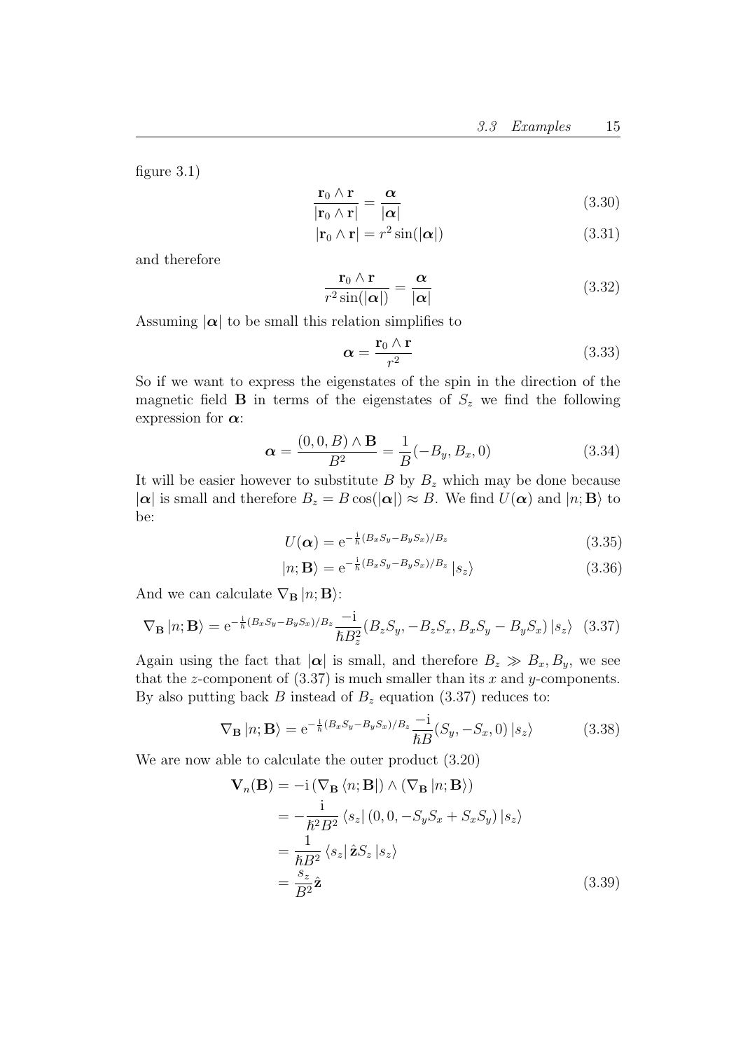figure 3.1)

$$\frac{\mathbf{r}_0 \wedge \mathbf{r}}{|\mathbf{r}_0 \wedge \mathbf{r}|} = \frac{\boldsymbol{\alpha}}{|\boldsymbol{\alpha}|} \tag{3.30}$$

$$|\mathbf{r}_0 \wedge \mathbf{r}| = r^2 \sin(|\boldsymbol{\alpha}|) \tag{3.31}$$

and therefore

$$\frac{\mathbf{r}_0 \wedge \mathbf{r}}{r^2 \sin(|\boldsymbol{\alpha}|)} = \frac{\boldsymbol{\alpha}}{|\boldsymbol{\alpha}|} \tag{3.32}$$

Assuming $|\boldsymbol{\alpha}|$ to be small this relation simplifies to

$$\boldsymbol{\alpha} = \frac{\mathbf{r}_0 \wedge \mathbf{r}}{r^2} \tag{3.33}$$

So if we want to express the eigenstates of the spin in the direction of the magnetic field $\mathbf{B}$ in terms of the eigenstates of $S_z$ we find the following expression for $\boldsymbol{\alpha}$:

$$\boldsymbol{\alpha} = \frac{(0, 0, B) \wedge \mathbf{B}}{B^2} = \frac{1}{B}(-B_y, B_x, 0) \tag{3.34}$$

It will be easier however to substitute $B$ by $B_z$ which may be done because $|\boldsymbol{\alpha}|$ is small and therefore $B_z = B\cos(|\boldsymbol{\alpha}|) \approx B$. We find $U(\boldsymbol{\alpha})$ and $|n; \mathbf{B}\rangle$ to be:

$$U(\boldsymbol{\alpha}) = \mathrm{e}^{-\frac{\mathrm{i}}{\hbar}(B_x S_y - B_y S_x)/B_z} \tag{3.35}$$

$$|n; \mathbf{B}\rangle = \mathrm{e}^{-\frac{\mathrm{i}}{\hbar}(B_x S_y - B_y S_x)/B_z} |s_z\rangle \tag{3.36}$$

And we can calculate $\nabla_{\mathbf{B}} |n; \mathbf{B}\rangle$:

$$\nabla_{\mathbf{B}} |n; \mathbf{B}\rangle = \mathrm{e}^{-\frac{\mathrm{i}}{\hbar}(B_x S_y - B_y S_x)/B_z} \frac{-\mathrm{i}}{\hbar B_z^2}(B_z S_y, -B_z S_x, B_x S_y - B_y S_x) |s_z\rangle \tag{3.37}$$

Again using the fact that $|\boldsymbol{\alpha}|$ is small, and therefore $B_z \gg B_x, B_y$, we see that the $z$-component of (3.37) is much smaller than its $x$ and $y$-components. By also putting back $B$ instead of $B_z$ equation (3.37) reduces to:

$$\nabla_{\mathbf{B}} |n; \mathbf{B}\rangle = \mathrm{e}^{-\frac{\mathrm{i}}{\hbar}(B_x S_y - B_y S_x)/B_z} \frac{-\mathrm{i}}{\hbar B}(S_y, -S_x, 0) |s_z\rangle \tag{3.38}$$

We are now able to calculate the outer product (3.20)

$$\begin{aligned}
\mathbf{V}_n(\mathbf{B}) &= -\mathrm{i}\,(\nabla_{\mathbf{B}} \langle n; \mathbf{B}|) \wedge (\nabla_{\mathbf{B}} |n; \mathbf{B}\rangle) \\
&= -\frac{\mathrm{i}}{\hbar^2 B^2} \langle s_z| \,(0, 0, -S_y S_x + S_x S_y)\, |s_z\rangle \\
&= \frac{1}{\hbar B^2} \langle s_z| \,\hat{\mathbf{z}} S_z\, |s_z\rangle \\
&= \frac{s_z}{B^2} \hat{\mathbf{z}}
\end{aligned} \tag{3.39}$$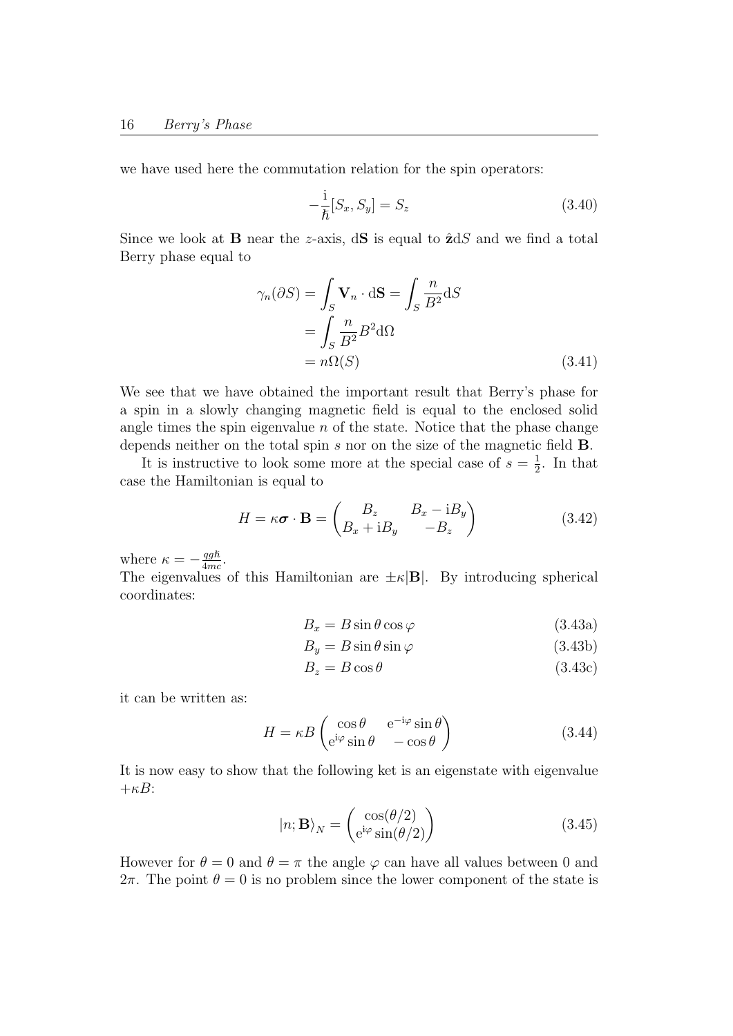we have used here the commutation relation for the spin operators:

$$-\frac{\mathrm{i}}{\hbar}[S_x, S_y] = S_z \tag{3.40}$$

Since we look at $\mathbf{B}$ near the $z$-axis, $\mathrm{d}\mathbf{S}$ is equal to $\hat{\mathbf{z}}\mathrm{d}S$ and we find a total Berry phase equal to

$$\begin{aligned}\gamma_n(\partial S) &= \int_S \mathbf{V}_n \cdot \mathrm{d}\mathbf{S} = \int_S \frac{n}{B^2}\mathrm{d}S \\ &= \int_S \frac{n}{B^2} B^2 \mathrm{d}\Omega \\ &= n\Omega(S)\end{aligned} \tag{3.41}$$

We see that we have obtained the important result that Berry's phase for a spin in a slowly changing magnetic field is equal to the enclosed solid angle times the spin eigenvalue $n$ of the state. Notice that the phase change depends neither on the total spin $s$ nor on the size of the magnetic field $\mathbf{B}$.

It is instructive to look some more at the special case of $s = \frac{1}{2}$. In that case the Hamiltonian is equal to

$$H = \kappa \boldsymbol{\sigma} \cdot \mathbf{B} = \begin{pmatrix} B_z & B_x - \mathrm{i}B_y \\ B_x + \mathrm{i}B_y & -B_z \end{pmatrix} \tag{3.42}$$

where $\kappa = -\frac{qg\hbar}{4mc}$.

The eigenvalues of this Hamiltonian are $\pm\kappa|\mathbf{B}|$. By introducing spherical coordinates:

$$B_x = B \sin\theta \cos\varphi \tag{3.43a}$$

$$B_y = B \sin\theta \sin\varphi \tag{3.43b}$$

$$B_z = B \cos\theta \tag{3.43c}$$

it can be written as:

$$H = \kappa B \begin{pmatrix} \cos\theta & \mathrm{e}^{-\mathrm{i}\varphi}\sin\theta \\ \mathrm{e}^{\mathrm{i}\varphi}\sin\theta & -\cos\theta \end{pmatrix} \tag{3.44}$$

It is now easy to show that the following ket is an eigenstate with eigenvalue $+\kappa B$:

$$|n; \mathbf{B}\rangle_N = \begin{pmatrix} \cos(\theta/2) \\ \mathrm{e}^{\mathrm{i}\varphi}\sin(\theta/2) \end{pmatrix} \tag{3.45}$$

However for $\theta = 0$ and $\theta = \pi$ the angle $\varphi$ can have all values between 0 and $2\pi$. The point $\theta = 0$ is no problem since the lower component of the state is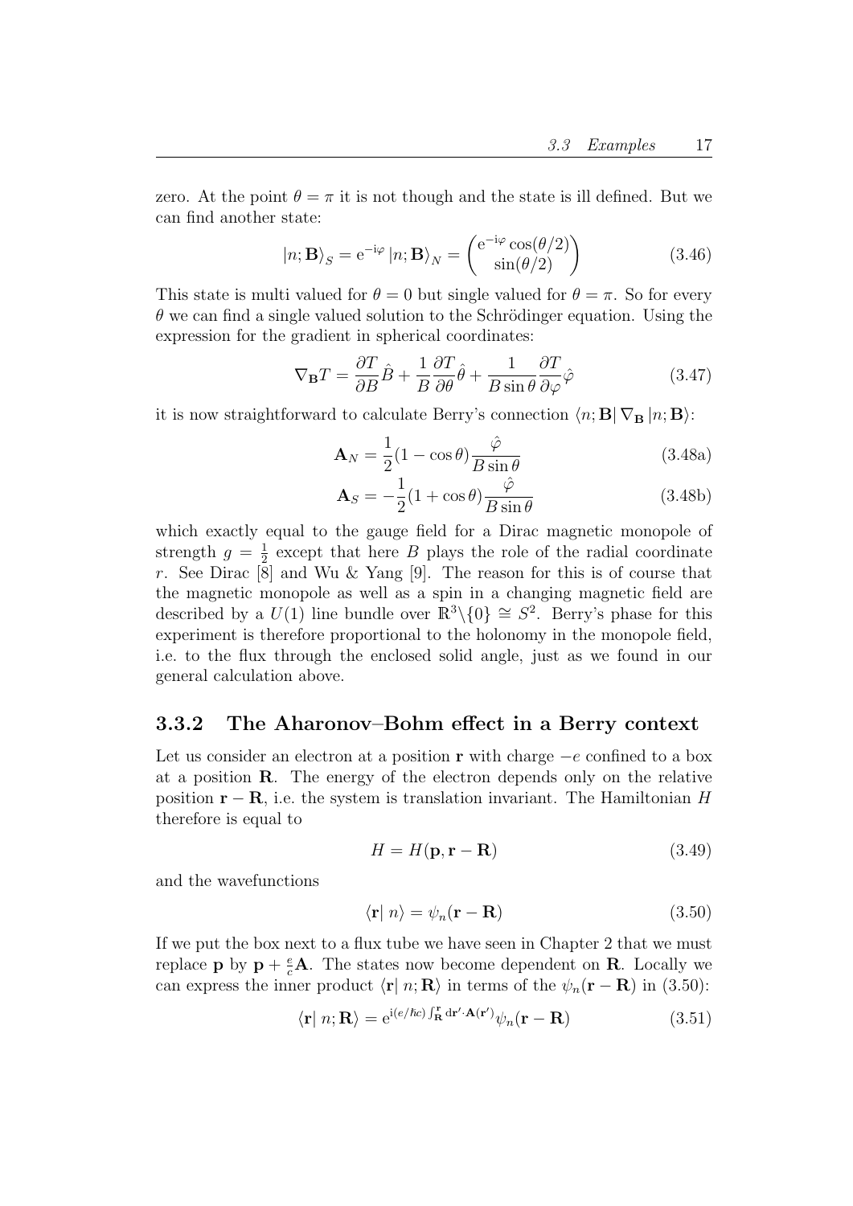zero. At the point $\theta = \pi$ it is not though and the state is ill defined. But we can find another state:

$$|n; \mathbf{B}\rangle_S = \mathrm{e}^{-\mathrm{i}\varphi} |n; \mathbf{B}\rangle_N = \begin{pmatrix} \mathrm{e}^{-\mathrm{i}\varphi}\cos(\theta/2) \\ \sin(\theta/2) \end{pmatrix} \tag{3.46}$$

This state is multi valued for $\theta = 0$ but single valued for $\theta = \pi$. So for every $\theta$ we can find a single valued solution to the Schrödinger equation. Using the expression for the gradient in spherical coordinates:

$$\nabla_{\mathbf{B}} T = \frac{\partial T}{\partial B}\hat{B} + \frac{1}{B}\frac{\partial T}{\partial \theta}\hat{\theta} + \frac{1}{B\sin\theta}\frac{\partial T}{\partial \varphi}\hat{\varphi} \tag{3.47}$$

it is now straightforward to calculate Berry's connection $\langle n; \mathbf{B}| \nabla_{\mathbf{B}} |n; \mathbf{B}\rangle$:

$$\mathbf{A}_N = \frac{1}{2}(1 - \cos\theta)\frac{\hat{\varphi}}{B\sin\theta} \tag{3.48a}$$

$$\mathbf{A}_S = -\frac{1}{2}(1 + \cos\theta)\frac{\hat{\varphi}}{B\sin\theta} \tag{3.48b}$$

which exactly equal to the gauge field for a Dirac magnetic monopole of strength $g = \frac{1}{2}$ except that here $B$ plays the role of the radial coordinate $r$. See Dirac [8] and Wu & Yang [9]. The reason for this is of course that the magnetic monopole as well as a spin in a changing magnetic field are described by a $U(1)$ line bundle over $\mathbb{R}^3\backslash\{0\} \cong S^2$. Berry's phase for this experiment is therefore proportional to the holonomy in the monopole field, i.e. to the flux through the enclosed solid angle, just as we found in our general calculation above.

### 3.3.2 The Aharonov–Bohm effect in a Berry context

Let us consider an electron at a position $\mathbf{r}$ with charge $-e$ confined to a box at a position $\mathbf{R}$. The energy of the electron depends only on the relative position $\mathbf{r} - \mathbf{R}$, i.e. the system is translation invariant. The Hamiltonian $H$ therefore is equal to

$$H = H(\mathbf{p}, \mathbf{r} - \mathbf{R}) \tag{3.49}$$

and the wavefunctions

$$\langle \mathbf{r}|\, n\rangle = \psi_n(\mathbf{r} - \mathbf{R}) \tag{3.50}$$

If we put the box next to a flux tube we have seen in Chapter 2 that we must replace $\mathbf{p}$ by $\mathbf{p} + \frac{e}{c}\mathbf{A}$. The states now become dependent on $\mathbf{R}$. Locally we can express the inner product $\langle \mathbf{r}|\, n; \mathbf{R}\rangle$ in terms of the $\psi_n(\mathbf{r} - \mathbf{R})$ in (3.50):

$$\langle \mathbf{r}|\, n; \mathbf{R}\rangle = \mathrm{e}^{\mathrm{i}(e/\hbar c)\int_{\mathbf{R}}^{\mathbf{r}} \mathrm{d}\mathbf{r}'\cdot\mathbf{A}(\mathbf{r}')}\psi_n(\mathbf{r} - \mathbf{R}) \tag{3.51}$$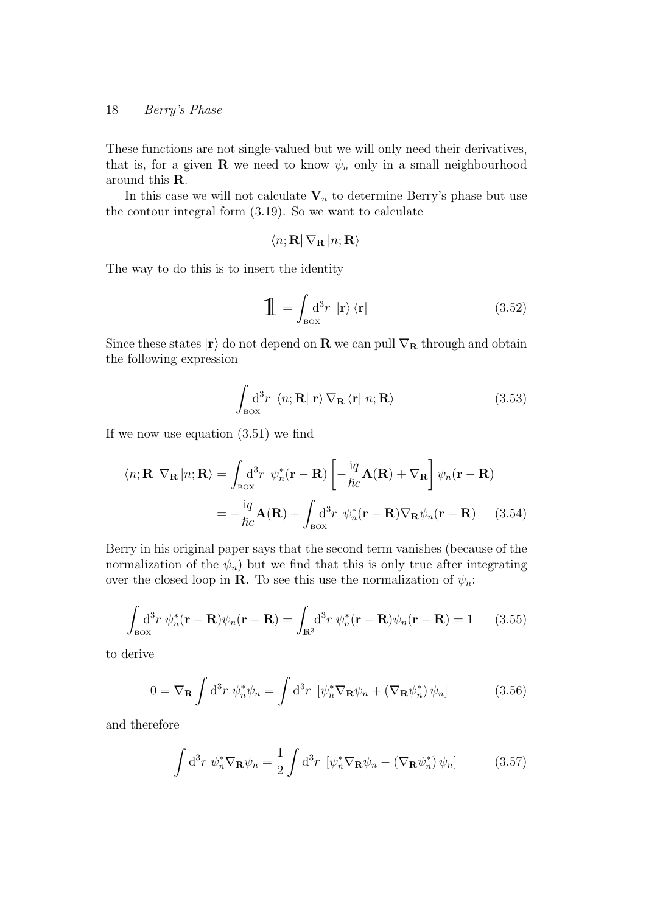These functions are not single-valued but we will only need their derivatives, that is, for a given $\mathbf{R}$ we need to know $\psi_n$ only in a small neighbourhood around this $\mathbf{R}$.

In this case we will not calculate $\mathbf{V}_n$ to determine Berry's phase but use the contour integral form (3.19). So we want to calculate

$$\langle n; \mathbf{R} | \nabla_{\mathbf{R}} | n; \mathbf{R} \rangle$$

The way to do this is to insert the identity

$$\mathbb{1} = \int_{\text{BOX}} \mathrm{d}^3 r \; |\mathbf{r}\rangle \langle \mathbf{r}| \tag{3.52}$$

Since these states $|\mathbf{r}\rangle$ do not depend on $\mathbf{R}$ we can pull $\nabla_{\mathbf{R}}$ through and obtain the following expression

$$\int_{\text{BOX}} \mathrm{d}^3 r \; \langle n; \mathbf{R} | \, \mathbf{r} \rangle \nabla_{\mathbf{R}} \langle \mathbf{r} | \, n; \mathbf{R} \rangle \tag{3.53}$$

If we now use equation (3.51) we find

$$\begin{aligned}
\langle n; \mathbf{R} | \nabla_{\mathbf{R}} | n; \mathbf{R} \rangle &= \int_{\text{BOX}} \mathrm{d}^3 r \; \psi_n^*(\mathbf{r} - \mathbf{R}) \left[ -\frac{\mathrm{i}q}{\hbar c} \mathbf{A}(\mathbf{R}) + \nabla_{\mathbf{R}} \right] \psi_n(\mathbf{r} - \mathbf{R}) \\
&= -\frac{\mathrm{i}q}{\hbar c} \mathbf{A}(\mathbf{R}) + \int_{\text{BOX}} \mathrm{d}^3 r \; \psi_n^*(\mathbf{r} - \mathbf{R}) \nabla_{\mathbf{R}} \psi_n(\mathbf{r} - \mathbf{R}) \qquad (3.54)
\end{aligned}$$

Berry in his original paper says that the second term vanishes (because of the normalization of the $\psi_n$) but we find that this is only true after integrating over the closed loop in $\mathbf{R}$. To see this use the normalization of $\psi_n$:

$$\int_{\text{BOX}} \mathrm{d}^3 r \; \psi_n^*(\mathbf{r} - \mathbf{R}) \psi_n(\mathbf{r} - \mathbf{R}) = \int_{\mathbb{R}^3} \mathrm{d}^3 r \; \psi_n^*(\mathbf{r} - \mathbf{R}) \psi_n(\mathbf{r} - \mathbf{R}) = 1 \tag{3.55}$$

to derive

$$0 = \nabla_{\mathbf{R}} \int \mathrm{d}^3 r \; \psi_n^* \psi_n = \int \mathrm{d}^3 r \; \left[ \psi_n^* \nabla_{\mathbf{R}} \psi_n + \left( \nabla_{\mathbf{R}} \psi_n^* \right) \psi_n \right] \tag{3.56}$$

and therefore

$$\int \mathrm{d}^3 r \; \psi_n^* \nabla_{\mathbf{R}} \psi_n = \frac{1}{2} \int \mathrm{d}^3 r \; \left[ \psi_n^* \nabla_{\mathbf{R}} \psi_n - \left( \nabla_{\mathbf{R}} \psi_n^* \right) \psi_n \right] \tag{3.57}$$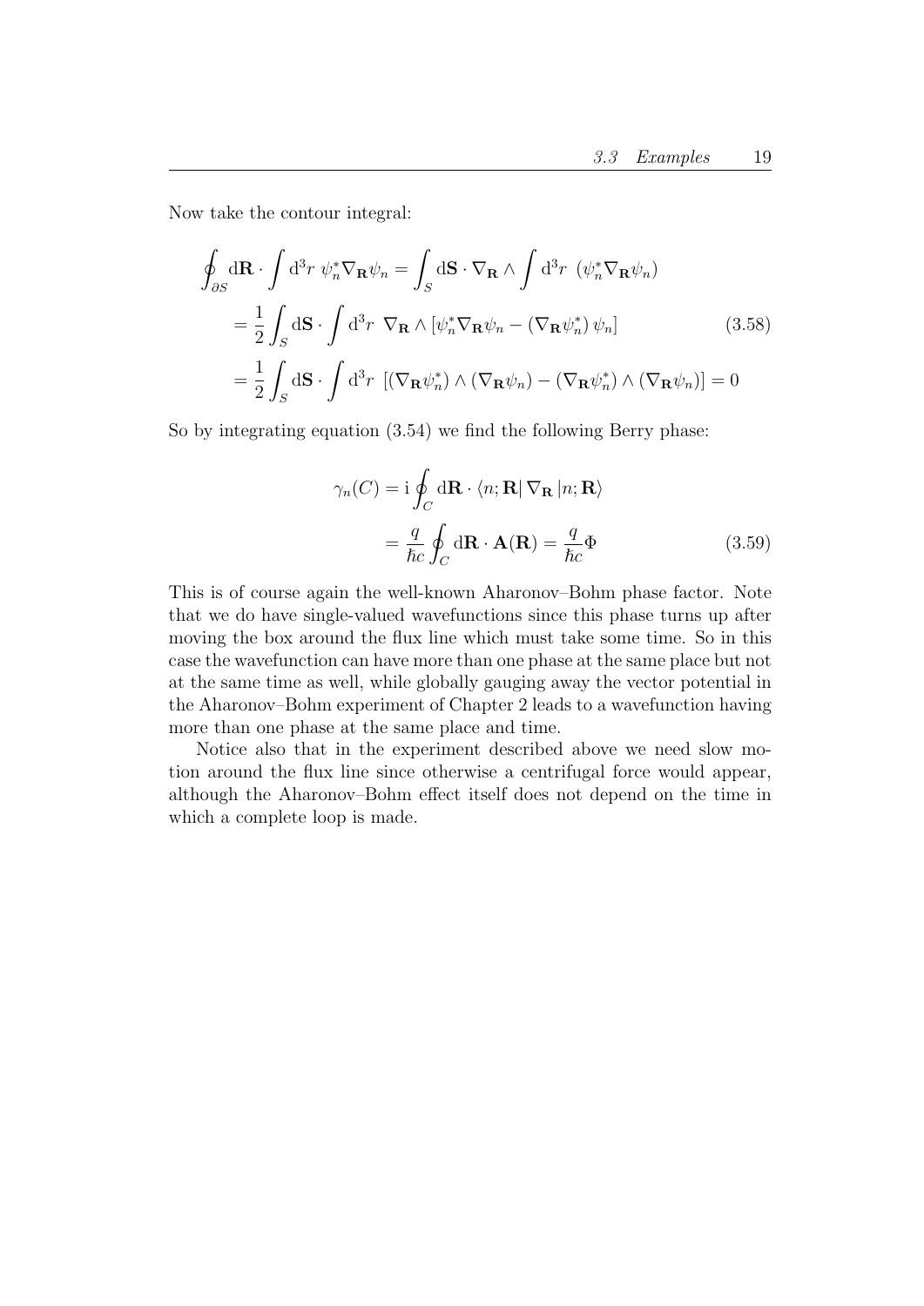Now take the contour integral:

$$
\begin{aligned}
\oint_{\partial S} \mathrm{d}\mathbf{R} \cdot \int \mathrm{d}^3 r \; \psi_n^* \nabla_{\mathbf{R}} \psi_n &= \int_S \mathrm{d}\mathbf{S} \cdot \nabla_{\mathbf{R}} \wedge \int \mathrm{d}^3 r \; \left(\psi_n^* \nabla_{\mathbf{R}} \psi_n\right) \\
&= \frac{1}{2} \int_S \mathrm{d}\mathbf{S} \cdot \int \mathrm{d}^3 r \; \nabla_{\mathbf{R}} \wedge \left[\psi_n^* \nabla_{\mathbf{R}} \psi_n - \left(\nabla_{\mathbf{R}} \psi_n^*\right) \psi_n\right] \qquad (3.58) \\
&= \frac{1}{2} \int_S \mathrm{d}\mathbf{S} \cdot \int \mathrm{d}^3 r \; \left[\left(\nabla_{\mathbf{R}} \psi_n^*\right) \wedge \left(\nabla_{\mathbf{R}} \psi_n\right) - \left(\nabla_{\mathbf{R}} \psi_n^*\right) \wedge \left(\nabla_{\mathbf{R}} \psi_n\right)\right] = 0
\end{aligned}
$$

So by integrating equation (3.54) we find the following Berry phase:

$$
\begin{aligned}
\gamma_n(C) &= \mathrm{i} \oint_C \mathrm{d}\mathbf{R} \cdot \langle n; \mathbf{R} | \nabla_{\mathbf{R}} | n; \mathbf{R} \rangle \\
&= \frac{q}{\hbar c} \oint_C \mathrm{d}\mathbf{R} \cdot \mathbf{A}(\mathbf{R}) = \frac{q}{\hbar c} \Phi \qquad (3.59)
\end{aligned}
$$

This is of course again the well-known Aharonov–Bohm phase factor. Note that we do have single-valued wavefunctions since this phase turns up after moving the box around the flux line which must take some time. So in this case the wavefunction can have more than one phase at the same place but not at the same time as well, while globally gauging away the vector potential in the Aharonov–Bohm experiment of Chapter 2 leads to a wavefunction having more than one phase at the same place and time.

Notice also that in the experiment described above we need slow motion around the flux line since otherwise a centrifugal force would appear, although the Aharonov–Bohm effect itself does not depend on the time in which a complete loop is made.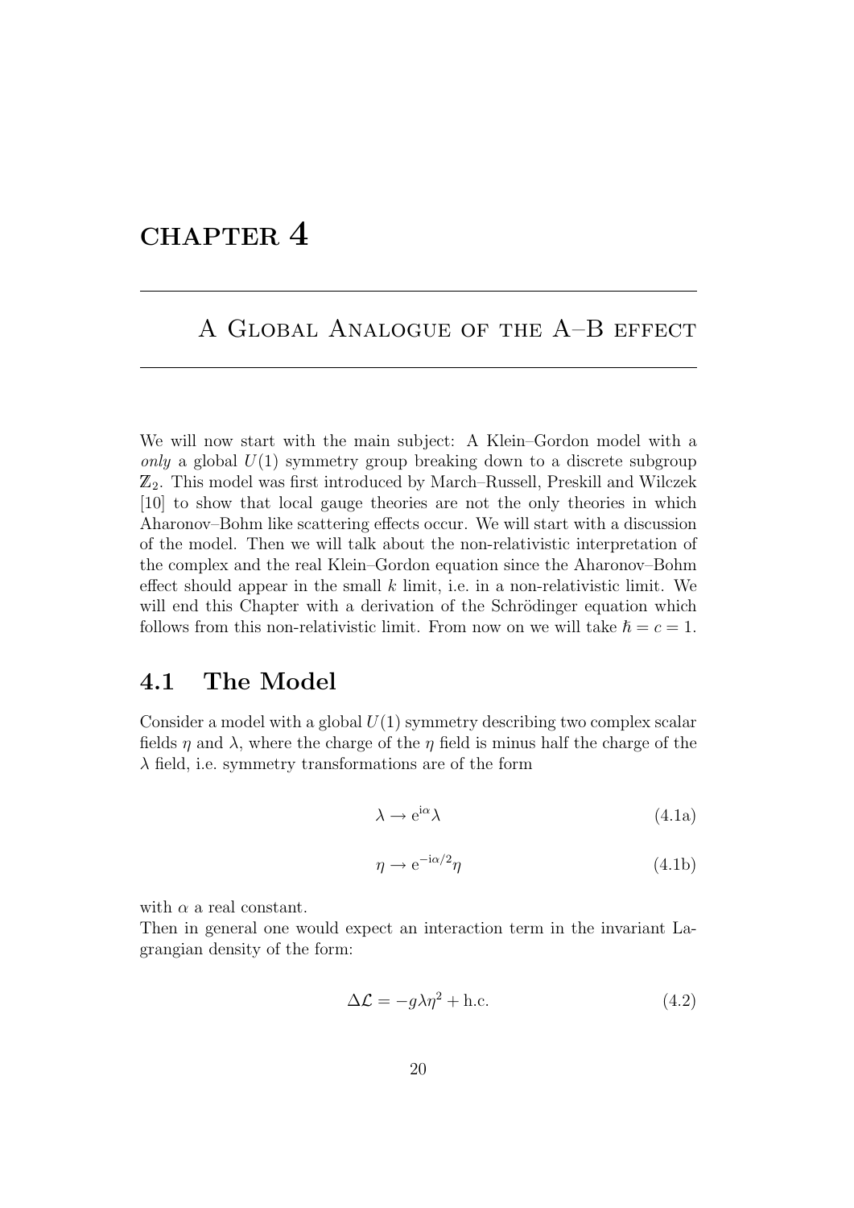# CHAPTER 4

## A Global Analogue of the A–B effect

We will now start with the main subject: A Klein–Gordon model with a *only* a global $U(1)$ symmetry group breaking down to a discrete subgroup $\mathbb{Z}_2$. This model was first introduced by March–Russell, Preskill and Wilczek [10] to show that local gauge theories are not the only theories in which Aharonov–Bohm like scattering effects occur. We will start with a discussion of the model. Then we will talk about the non-relativistic interpretation of the complex and the real Klein–Gordon equation since the Aharonov–Bohm effect should appear in the small $k$ limit, i.e. in a non-relativistic limit. We will end this Chapter with a derivation of the Schrödinger equation which follows from this non-relativistic limit. From now on we will take $\hbar = c = 1$.

## 4.1 The Model

Consider a model with a global $U(1)$ symmetry describing two complex scalar fields $\eta$ and $\lambda$, where the charge of the $\eta$ field is minus half the charge of the $\lambda$ field, i.e. symmetry transformations are of the form

$$\lambda \to \mathrm{e}^{\mathrm{i}\alpha}\lambda \tag{4.1a}$$

$$\eta \to \mathrm{e}^{-\mathrm{i}\alpha/2}\eta \tag{4.1b}$$

with $\alpha$ a real constant.
Then in general one would expect an interaction term in the invariant Lagrangian density of the form:

$$\Delta\mathcal{L} = -g\lambda\eta^2 + \text{h.c.} \tag{4.2}$$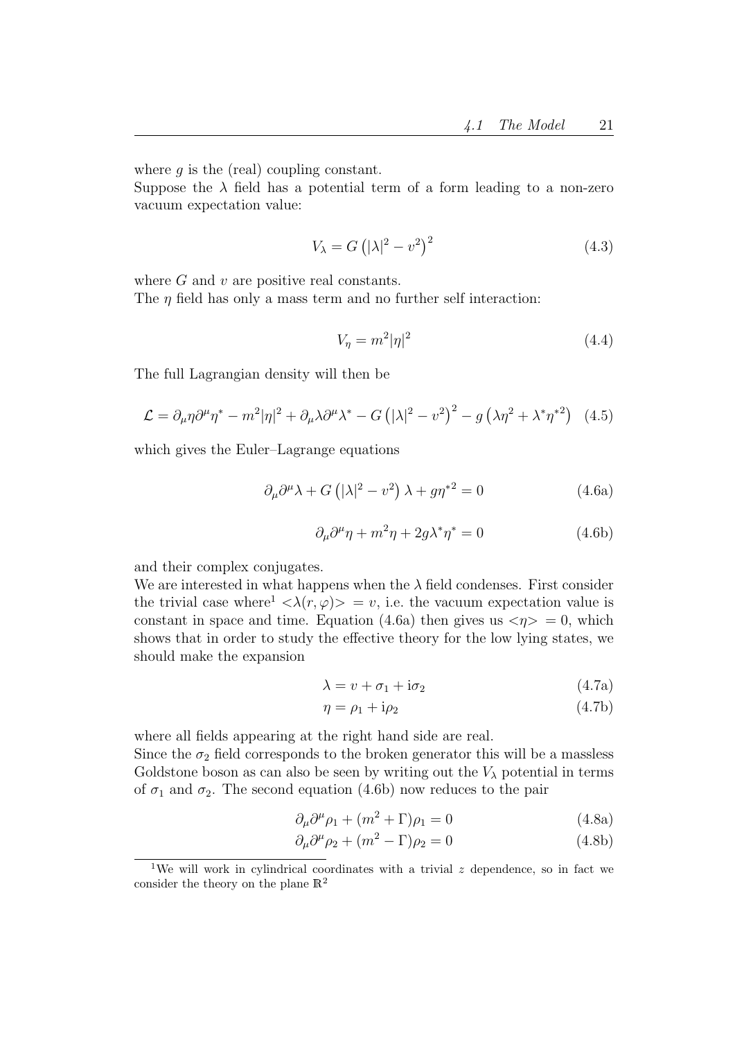where $g$ is the (real) coupling constant.
Suppose the $\lambda$ field has a potential term of a form leading to a non-zero vacuum expectation value:

$$V_\lambda = G\left(|\lambda|^2 - v^2\right)^2 \tag{4.3}$$

where $G$ and $v$ are positive real constants.
The $\eta$ field has only a mass term and no further self interaction:

$$V_\eta = m^2|\eta|^2 \tag{4.4}$$

The full Lagrangian density will then be

$$\mathcal{L} = \partial_\mu\eta\partial^\mu\eta^* - m^2|\eta|^2 + \partial_\mu\lambda\partial^\mu\lambda^* - G\left(|\lambda|^2 - v^2\right)^2 - g\left(\lambda\eta^2 + \lambda^*\eta^{*2}\right) \tag{4.5}$$

which gives the Euler–Lagrange equations

$$\partial_\mu\partial^\mu\lambda + G\left(|\lambda|^2 - v^2\right)\lambda + g\eta^{*2} = 0 \tag{4.6a}$$

$$\partial_\mu\partial^\mu\eta + m^2\eta + 2g\lambda^*\eta^* = 0 \tag{4.6b}$$

and their complex conjugates.
We are interested in what happens when the $\lambda$ field condenses. First consider the trivial case where[1] $<\lambda(r,\varphi)> = v$, i.e. the vacuum expectation value is constant in space and time. Equation (4.6a) then gives us $<\eta> = 0$, which shows that in order to study the effective theory for the low lying states, we should make the expansion

$$\lambda = v + \sigma_1 + \mathrm{i}\sigma_2 \tag{4.7a}$$

$$\eta = \rho_1 + \mathrm{i}\rho_2 \tag{4.7b}$$

where all fields appearing at the right hand side are real.
Since the $\sigma_2$ field corresponds to the broken generator this will be a massless Goldstone boson as can also be seen by writing out the $V_\lambda$ potential in terms of $\sigma_1$ and $\sigma_2$. The second equation (4.6b) now reduces to the pair

$$\partial_\mu\partial^\mu\rho_1 + (m^2 + \Gamma)\rho_1 = 0 \tag{4.8a}$$

$$\partial_\mu\partial^\mu\rho_2 + (m^2 - \Gamma)\rho_2 = 0 \tag{4.8b}$$

[1] We will work in cylindrical coordinates with a trivial $z$ dependence, so in fact we consider the theory on the plane $\mathbb{R}^2$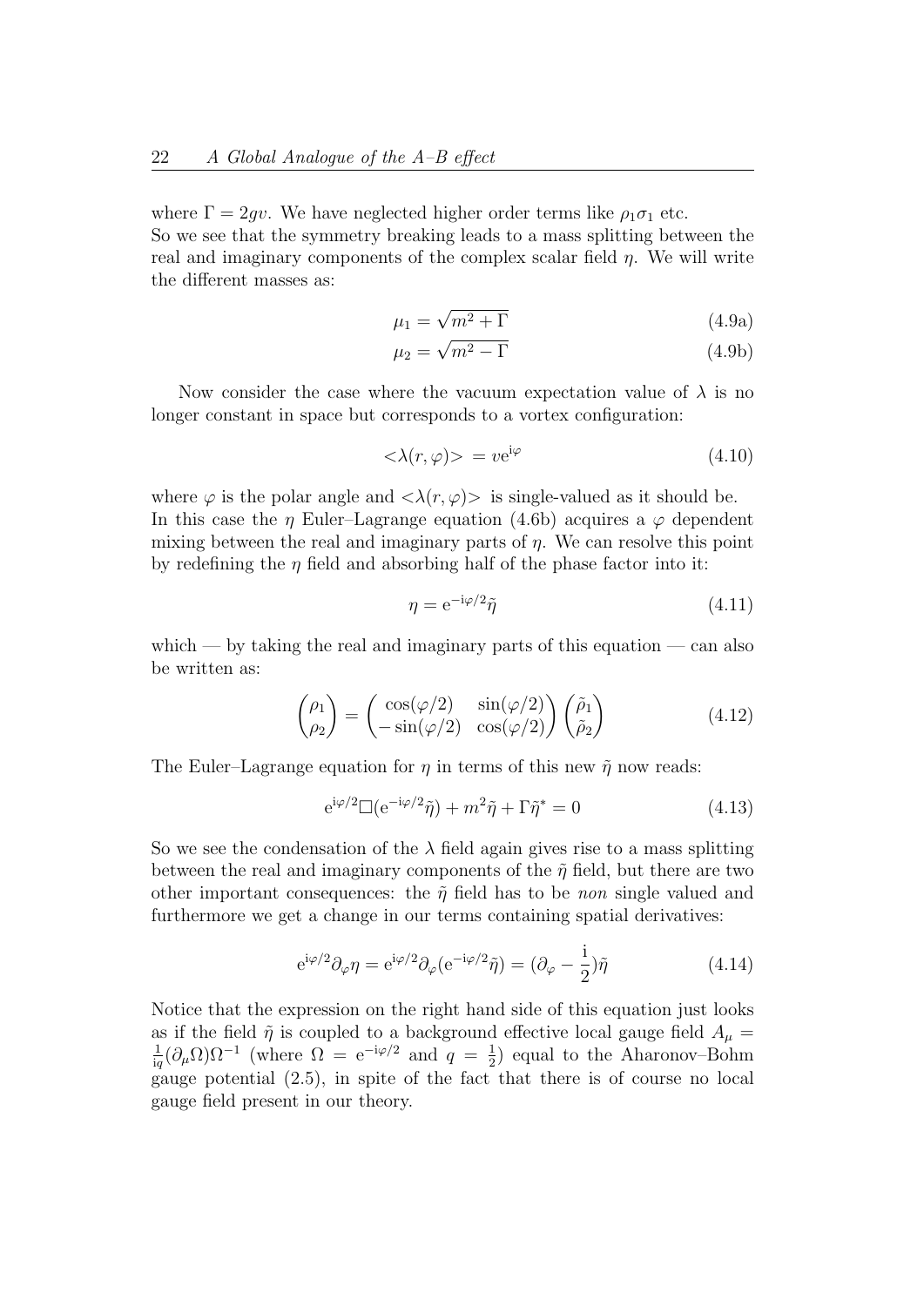where $\Gamma = 2gv$. We have neglected higher order terms like $\rho_1\sigma_1$ etc.
So we see that the symmetry breaking leads to a mass splitting between the real and imaginary components of the complex scalar field $\eta$. We will write the different masses as:

$$\mu_1 = \sqrt{m^2 + \Gamma} \tag{4.9a}$$

$$\mu_2 = \sqrt{m^2 - \Gamma} \tag{4.9b}$$

Now consider the case where the vacuum expectation value of $\lambda$ is no longer constant in space but corresponds to a vortex configuration:

$$<\lambda(r,\varphi)> = v\mathrm{e}^{\mathrm{i}\varphi} \tag{4.10}$$

where $\varphi$ is the polar angle and $<\lambda(r,\varphi)>$ is single-valued as it should be.
In this case the $\eta$ Euler–Lagrange equation (4.6b) acquires a $\varphi$ dependent mixing between the real and imaginary parts of $\eta$. We can resolve this point by redefining the $\eta$ field and absorbing half of the phase factor into it:

$$\eta = \mathrm{e}^{-\mathrm{i}\varphi/2}\tilde{\eta} \tag{4.11}$$

which — by taking the real and imaginary parts of this equation — can also be written as:

$$\begin{pmatrix}\rho_1\\ \rho_2\end{pmatrix} = \begin{pmatrix}\cos(\varphi/2) & \sin(\varphi/2)\\ -\sin(\varphi/2) & \cos(\varphi/2)\end{pmatrix}\begin{pmatrix}\tilde{\rho}_1\\ \tilde{\rho}_2\end{pmatrix} \tag{4.12}$$

The Euler–Lagrange equation for $\eta$ in terms of this new $\tilde{\eta}$ now reads:

$$\mathrm{e}^{\mathrm{i}\varphi/2}\Box(\mathrm{e}^{-\mathrm{i}\varphi/2}\tilde{\eta}) + m^2\tilde{\eta} + \Gamma\tilde{\eta}^* = 0 \tag{4.13}$$

So we see the condensation of the $\lambda$ field again gives rise to a mass splitting between the real and imaginary components of the $\tilde{\eta}$ field, but there are two other important consequences: the $\tilde{\eta}$ field has to be *non* single valued and furthermore we get a change in our terms containing spatial derivatives:

$$\mathrm{e}^{\mathrm{i}\varphi/2}\partial_\varphi\eta = \mathrm{e}^{\mathrm{i}\varphi/2}\partial_\varphi(\mathrm{e}^{-\mathrm{i}\varphi/2}\tilde{\eta}) = (\partial_\varphi - \frac{\mathrm{i}}{2})\tilde{\eta} \tag{4.14}$$

Notice that the expression on the right hand side of this equation just looks as if the field $\tilde{\eta}$ is coupled to a background effective local gauge field $A_\mu = \frac{1}{\mathrm{i}q}(\partial_\mu\Omega)\Omega^{-1}$ (where $\Omega = \mathrm{e}^{-\mathrm{i}\varphi/2}$ and $q = \frac{1}{2}$) equal to the Aharonov–Bohm gauge potential (2.5), in spite of the fact that there is of course no local gauge field present in our theory.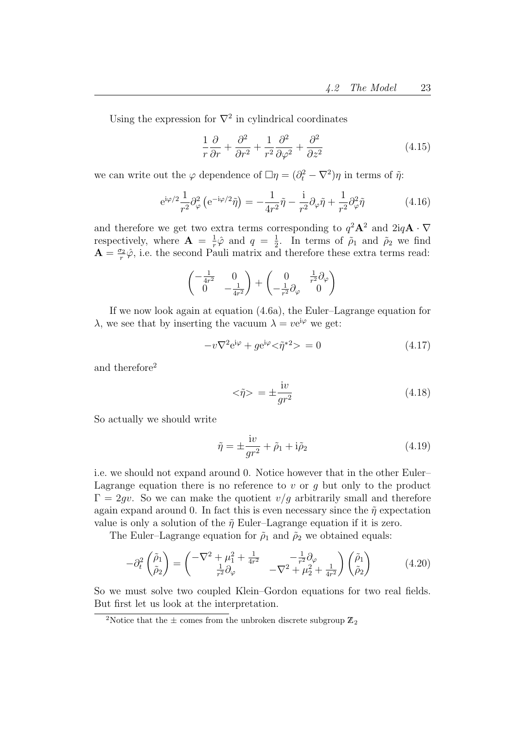Using the expression for $\nabla^2$ in cylindrical coordinates

$$\frac{1}{r}\frac{\partial}{\partial r} + \frac{\partial^2}{\partial r^2} + \frac{1}{r^2}\frac{\partial^2}{\partial \varphi^2} + \frac{\partial^2}{\partial z^2} \tag{4.15}$$

we can write out the $\varphi$ dependence of $\Box\eta = (\partial_t^2 - \nabla^2)\eta$ in terms of $\tilde{\eta}$:

$$\mathrm{e}^{\mathrm{i}\varphi/2}\frac{1}{r^2}\partial_\varphi^2\left(\mathrm{e}^{-\mathrm{i}\varphi/2}\tilde{\eta}\right) = -\frac{1}{4r^2}\tilde{\eta} - \frac{\mathrm{i}}{r^2}\partial_\varphi\tilde{\eta} + \frac{1}{r^2}\partial_\varphi^2\tilde{\eta} \tag{4.16}$$

and therefore we get two extra terms corresponding to $q^2\mathbf{A}^2$ and $2\mathrm{i}q\mathbf{A}\cdot\nabla$ respectively, where $\mathbf{A} = \frac{1}{r}\hat{\varphi}$ and $q = \frac{1}{2}$. In terms of $\tilde{\rho}_1$ and $\tilde{\rho}_2$ we find $\mathbf{A} = \frac{\sigma_2}{r}\hat{\varphi}$, i.e. the second Pauli matrix and therefore these extra terms read:

$$\begin{pmatrix} -\frac{1}{4r^2} & 0 \\ 0 & -\frac{1}{4r^2} \end{pmatrix} + \begin{pmatrix} 0 & \frac{1}{r^2}\partial_\varphi \\ -\frac{1}{r^2}\partial_\varphi & 0 \end{pmatrix}$$

If we now look again at equation (4.6a), the Euler–Lagrange equation for $\lambda$, we see that by inserting the vacuum $\lambda = v\mathrm{e}^{\mathrm{i}\varphi}$ we get:

$$-v\nabla^2\mathrm{e}^{\mathrm{i}\varphi} + g\mathrm{e}^{\mathrm{i}\varphi}<\tilde{\eta}^{*2}> = 0 \tag{4.17}$$

and therefore[2]

$$<\tilde{\eta}> = \pm\frac{\mathrm{i}v}{gr^2} \tag{4.18}$$

So actually we should write

$$\tilde{\eta} = \pm\frac{\mathrm{i}v}{gr^2} + \tilde{\rho}_1 + \mathrm{i}\tilde{\rho}_2 \tag{4.19}$$

i.e. we should not expand around 0. Notice however that in the other Euler–Lagrange equation there is no reference to $v$ or $g$ but only to the product $\Gamma = 2gv$. So we can make the quotient $v/g$ arbitrarily small and therefore again expand around 0. In fact this is even necessary since the $\tilde{\eta}$ expectation value is only a solution of the $\tilde{\eta}$ Euler–Lagrange equation if it is zero.

The Euler–Lagrange equation for $\tilde{\rho}_1$ and $\tilde{\rho}_2$ we obtained equals:

$$-\partial_t^2\begin{pmatrix}\tilde{\rho}_1 \\ \tilde{\rho}_2\end{pmatrix} = \begin{pmatrix} -\nabla^2 + \mu_1^2 + \frac{1}{4r^2} & -\frac{1}{r^2}\partial_\varphi \\ \frac{1}{r^2}\partial_\varphi & -\nabla^2 + \mu_2^2 + \frac{1}{4r^2} \end{pmatrix}\begin{pmatrix}\tilde{\rho}_1 \\ \tilde{\rho}_2\end{pmatrix} \tag{4.20}$$

So we must solve two coupled Klein–Gordon equations for two real fields. But first let us look at the interpretation.

[2] Notice that the $\pm$ comes from the unbroken discrete subgroup $\mathbb{Z}_2$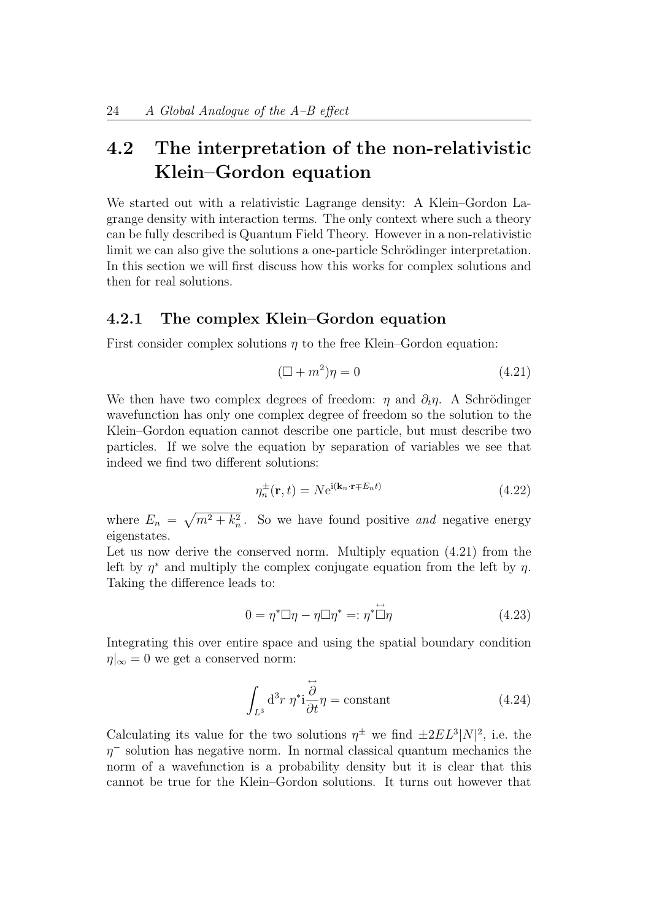## 4.2 The interpretation of the non-relativistic Klein–Gordon equation

We started out with a relativistic Lagrange density: A Klein–Gordon Lagrange density with interaction terms. The only context where such a theory can be fully described is Quantum Field Theory. However in a non-relativistic limit we can also give the solutions a one-particle Schrödinger interpretation. In this section we will first discuss how this works for complex solutions and then for real solutions.

### 4.2.1 The complex Klein–Gordon equation

First consider complex solutions $\eta$ to the free Klein–Gordon equation:

$$(\Box + m^2)\eta = 0 \tag{4.21}$$

We then have two complex degrees of freedom: $\eta$ and $\partial_t \eta$. A Schrödinger wavefunction has only one complex degree of freedom so the solution to the Klein–Gordon equation cannot describe one particle, but must describe two particles. If we solve the equation by separation of variables we see that indeed we find two different solutions:

$$\eta_n^{\pm}(\mathbf{r}, t) = N \mathrm{e}^{\mathrm{i}(\mathbf{k}_n \cdot \mathbf{r} \mp E_n t)} \tag{4.22}$$

where $E_n = \sqrt{m^2 + k_n^2}$. So we have found positive *and* negative energy eigenstates.

Let us now derive the conserved norm. Multiply equation (4.21) from the left by $\eta^*$ and multiply the complex conjugate equation from the left by $\eta$. Taking the difference leads to:

$$0 = \eta^* \Box \eta - \eta \Box \eta^* =: \eta^* \overleftrightarrow{\Box} \eta \tag{4.23}$$

Integrating this over entire space and using the spatial boundary condition $\eta|_\infty = 0$ we get a conserved norm:

$$\int_{L^3} \mathrm{d}^3 r \; \eta^* \mathrm{i} \frac{\overleftrightarrow{\partial}}{\partial t} \eta = \text{constant} \tag{4.24}$$

Calculating its value for the two solutions $\eta^{\pm}$ we find $\pm 2EL^3|N|^2$, i.e. the $\eta^-$ solution has negative norm. In normal classical quantum mechanics the norm of a wavefunction is a probability density but it is clear that this cannot be true for the Klein–Gordon solutions. It turns out however that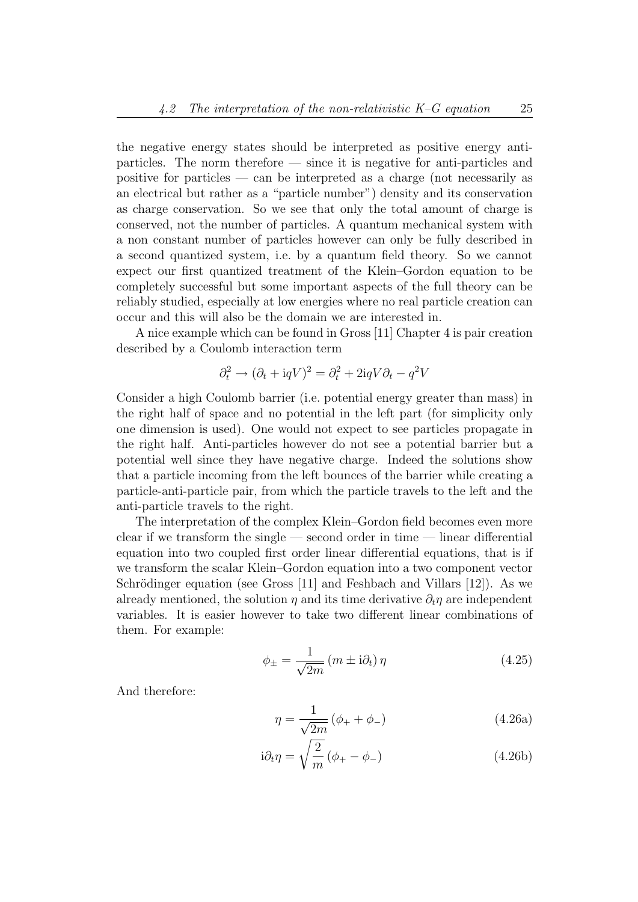the negative energy states should be interpreted as positive energy anti-particles. The norm therefore — since it is negative for anti-particles and positive for particles — can be interpreted as a charge (not necessarily as an electrical but rather as a "particle number") density and its conservation as charge conservation. So we see that only the total amount of charge is conserved, not the number of particles. A quantum mechanical system with a non constant number of particles however can only be fully described in a second quantized system, i.e. by a quantum field theory. So we cannot expect our first quantized treatment of the Klein–Gordon equation to be completely successful but some important aspects of the full theory can be reliably studied, especially at low energies where no real particle creation can occur and this will also be the domain we are interested in.

A nice example which can be found in Gross [11] Chapter 4 is pair creation described by a Coulomb interaction term

$$\partial_t^2 \to (\partial_t + \mathrm{i}qV)^2 = \partial_t^2 + 2\mathrm{i}qV\partial_t - q^2V$$

Consider a high Coulomb barrier (i.e. potential energy greater than mass) in the right half of space and no potential in the left part (for simplicity only one dimension is used). One would not expect to see particles propagate in the right half. Anti-particles however do not see a potential barrier but a potential well since they have negative charge. Indeed the solutions show that a particle incoming from the left bounces of the barrier while creating a particle-anti-particle pair, from which the particle travels to the left and the anti-particle travels to the right.

The interpretation of the complex Klein–Gordon field becomes even more clear if we transform the single — second order in time — linear differential equation into two coupled first order linear differential equations, that is if we transform the scalar Klein–Gordon equation into a two component vector Schrödinger equation (see Gross [11] and Feshbach and Villars [12]). As we already mentioned, the solution $\eta$ and its time derivative $\partial_t\eta$ are independent variables. It is easier however to take two different linear combinations of them. For example:

$$\phi_\pm = \frac{1}{\sqrt{2m}} \left(m \pm \mathrm{i}\partial_t\right) \eta \tag{4.25}$$

And therefore:

$$\eta = \frac{1}{\sqrt{2m}} \left(\phi_+ + \phi_-\right) \tag{4.26a}$$

$$\mathrm{i}\partial_t\eta = \sqrt{\frac{2}{m}} \left(\phi_+ - \phi_-\right) \tag{4.26b}$$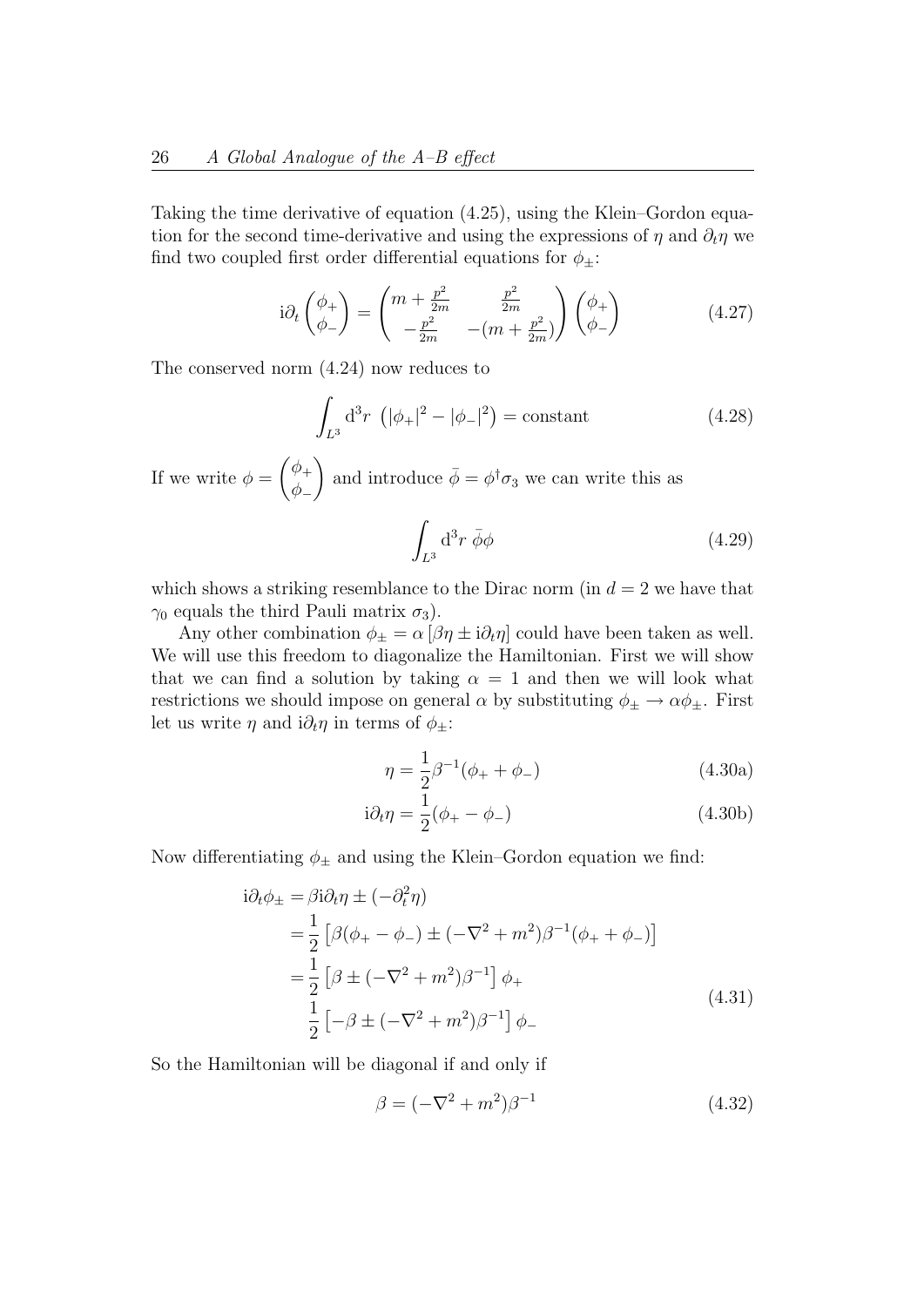Taking the time derivative of equation (4.25), using the Klein–Gordon equation for the second time-derivative and using the expressions of $\eta$ and $\partial_t \eta$ we find two coupled first order differential equations for $\phi_\pm$:

$$
\mathrm{i}\partial_t \begin{pmatrix} \phi_+ \\ \phi_- \end{pmatrix} = \begin{pmatrix} m + \frac{p^2}{2m} & \frac{p^2}{2m} \\ -\frac{p^2}{2m} & -(m + \frac{p^2}{2m}) \end{pmatrix} \begin{pmatrix} \phi_+ \\ \phi_- \end{pmatrix} \tag{4.27}
$$

The conserved norm (4.24) now reduces to

$$
\int_{L^3} \mathrm{d}^3 r \, \left( |\phi_+|^2 - |\phi_-|^2 \right) = \text{constant} \tag{4.28}
$$

If we write $\phi = \begin{pmatrix} \phi_+ \\ \phi_- \end{pmatrix}$ and introduce $\bar{\phi} = \phi^\dagger \sigma_3$ we can write this as

$$
\int_{L^3} \mathrm{d}^3 r \, \bar{\phi}\phi \tag{4.29}
$$

which shows a striking resemblance to the Dirac norm (in $d = 2$ we have that $\gamma_0$ equals the third Pauli matrix $\sigma_3$).

Any other combination $\phi_\pm = \alpha \left[ \beta\eta \pm \mathrm{i}\partial_t \eta \right]$ could have been taken as well. We will use this freedom to diagonalize the Hamiltonian. First we will show that we can find a solution by taking $\alpha = 1$ and then we will look what restrictions we should impose on general $\alpha$ by substituting $\phi_\pm \to \alpha\phi_\pm$. First let us write $\eta$ and $\mathrm{i}\partial_t \eta$ in terms of $\phi_\pm$:

$$
\eta = \frac{1}{2}\beta^{-1}(\phi_+ + \phi_-) \tag{4.30a}
$$

$$
\mathrm{i}\partial_t \eta = \frac{1}{2}(\phi_+ - \phi_-) \tag{4.30b}
$$

Now differentiating $\phi_\pm$ and using the Klein–Gordon equation we find:

$$
\begin{aligned}
\mathrm{i}\partial_t \phi_\pm &= \beta \mathrm{i}\partial_t \eta \pm (-\partial_t^2 \eta) \\
&= \frac{1}{2} \left[ \beta(\phi_+ - \phi_-) \pm (-\nabla^2 + m^2)\beta^{-1}(\phi_+ + \phi_-) \right] \\
&= \frac{1}{2} \left[ \beta \pm (-\nabla^2 + m^2)\beta^{-1} \right] \phi_+ \\
&\quad \frac{1}{2} \left[ -\beta \pm (-\nabla^2 + m^2)\beta^{-1} \right] \phi_-
\end{aligned} \tag{4.31}
$$

So the Hamiltonian will be diagonal if and only if

$$
\beta = (-\nabla^2 + m^2)\beta^{-1} \tag{4.32}
$$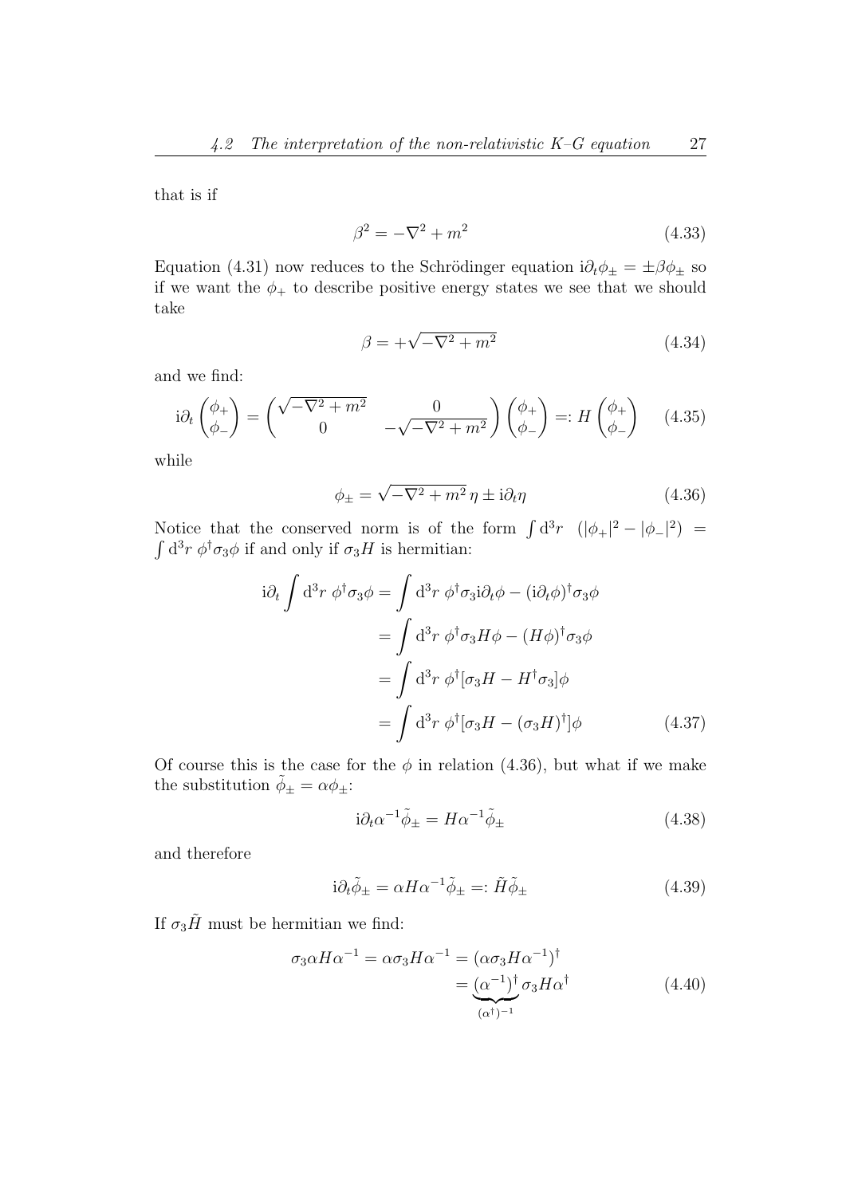that is if

$$\beta^2 = -\nabla^2 + m^2 \tag{4.33}$$

Equation (4.31) now reduces to the Schrödinger equation $\mathrm{i}\partial_t \phi_\pm = \pm\beta\phi_\pm$ so if we want the $\phi_+$ to describe positive energy states we see that we should take

$$\beta = +\sqrt{-\nabla^2 + m^2} \tag{4.34}$$

and we find:

$$\mathrm{i}\partial_t \begin{pmatrix} \phi_+ \\ \phi_- \end{pmatrix} = \begin{pmatrix} \sqrt{-\nabla^2 + m^2} & 0 \\ 0 & -\sqrt{-\nabla^2 + m^2} \end{pmatrix} \begin{pmatrix} \phi_+ \\ \phi_- \end{pmatrix} =: H \begin{pmatrix} \phi_+ \\ \phi_- \end{pmatrix} \tag{4.35}$$

while

$$\phi_\pm = \sqrt{-\nabla^2 + m^2}\, \eta \pm \mathrm{i}\partial_t \eta \tag{4.36}$$

Notice that the conserved norm is of the form $\int \mathrm{d}^3 r \;\; (|\phi_+|^2 - |\phi_-|^2) = \int \mathrm{d}^3 r \;\phi^\dagger \sigma_3 \phi$ if and only if $\sigma_3 H$ is hermitian:

$$\begin{aligned}
\mathrm{i}\partial_t \int \mathrm{d}^3 r \;\phi^\dagger \sigma_3 \phi &= \int \mathrm{d}^3 r \;\phi^\dagger \sigma_3 \mathrm{i}\partial_t \phi - (\mathrm{i}\partial_t \phi)^\dagger \sigma_3 \phi \\
&= \int \mathrm{d}^3 r \;\phi^\dagger \sigma_3 H \phi - (H\phi)^\dagger \sigma_3 \phi \\
&= \int \mathrm{d}^3 r \;\phi^\dagger [\sigma_3 H - H^\dagger \sigma_3] \phi \\
&= \int \mathrm{d}^3 r \;\phi^\dagger [\sigma_3 H - (\sigma_3 H)^\dagger] \phi
\end{aligned} \tag{4.37}$$

Of course this is the case for the $\phi$ in relation (4.36), but what if we make the substitution $\tilde{\phi}_\pm = \alpha \phi_\pm$:

$$\mathrm{i}\partial_t \alpha^{-1} \tilde{\phi}_\pm = H \alpha^{-1} \tilde{\phi}_\pm \tag{4.38}$$

and therefore

$$\mathrm{i}\partial_t \tilde{\phi}_\pm = \alpha H \alpha^{-1} \tilde{\phi}_\pm =: \tilde{H} \tilde{\phi}_\pm \tag{4.39}$$

If $\sigma_3 \tilde{H}$ must be hermitian we find:

$$\begin{aligned}
\sigma_3 \alpha H \alpha^{-1} = \alpha \sigma_3 H \alpha^{-1} &= (\alpha \sigma_3 H \alpha^{-1})^\dagger \\
&= \underbrace{(\alpha^{-1})^\dagger}_{(\alpha^\dagger)^{-1}} \sigma_3 H \alpha^\dagger
\end{aligned} \tag{4.40}$$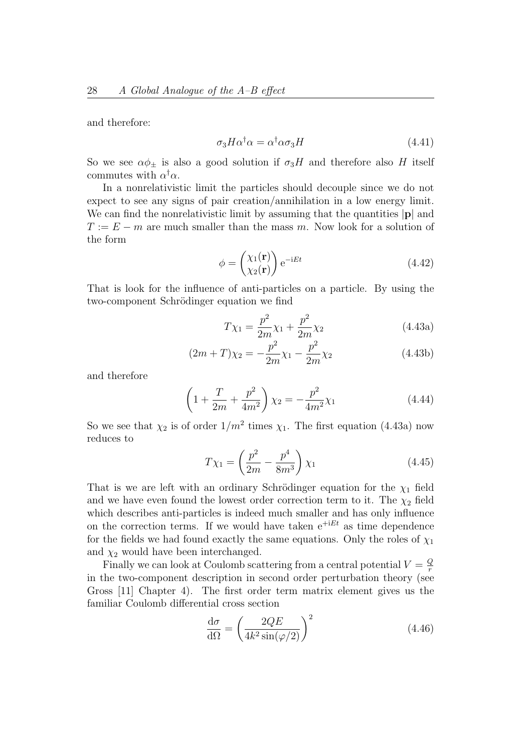and therefore:

$$\sigma_3 H \alpha^\dagger \alpha = \alpha^\dagger \alpha \sigma_3 H \tag{4.41}$$

So we see $\alpha\phi_\pm$ is also a good solution if $\sigma_3 H$ and therefore also $H$ itself commutes with $\alpha^\dagger\alpha$.

In a nonrelativistic limit the particles should decouple since we do not expect to see any signs of pair creation/annihilation in a low energy limit. We can find the nonrelativistic limit by assuming that the quantities $|\mathbf{p}|$ and $T := E - m$ are much smaller than the mass $m$. Now look for a solution of the form

$$\phi = \begin{pmatrix} \chi_1(\mathbf{r}) \\ \chi_2(\mathbf{r}) \end{pmatrix} \mathrm{e}^{-\mathrm{i}Et} \tag{4.42}$$

That is look for the influence of anti-particles on a particle. By using the two-component Schrödinger equation we find

$$T\chi_1 = \frac{p^2}{2m}\chi_1 + \frac{p^2}{2m}\chi_2 \tag{4.43a}$$

$$(2m + T)\chi_2 = -\frac{p^2}{2m}\chi_1 - \frac{p^2}{2m}\chi_2 \tag{4.43b}$$

and therefore

$$\left(1 + \frac{T}{2m} + \frac{p^2}{4m^2}\right)\chi_2 = -\frac{p^2}{4m^2}\chi_1 \tag{4.44}$$

So we see that $\chi_2$ is of order $1/m^2$ times $\chi_1$. The first equation (4.43a) now reduces to

$$T\chi_1 = \left(\frac{p^2}{2m} - \frac{p^4}{8m^3}\right)\chi_1 \tag{4.45}$$

That is we are left with an ordinary Schrödinger equation for the $\chi_1$ field and we have even found the lowest order correction term to it. The $\chi_2$ field which describes anti-particles is indeed much smaller and has only influence on the correction terms. If we would have taken $\mathrm{e}^{+\mathrm{i}Et}$ as time dependence for the fields we had found exactly the same equations. Only the roles of $\chi_1$ and $\chi_2$ would have been interchanged.

Finally we can look at Coulomb scattering from a central potential $V = \frac{Q}{r}$ in the two-component description in second order perturbation theory (see Gross [11] Chapter 4). The first order term matrix element gives us the familiar Coulomb differential cross section

$$\frac{\mathrm{d}\sigma}{\mathrm{d}\Omega} = \left(\frac{2QE}{4k^2 \sin(\varphi/2)}\right)^2 \tag{4.46}$$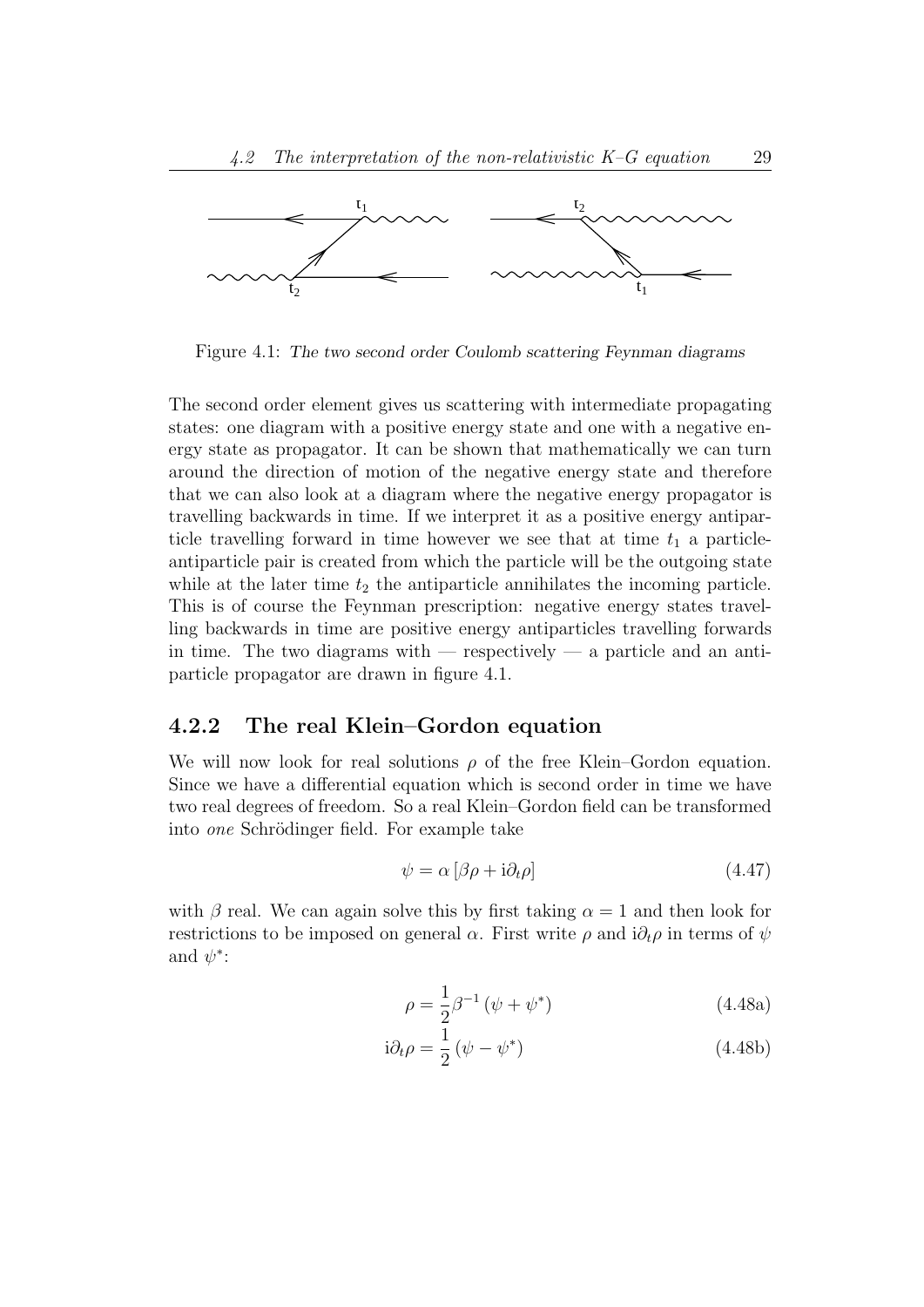Figure 4.1: *The two second order Coulomb scattering Feynman diagrams*

The second order element gives us scattering with intermediate propagating states: one diagram with a positive energy state and one with a negative energy state as propagator. It can be shown that mathematically we can turn around the direction of motion of the negative energy state and therefore that we can also look at a diagram where the negative energy propagator is travelling backwards in time. If we interpret it as a positive energy antiparticle travelling forward in time however we see that at time $t_1$ a particle-antiparticle pair is created from which the particle will be the outgoing state while at the later time $t_2$ the antiparticle annihilates the incoming particle. This is of course the Feynman prescription: negative energy states travelling backwards in time are positive energy antiparticles travelling forwards in time. The two diagrams with — respectively — a particle and an antiparticle propagator are drawn in figure 4.1.

### 4.2.2 The real Klein–Gordon equation

We will now look for real solutions $\rho$ of the free Klein–Gordon equation. Since we have a differential equation which is second order in time we have two real degrees of freedom. So a real Klein–Gordon field can be transformed into *one* Schrödinger field. For example take

$$\psi = \alpha \left[ \beta \rho + \mathrm{i} \partial_t \rho \right] \tag{4.47}$$

with $\beta$ real. We can again solve this by first taking $\alpha = 1$ and then look for restrictions to be imposed on general $\alpha$. First write $\rho$ and $\mathrm{i}\partial_t \rho$ in terms of $\psi$ and $\psi^*$:

$$\rho = \frac{1}{2} \beta^{-1} \left( \psi + \psi^* \right) \tag{4.48a}$$

$$\mathrm{i} \partial_t \rho = \frac{1}{2} \left( \psi - \psi^* \right) \tag{4.48b}$$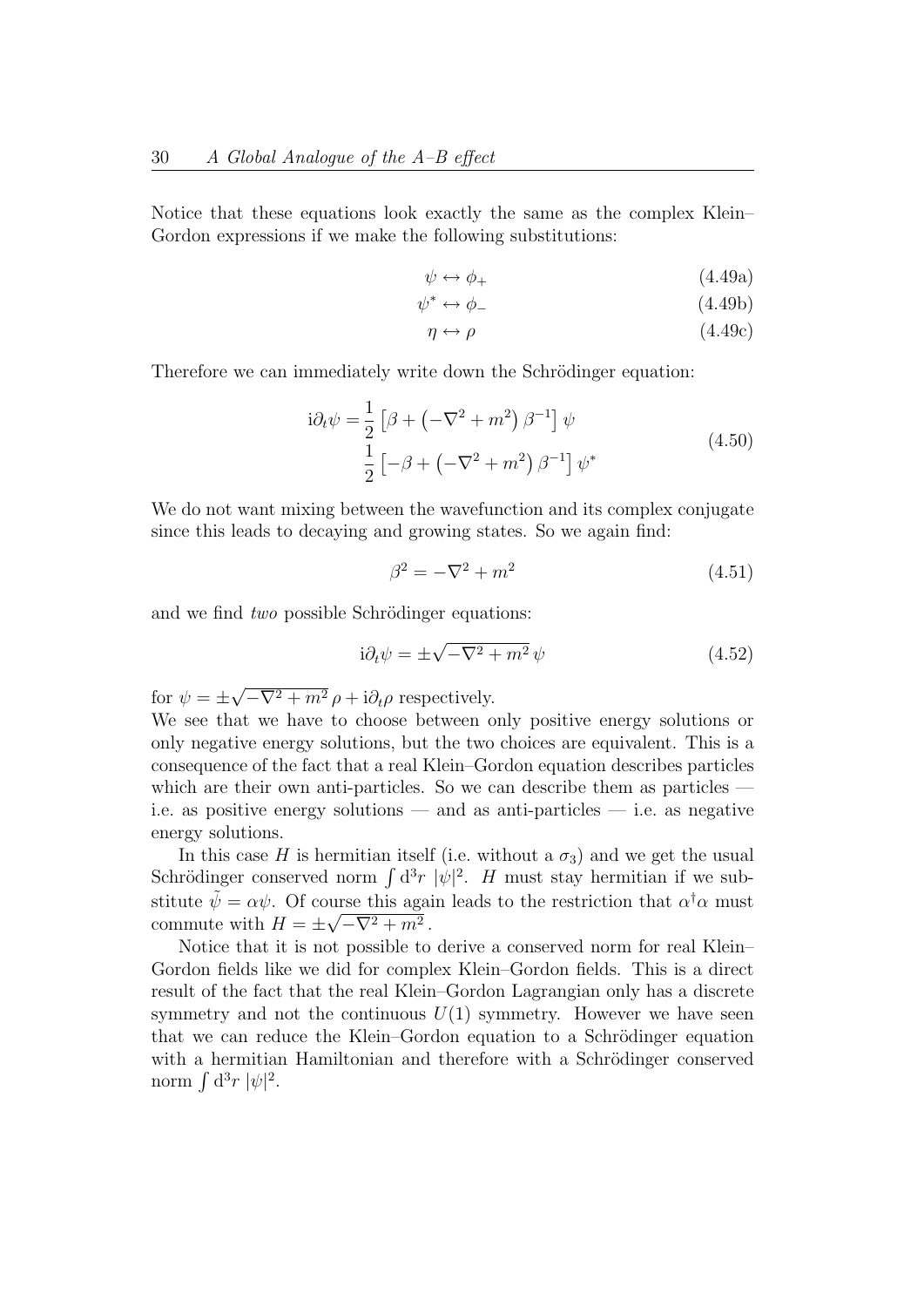Notice that these equations look exactly the same as the complex Klein–Gordon expressions if we make the following substitutions:

$$\psi \leftrightarrow \phi_+ \tag{4.49a}$$

$$\psi^* \leftrightarrow \phi_- \tag{4.49b}$$

$$\eta \leftrightarrow \rho \tag{4.49c}$$

Therefore we can immediately write down the Schrödinger equation:

$$\begin{aligned} \mathrm{i}\partial_t \psi = &\frac{1}{2}\left[\beta + \left(-\nabla^2 + m^2\right)\beta^{-1}\right]\psi \\ &\frac{1}{2}\left[-\beta + \left(-\nabla^2 + m^2\right)\beta^{-1}\right]\psi^* \end{aligned} \tag{4.50}$$

We do not want mixing between the wavefunction and its complex conjugate since this leads to decaying and growing states. So we again find:

$$\beta^2 = -\nabla^2 + m^2 \tag{4.51}$$

and we find *two* possible Schrödinger equations:

$$\mathrm{i}\partial_t \psi = \pm\sqrt{-\nabla^2 + m^2}\,\psi \tag{4.52}$$

for $\psi = \pm\sqrt{-\nabla^2 + m^2}\,\rho + \mathrm{i}\partial_t \rho$ respectively.

We see that we have to choose between only positive energy solutions or only negative energy solutions, but the two choices are equivalent. This is a consequence of the fact that a real Klein–Gordon equation describes particles which are their own anti-particles. So we can describe them as particles — i.e. as positive energy solutions — and as anti-particles — i.e. as negative energy solutions.

In this case $H$ is hermitian itself (i.e. without a $\sigma_3$) and we get the usual Schrödinger conserved norm $\int \mathrm{d}^3r\ |\psi|^2$. $H$ must stay hermitian if we substitute $\tilde{\psi} = \alpha\psi$. Of course this again leads to the restriction that $\alpha^\dagger\alpha$ must commute with $H = \pm\sqrt{-\nabla^2 + m^2}$.

Notice that it is not possible to derive a conserved norm for real Klein–Gordon fields like we did for complex Klein–Gordon fields. This is a direct result of the fact that the real Klein–Gordon Lagrangian only has a discrete symmetry and not the continuous $U(1)$ symmetry. However we have seen that we can reduce the Klein–Gordon equation to a Schrödinger equation with a hermitian Hamiltonian and therefore with a Schrödinger conserved norm $\int \mathrm{d}^3r\ |\psi|^2$.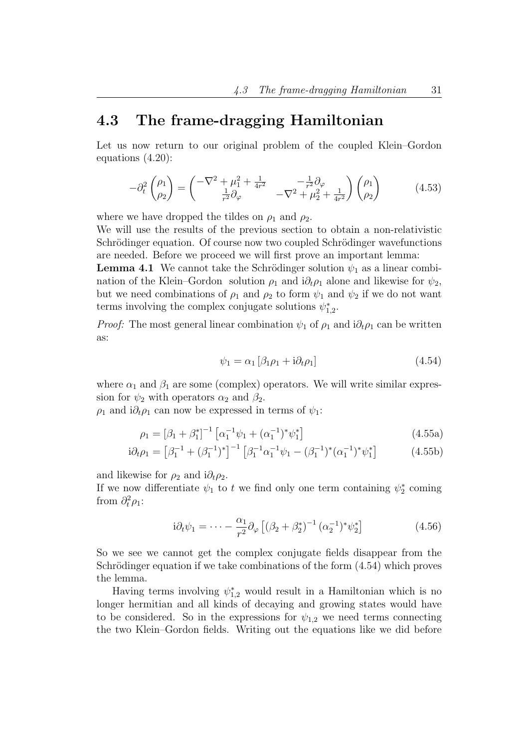## 4.3 The frame-dragging Hamiltonian

Let us now return to our original problem of the coupled Klein–Gordon equations (4.20):

$$-\partial_t^2 \begin{pmatrix} \rho_1 \\ \rho_2 \end{pmatrix} = \begin{pmatrix} -\nabla^2 + \mu_1^2 + \frac{1}{4r^2} & -\frac{1}{r^2}\partial_\varphi \\ \frac{1}{r^2}\partial_\varphi & -\nabla^2 + \mu_2^2 + \frac{1}{4r^2} \end{pmatrix} \begin{pmatrix} \rho_1 \\ \rho_2 \end{pmatrix} \tag{4.53}$$

where we have dropped the tildes on $\rho_1$ and $\rho_2$.

We will use the results of the previous section to obtain a non-relativistic Schrödinger equation. Of course now two coupled Schrödinger wavefunctions are needed. Before we proceed we will first prove an important lemma:

**Lemma 4.1** We cannot take the Schrödinger solution $\psi_1$ as a linear combination of the Klein–Gordon solution $\rho_1$ and $\mathrm{i}\partial_t\rho_1$ alone and likewise for $\psi_2$, but we need combinations of $\rho_1$ and $\rho_2$ to form $\psi_1$ and $\psi_2$ if we do not want terms involving the complex conjugate solutions $\psi_{1,2}^*$.

*Proof:* The most general linear combination $\psi_1$ of $\rho_1$ and $\mathrm{i}\partial_t\rho_1$ can be written as:

$$\psi_1 = \alpha_1 \left[\beta_1 \rho_1 + \mathrm{i}\partial_t \rho_1\right] \tag{4.54}$$

where $\alpha_1$ and $\beta_1$ are some (complex) operators. We will write similar expression for $\psi_2$ with operators $\alpha_2$ and $\beta_2$.

$\rho_1$ and $\mathrm{i}\partial_t\rho_1$ can now be expressed in terms of $\psi_1$:

$$\rho_1 = \left[\beta_1 + \beta_1^*\right]^{-1} \left[\alpha_1^{-1}\psi_1 + (\alpha_1^{-1})^*\psi_1^*\right] \tag{4.55a}$$

$$\mathrm{i}\partial_t\rho_1 = \left[\beta_1^{-1} + (\beta_1^{-1})^*\right]^{-1} \left[\beta_1^{-1}\alpha_1^{-1}\psi_1 - (\beta_1^{-1})^*(\alpha_1^{-1})^*\psi_1^*\right] \tag{4.55b}$$

and likewise for $\rho_2$ and $\mathrm{i}\partial_t\rho_2$.

If we now differentiate $\psi_1$ to $t$ we find only one term containing $\psi_2^*$ coming from $\partial_t^2\rho_1$:

$$\mathrm{i}\partial_t\psi_1 = \cdots - \frac{\alpha_1}{r^2}\partial_\varphi \left[(\beta_2 + \beta_2^*)^{-1}(\alpha_2^{-1})^*\psi_2^*\right] \tag{4.56}$$

So we see we cannot get the complex conjugate fields disappear from the Schrödinger equation if we take combinations of the form (4.54) which proves the lemma.

Having terms involving $\psi_{1,2}^*$ would result in a Hamiltonian which is no longer hermitian and all kinds of decaying and growing states would have to be considered. So in the expressions for $\psi_{1,2}$ we need terms connecting the two Klein–Gordon fields. Writing out the equations like we did before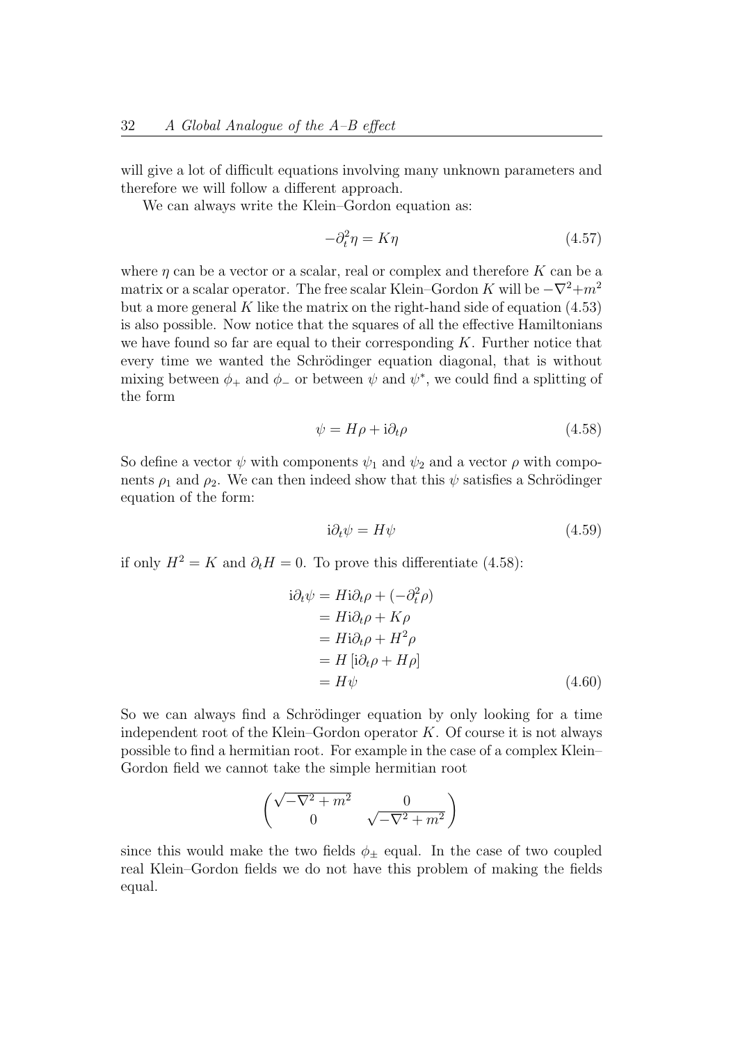will give a lot of difficult equations involving many unknown parameters and therefore we will follow a different approach.

We can always write the Klein–Gordon equation as:

$$-\partial_t^2 \eta = K\eta \tag{4.57}$$

where $\eta$ can be a vector or a scalar, real or complex and therefore $K$ can be a matrix or a scalar operator. The free scalar Klein–Gordon $K$ will be $-\nabla^2 + m^2$ but a more general $K$ like the matrix on the right-hand side of equation (4.53) is also possible. Now notice that the squares of all the effective Hamiltonians we have found so far are equal to their corresponding $K$. Further notice that every time we wanted the Schrödinger equation diagonal, that is without mixing between $\phi_+$ and $\phi_-$ or between $\psi$ and $\psi^*$, we could find a splitting of the form

$$\psi = H\rho + \mathrm{i}\partial_t \rho \tag{4.58}$$

So define a vector $\psi$ with components $\psi_1$ and $\psi_2$ and a vector $\rho$ with components $\rho_1$ and $\rho_2$. We can then indeed show that this $\psi$ satisfies a Schrödinger equation of the form:

$$\mathrm{i}\partial_t \psi = H\psi \tag{4.59}$$

if only $H^2 = K$ and $\partial_t H = 0$. To prove this differentiate (4.58):

$$\begin{aligned}
\mathrm{i}\partial_t \psi &= H\mathrm{i}\partial_t \rho + (-\partial_t^2 \rho) \\
&= H\mathrm{i}\partial_t \rho + K\rho \\
&= H\mathrm{i}\partial_t \rho + H^2 \rho \\
&= H\left[\mathrm{i}\partial_t \rho + H\rho\right] \\
&= H\psi
\end{aligned} \tag{4.60}$$

So we can always find a Schrödinger equation by only looking for a time independent root of the Klein–Gordon operator $K$. Of course it is not always possible to find a hermitian root. For example in the case of a complex Klein–Gordon field we cannot take the simple hermitian root

$$\begin{pmatrix} \sqrt{-\nabla^2 + m^2} & 0 \\ 0 & \sqrt{-\nabla^2 + m^2} \end{pmatrix}$$

since this would make the two fields $\phi_\pm$ equal. In the case of two coupled real Klein–Gordon fields we do not have this problem of making the fields equal.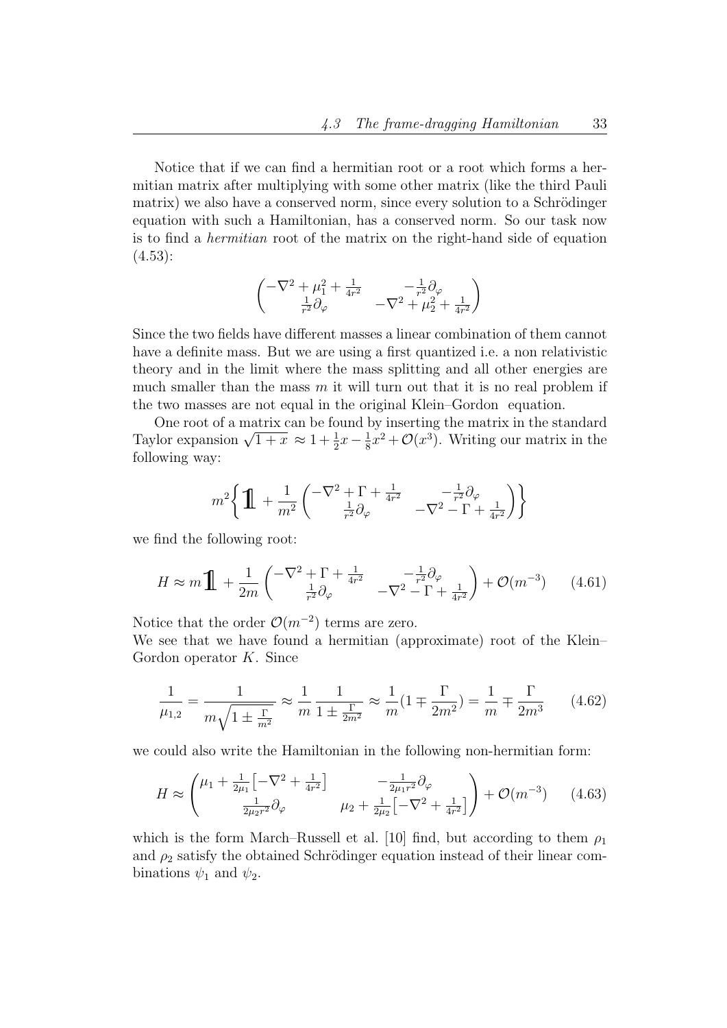Notice that if we can find a hermitian root or a root which forms a hermitian matrix after multiplying with some other matrix (like the third Pauli matrix) we also have a conserved norm, since every solution to a Schrödinger equation with such a Hamiltonian, has a conserved norm. So our task now is to find a *hermitian* root of the matrix on the right-hand side of equation (4.53):

$$\begin{pmatrix} -\nabla^2 + \mu_1^2 + \frac{1}{4r^2} & -\frac{1}{r^2}\partial_\varphi \\ \frac{1}{r^2}\partial_\varphi & -\nabla^2 + \mu_2^2 + \frac{1}{4r^2} \end{pmatrix}$$

Since the two fields have different masses a linear combination of them cannot have a definite mass. But we are using a first quantized i.e. a non relativistic theory and in the limit where the mass splitting and all other energies are much smaller than the mass $m$ it will turn out that it is no real problem if the two masses are not equal in the original Klein–Gordon equation.

One root of a matrix can be found by inserting the matrix in the standard Taylor expansion $\sqrt{1+x} \approx 1 + \frac{1}{2}x - \frac{1}{8}x^2 + \mathcal{O}(x^3)$. Writing our matrix in the following way:

$$m^2 \left\{ \mathbb{1} + \frac{1}{m^2} \begin{pmatrix} -\nabla^2 + \Gamma + \frac{1}{4r^2} & -\frac{1}{r^2}\partial_\varphi \\ \frac{1}{r^2}\partial_\varphi & -\nabla^2 - \Gamma + \frac{1}{4r^2} \end{pmatrix} \right\}$$

we find the following root:

$$H \approx m\mathbb{1} + \frac{1}{2m} \begin{pmatrix} -\nabla^2 + \Gamma + \frac{1}{4r^2} & -\frac{1}{r^2}\partial_\varphi \\ \frac{1}{r^2}\partial_\varphi & -\nabla^2 - \Gamma + \frac{1}{4r^2} \end{pmatrix} + \mathcal{O}(m^{-3}) \qquad (4.61)$$

Notice that the order $\mathcal{O}(m^{-2})$ terms are zero.
We see that we have found a hermitian (approximate) root of the Klein–Gordon operator $K$. Since

$$\frac{1}{\mu_{1,2}} = \frac{1}{m\sqrt{1 \pm \frac{\Gamma}{m^2}}} \approx \frac{1}{m} \frac{1}{1 \pm \frac{\Gamma}{2m^2}} \approx \frac{1}{m}(1 \mp \frac{\Gamma}{2m^2}) = \frac{1}{m} \mp \frac{\Gamma}{2m^3} \qquad (4.62)$$

we could also write the Hamiltonian in the following non-hermitian form:

$$H \approx \begin{pmatrix} \mu_1 + \frac{1}{2\mu_1}\left[-\nabla^2 + \frac{1}{4r^2}\right] & -\frac{1}{2\mu_1 r^2}\partial_\varphi \\ \frac{1}{2\mu_2 r^2}\partial_\varphi & \mu_2 + \frac{1}{2\mu_2}\left[-\nabla^2 + \frac{1}{4r^2}\right] \end{pmatrix} + \mathcal{O}(m^{-3}) \qquad (4.63)$$

which is the form March–Russell et al. [10] find, but according to them $\rho_1$ and $\rho_2$ satisfy the obtained Schrödinger equation instead of their linear combinations $\psi_1$ and $\psi_2$.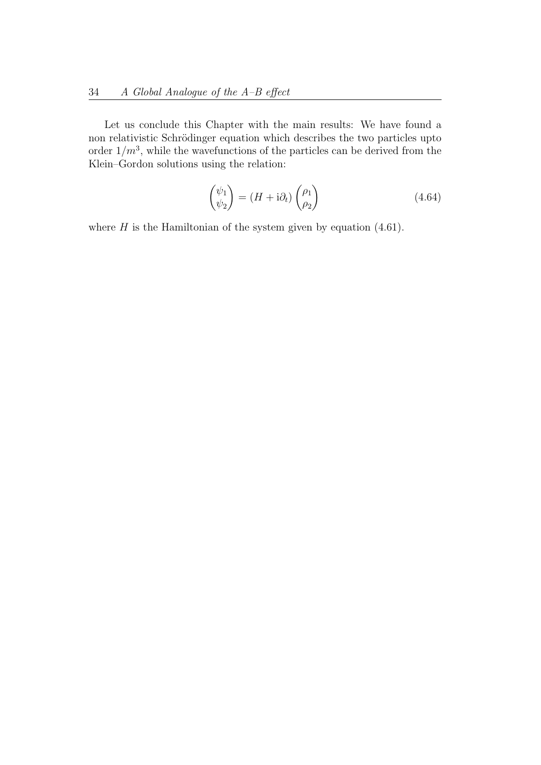Let us conclude this Chapter with the main results: We have found a non relativistic Schrödinger equation which describes the two particles upto order $1/m^3$, while the wavefunctions of the particles can be derived from the Klein–Gordon solutions using the relation:

$$\begin{pmatrix} \psi_1 \\ \psi_2 \end{pmatrix} = (H + \mathrm{i}\partial_t) \begin{pmatrix} \rho_1 \\ \rho_2 \end{pmatrix} \tag{4.64}$$

where $H$ is the Hamiltonian of the system given by equation (4.61).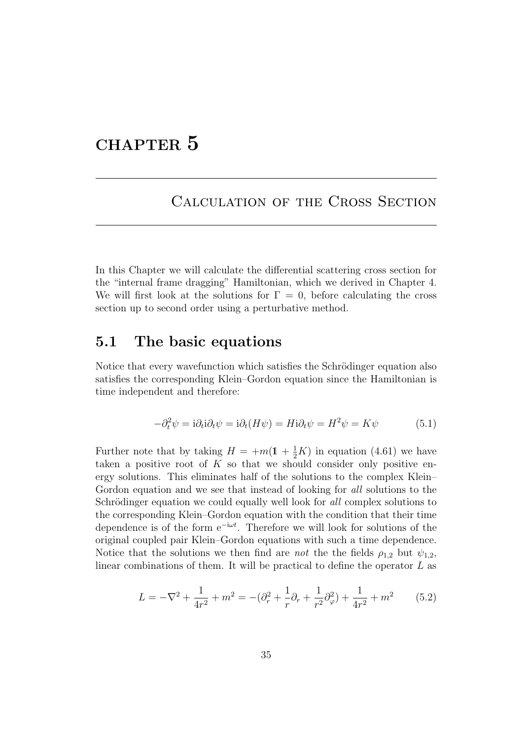# CHAPTER 5

## Calculation of the Cross Section

In this Chapter we will calculate the differential scattering cross section for the "internal frame dragging" Hamiltonian, which we derived in Chapter 4. We will first look at the solutions for $\Gamma = 0$, before calculating the cross section up to second order using a perturbative method.

## 5.1 The basic equations

Notice that every wavefunction which satisfies the Schrödinger equation also satisfies the corresponding Klein–Gordon equation since the Hamiltonian is time independent and therefore:

$$-\partial_t^2 \psi = \mathrm{i}\partial_t \mathrm{i}\partial_t \psi = \mathrm{i}\partial_t (H\psi) = H \mathrm{i}\partial_t \psi = H^2 \psi = K\psi \tag{5.1}$$

Further note that by taking $H = +m(\mathbb{1} + \frac{1}{2}K)$ in equation (4.61) we have taken a positive root of $K$ so that we should consider only positive energy solutions. This eliminates half of the solutions to the complex Klein–Gordon equation and we see that instead of looking for *all* solutions to the Schrödinger equation we could equally well look for *all* complex solutions to the corresponding Klein–Gordon equation with the condition that their time dependence is of the form $\mathrm{e}^{-\mathrm{i}\omega t}$. Therefore we will look for solutions of the original coupled pair Klein–Gordon equations with such a time dependence. Notice that the solutions we then find are *not* the the fields $\rho_{1,2}$ but $\psi_{1,2}$, linear combinations of them. It will be practical to define the operator $L$ as

$$L = -\nabla^2 + \frac{1}{4r^2} + m^2 = -(\partial_r^2 + \frac{1}{r}\partial_r + \frac{1}{r^2}\partial_\varphi^2) + \frac{1}{4r^2} + m^2 \tag{5.2}$$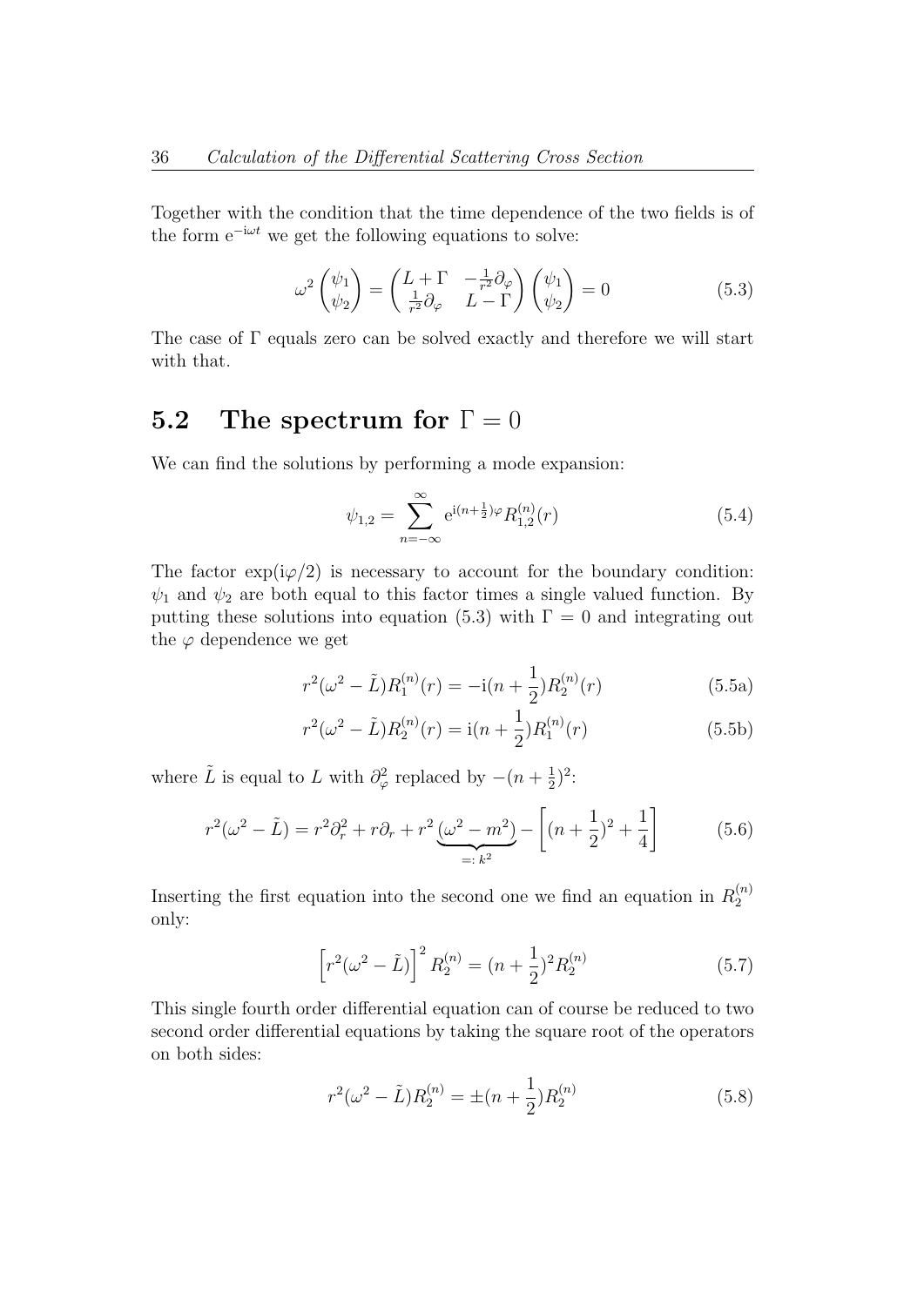Together with the condition that the time dependence of the two fields is of the form $e^{-i\omega t}$ we get the following equations to solve:

$$\omega^2 \begin{pmatrix} \psi_1 \\ \psi_2 \end{pmatrix} = \begin{pmatrix} L+\Gamma & -\frac{1}{r^2}\partial_\varphi \\ \frac{1}{r^2}\partial_\varphi & L-\Gamma \end{pmatrix} \begin{pmatrix} \psi_1 \\ \psi_2 \end{pmatrix} = 0 \tag{5.3}$$

The case of $\Gamma$ equals zero can be solved exactly and therefore we will start with that.

## 5.2 The spectrum for $\Gamma = 0$

We can find the solutions by performing a mode expansion:

$$\psi_{1,2} = \sum_{n=-\infty}^{\infty} e^{i(n+\frac{1}{2})\varphi} R_{1,2}^{(n)}(r) \tag{5.4}$$

The factor $\exp(i\varphi/2)$ is necessary to account for the boundary condition: $\psi_1$ and $\psi_2$ are both equal to this factor times a single valued function. By putting these solutions into equation (5.3) with $\Gamma = 0$ and integrating out the $\varphi$ dependence we get

$$r^2(\omega^2 - \tilde{L})R_1^{(n)}(r) = -i(n+\frac{1}{2})R_2^{(n)}(r) \tag{5.5a}$$

$$r^2(\omega^2 - \tilde{L})R_2^{(n)}(r) = i(n+\frac{1}{2})R_1^{(n)}(r) \tag{5.5b}$$

where $\tilde{L}$ is equal to $L$ with $\partial_\varphi^2$ replaced by $-(n+\frac{1}{2})^2$:

$$r^2(\omega^2 - \tilde{L}) = r^2\partial_r^2 + r\partial_r + r^2\underbrace{(\omega^2 - m^2)}_{=:\,k^2} - \left[(n+\frac{1}{2})^2 + \frac{1}{4}\right] \tag{5.6}$$

Inserting the first equation into the second one we find an equation in $R_2^{(n)}$ only:

$$\left[r^2(\omega^2 - \tilde{L})\right]^2 R_2^{(n)} = (n+\frac{1}{2})^2 R_2^{(n)} \tag{5.7}$$

This single fourth order differential equation can of course be reduced to two second order differential equations by taking the square root of the operators on both sides:

$$r^2(\omega^2 - \tilde{L})R_2^{(n)} = \pm(n+\frac{1}{2})R_2^{(n)} \tag{5.8}$$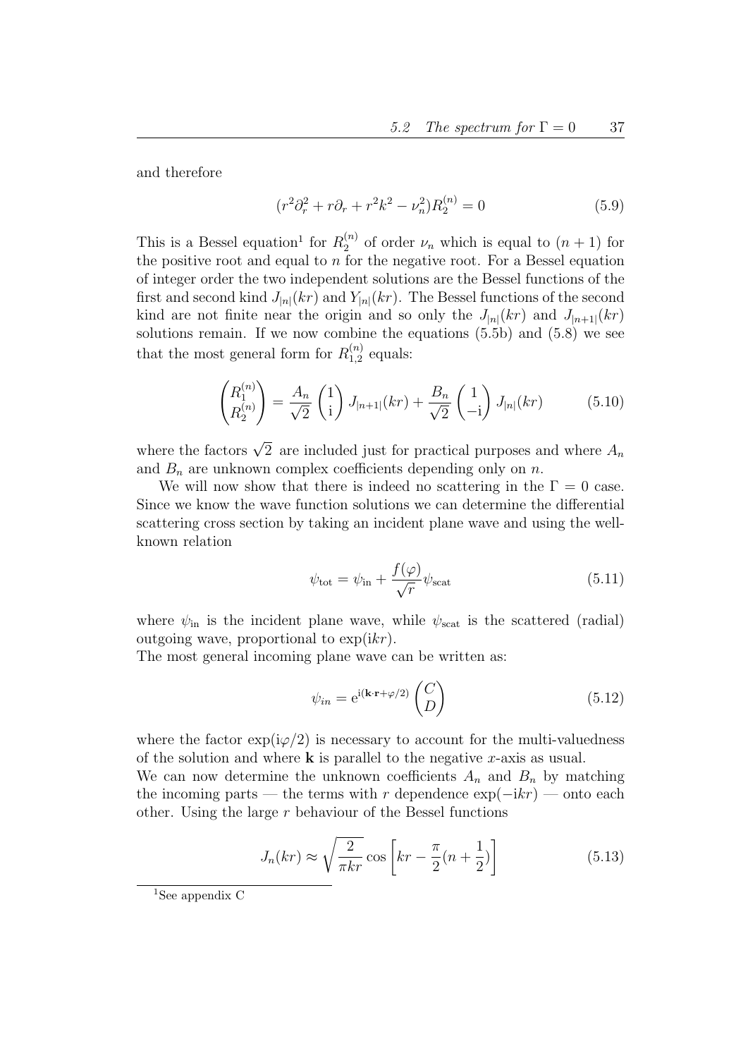and therefore

$$(r^2\partial_r^2 + r\partial_r + r^2k^2 - \nu_n^2)R_2^{(n)} = 0 \tag{5.9}$$

This is a Bessel equation[1] for $R_2^{(n)}$ of order $\nu_n$ which is equal to $(n+1)$ for the positive root and equal to $n$ for the negative root. For a Bessel equation of integer order the two independent solutions are the Bessel functions of the first and second kind $J_{|n|}(kr)$ and $Y_{|n|}(kr)$. The Bessel functions of the second kind are not finite near the origin and so only the $J_{|n|}(kr)$ and $J_{|n+1|}(kr)$ solutions remain. If we now combine the equations (5.5b) and (5.8) we see that the most general form for $R_{1,2}^{(n)}$ equals:

$$\begin{pmatrix} R_1^{(n)} \\ R_2^{(n)} \end{pmatrix} = \frac{A_n}{\sqrt{2}} \begin{pmatrix} 1 \\ \mathrm{i} \end{pmatrix} J_{|n+1|}(kr) + \frac{B_n}{\sqrt{2}} \begin{pmatrix} 1 \\ -\mathrm{i} \end{pmatrix} J_{|n|}(kr) \tag{5.10}$$

where the factors $\sqrt{2}$ are included just for practical purposes and where $A_n$ and $B_n$ are unknown complex coefficients depending only on $n$.

We will now show that there is indeed no scattering in the $\Gamma = 0$ case. Since we know the wave function solutions we can determine the differential scattering cross section by taking an incident plane wave and using the well-known relation

$$\psi_{\text{tot}} = \psi_{\text{in}} + \frac{f(\varphi)}{\sqrt{r}}\psi_{\text{scat}} \tag{5.11}$$

where $\psi_{\text{in}}$ is the incident plane wave, while $\psi_{\text{scat}}$ is the scattered (radial) outgoing wave, proportional to $\exp(\mathrm{i}kr)$.

The most general incoming plane wave can be written as:

$$\psi_{in} = \mathrm{e}^{\mathrm{i}(\mathbf{k}\cdot\mathbf{r} + \varphi/2)} \begin{pmatrix} C \\ D \end{pmatrix} \tag{5.12}$$

where the factor $\exp(\mathrm{i}\varphi/2)$ is necessary to account for the multi-valuedness of the solution and where $\mathbf{k}$ is parallel to the negative $x$-axis as usual.

We can now determine the unknown coefficients $A_n$ and $B_n$ by matching the incoming parts — the terms with $r$ dependence $\exp(-\mathrm{i}kr)$ — onto each other. Using the large $r$ behaviour of the Bessel functions

$$J_n(kr) \approx \sqrt{\frac{2}{\pi kr}} \cos\left[kr - \frac{\pi}{2}(n + \frac{1}{2})\right] \tag{5.13}$$

[1] See appendix C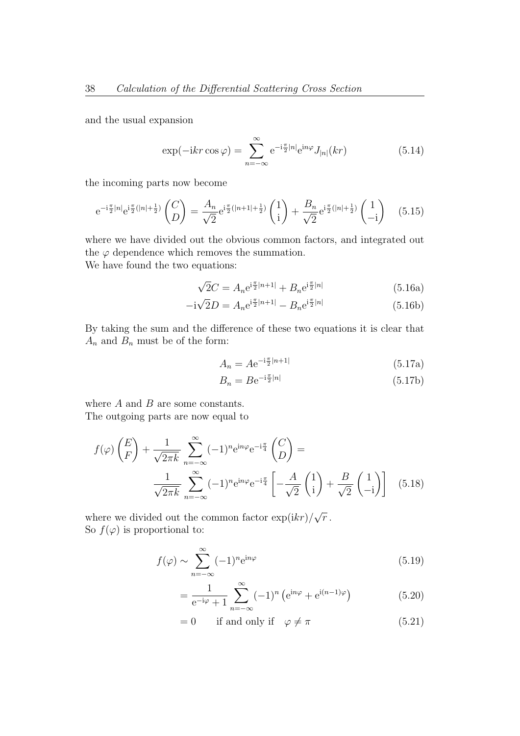and the usual expansion

$$\exp(-\mathrm{i}kr\cos\varphi) = \sum_{n=-\infty}^{\infty} \mathrm{e}^{-\mathrm{i}\frac{\pi}{2}|n|}\mathrm{e}^{\mathrm{i}n\varphi} J_{|n|}(kr) \tag{5.14}$$

the incoming parts now become

$$\mathrm{e}^{-\mathrm{i}\frac{\pi}{2}|n|}\mathrm{e}^{\mathrm{i}\frac{\pi}{2}(|n|+\frac{1}{2})}\begin{pmatrix} C \\ D \end{pmatrix} = \frac{A_n}{\sqrt{2}}\mathrm{e}^{\mathrm{i}\frac{\pi}{2}(|n+1|+\frac{1}{2})}\begin{pmatrix} 1 \\ \mathrm{i} \end{pmatrix} + \frac{B_n}{\sqrt{2}}\mathrm{e}^{\mathrm{i}\frac{\pi}{2}(|n|+\frac{1}{2})}\begin{pmatrix} 1 \\ -\mathrm{i} \end{pmatrix} \tag{5.15}$$

where we have divided out the obvious common factors, and integrated out the $\varphi$ dependence which removes the summation.
We have found the two equations:

$$\sqrt{2}C = A_n \mathrm{e}^{\mathrm{i}\frac{\pi}{2}|n+1|} + B_n \mathrm{e}^{\mathrm{i}\frac{\pi}{2}|n|} \tag{5.16a}$$

$$-\mathrm{i}\sqrt{2}D = A_n \mathrm{e}^{\mathrm{i}\frac{\pi}{2}|n+1|} - B_n \mathrm{e}^{\mathrm{i}\frac{\pi}{2}|n|} \tag{5.16b}$$

By taking the sum and the difference of these two equations it is clear that $A_n$ and $B_n$ must be of the form:

$$A_n = A\mathrm{e}^{-\mathrm{i}\frac{\pi}{2}|n+1|} \tag{5.17a}$$

$$B_n = B\mathrm{e}^{-\mathrm{i}\frac{\pi}{2}|n|} \tag{5.17b}$$

where $A$ and $B$ are some constants.
The outgoing parts are now equal to

$$f(\varphi)\begin{pmatrix} E \\ F \end{pmatrix} + \frac{1}{\sqrt{2\pi k}}\sum_{n=-\infty}^{\infty}(-1)^n \mathrm{e}^{\mathrm{i}n\varphi}\mathrm{e}^{-\mathrm{i}\frac{\pi}{4}}\begin{pmatrix} C \\ D \end{pmatrix} = \frac{1}{\sqrt{2\pi k}}\sum_{n=-\infty}^{\infty}(-1)^n \mathrm{e}^{\mathrm{i}n\varphi}\mathrm{e}^{-\mathrm{i}\frac{\pi}{4}}\left[-\frac{A}{\sqrt{2}}\begin{pmatrix} 1 \\ \mathrm{i} \end{pmatrix} + \frac{B}{\sqrt{2}}\begin{pmatrix} 1 \\ -\mathrm{i} \end{pmatrix}\right] \tag{5.18}$$

where we divided out the common factor $\exp(\mathrm{i}kr)/\sqrt{r}$.
So $f(\varphi)$ is proportional to:

$$f(\varphi) \sim \sum_{n=-\infty}^{\infty}(-1)^n \mathrm{e}^{\mathrm{i}n\varphi} \tag{5.19}$$

$$= \frac{1}{\mathrm{e}^{-\mathrm{i}\varphi}+1}\sum_{n=-\infty}^{\infty}(-1)^n\left(\mathrm{e}^{\mathrm{i}n\varphi} + \mathrm{e}^{\mathrm{i}(n-1)\varphi}\right) \tag{5.20}$$

$$= 0 \qquad \text{if and only if} \quad \varphi \neq \pi \tag{5.21}$$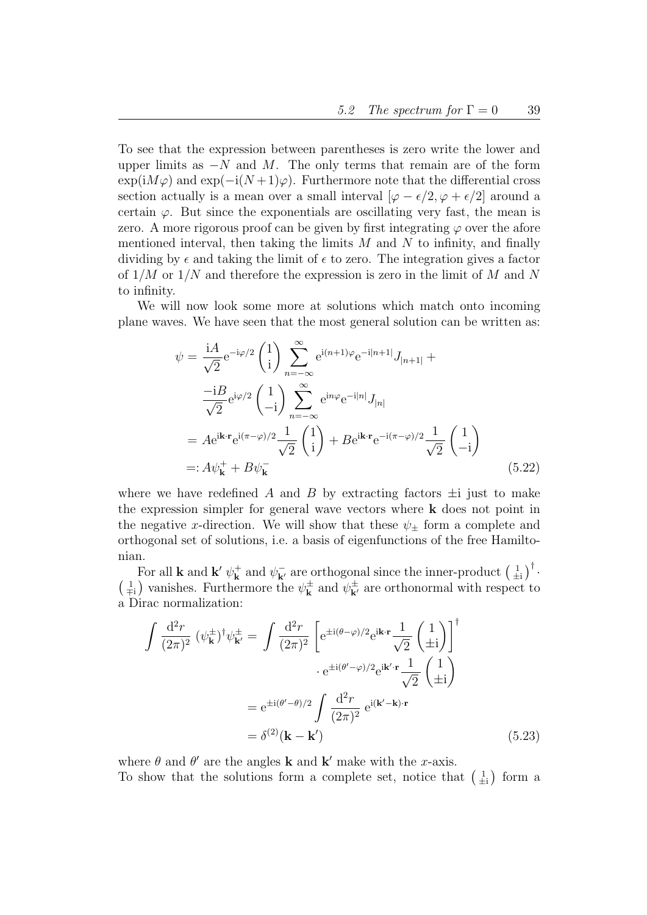To see that the expression between parentheses is zero write the lower and upper limits as $-N$ and $M$. The only terms that remain are of the form $\exp(\mathrm{i}M\varphi)$ and $\exp(-\mathrm{i}(N+1)\varphi)$. Furthermore note that the differential cross section actually is a mean over a small interval $[\varphi - \epsilon/2, \varphi + \epsilon/2]$ around a certain $\varphi$. But since the exponentials are oscillating very fast, the mean is zero. A more rigorous proof can be given by first integrating $\varphi$ over the afore mentioned interval, then taking the limits $M$ and $N$ to infinity, and finally dividing by $\epsilon$ and taking the limit of $\epsilon$ to zero. The integration gives a factor of $1/M$ or $1/N$ and therefore the expression is zero in the limit of $M$ and $N$ to infinity.

We will now look some more at solutions which match onto incoming plane waves. We have seen that the most general solution can be written as:

$$
\begin{aligned}
\psi &= \frac{\mathrm{i}A}{\sqrt{2}} \mathrm{e}^{-\mathrm{i}\varphi/2} \begin{pmatrix} 1 \\ \mathrm{i} \end{pmatrix} \sum_{n=-\infty}^{\infty} \mathrm{e}^{\mathrm{i}(n+1)\varphi} \mathrm{e}^{-\mathrm{i}|n+1|} J_{|n+1|} + \\
&\quad \frac{-\mathrm{i}B}{\sqrt{2}} \mathrm{e}^{\mathrm{i}\varphi/2} \begin{pmatrix} 1 \\ -\mathrm{i} \end{pmatrix} \sum_{n=-\infty}^{\infty} \mathrm{e}^{\mathrm{i}n\varphi} \mathrm{e}^{-\mathrm{i}|n|} J_{|n|} \\
&= A \mathrm{e}^{\mathrm{i}\mathbf{k}\cdot\mathbf{r}} \mathrm{e}^{\mathrm{i}(\pi-\varphi)/2} \frac{1}{\sqrt{2}} \begin{pmatrix} 1 \\ \mathrm{i} \end{pmatrix} + B \mathrm{e}^{\mathrm{i}\mathbf{k}\cdot\mathbf{r}} \mathrm{e}^{-\mathrm{i}(\pi-\varphi)/2} \frac{1}{\sqrt{2}} \begin{pmatrix} 1 \\ -\mathrm{i} \end{pmatrix} \\
&=: A\psi_{\mathbf{k}}^{+} + B\psi_{\mathbf{k}}^{-}
\end{aligned}
\tag{5.22}
$$

where we have redefined $A$ and $B$ by extracting factors $\pm\mathrm{i}$ just to make the expression simpler for general wave vectors where $\mathbf{k}$ does not point in the negative $x$-direction. We will show that these $\psi_{\pm}$ form a complete and orthogonal set of solutions, i.e. a basis of eigenfunctions of the free Hamiltonian.

For all $\mathbf{k}$ and $\mathbf{k}'$ $\psi_{\mathbf{k}}^{+}$ and $\psi_{\mathbf{k}'}^{-}$ are orthogonal since the inner-product $\begin{pmatrix} 1 \\ \pm\mathrm{i} \end{pmatrix}^{\dagger} \cdot \begin{pmatrix} 1 \\ \mp\mathrm{i} \end{pmatrix}$ vanishes. Furthermore the $\psi_{\mathbf{k}}^{\pm}$ and $\psi_{\mathbf{k}'}^{\pm}$ are orthonormal with respect to a Dirac normalization:

$$
\begin{aligned}
\int \frac{\mathrm{d}^2 r}{(2\pi)^2} (\psi_{\mathbf{k}}^{\pm})^{\dagger} \psi_{\mathbf{k}'}^{\pm} &= \int \frac{\mathrm{d}^2 r}{(2\pi)^2} \left[ \mathrm{e}^{\pm\mathrm{i}(\theta-\varphi)/2} \mathrm{e}^{\mathrm{i}\mathbf{k}\cdot\mathbf{r}} \frac{1}{\sqrt{2}} \begin{pmatrix} 1 \\ \pm\mathrm{i} \end{pmatrix} \right]^{\dagger} \\
&\qquad \cdot \mathrm{e}^{\pm\mathrm{i}(\theta'-\varphi)/2} \mathrm{e}^{\mathrm{i}\mathbf{k}'\cdot\mathbf{r}} \frac{1}{\sqrt{2}} \begin{pmatrix} 1 \\ \pm\mathrm{i} \end{pmatrix} \\
&= \mathrm{e}^{\pm\mathrm{i}(\theta'-\theta)/2} \int \frac{\mathrm{d}^2 r}{(2\pi)^2} \mathrm{e}^{\mathrm{i}(\mathbf{k}'-\mathbf{k})\cdot\mathbf{r}} \\
&= \delta^{(2)}(\mathbf{k} - \mathbf{k}')
\end{aligned}
\tag{5.23}
$$

where $\theta$ and $\theta'$ are the angles $\mathbf{k}$ and $\mathbf{k}'$ make with the $x$-axis.
To show that the solutions form a complete set, notice that $\begin{pmatrix} 1 \\ \pm\mathrm{i} \end{pmatrix}$ form a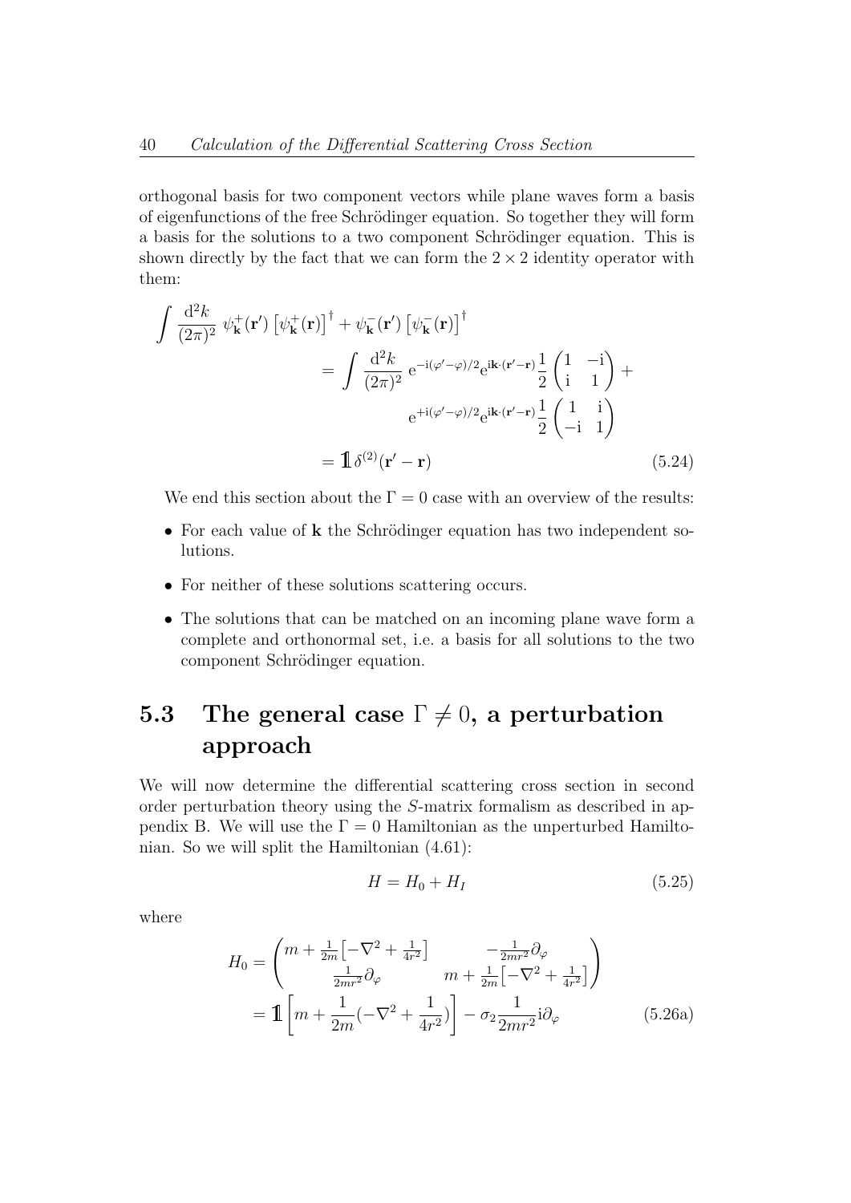orthogonal basis for two component vectors while plane waves form a basis of eigenfunctions of the free Schrödinger equation. So together they will form a basis for the solutions to a two component Schrödinger equation. This is shown directly by the fact that we can form the $2 \times 2$ identity operator with them:

$$
\begin{aligned}
\int \frac{\mathrm{d}^2 k}{(2\pi)^2}\ \psi^+_{\mathbf{k}}(\mathbf{r}')\left[\psi^+_{\mathbf{k}}(\mathbf{r})\right]^\dagger + \psi^-_{\mathbf{k}}(\mathbf{r}')\left[\psi^-_{\mathbf{k}}(\mathbf{r})\right]^\dagger
&= \int \frac{\mathrm{d}^2 k}{(2\pi)^2}\ \mathrm{e}^{-\mathrm{i}(\varphi'-\varphi)/2}\mathrm{e}^{\mathrm{i}\mathbf{k}\cdot(\mathbf{r}'-\mathbf{r})}\frac{1}{2}\begin{pmatrix}1 & -\mathrm{i}\\ \mathrm{i} & 1\end{pmatrix} + \\
&\qquad \mathrm{e}^{+\mathrm{i}(\varphi'-\varphi)/2}\mathrm{e}^{\mathrm{i}\mathbf{k}\cdot(\mathbf{r}'-\mathbf{r})}\frac{1}{2}\begin{pmatrix}1 & \mathrm{i}\\ -\mathrm{i} & 1\end{pmatrix} \\
&= \mathbb{1}\,\delta^{(2)}(\mathbf{r}'-\mathbf{r})
\end{aligned}
\tag{5.24}
$$

We end this section about the $\Gamma = 0$ case with an overview of the results:

- For each value of $\mathbf{k}$ the Schrödinger equation has two independent solutions.
- For neither of these solutions scattering occurs.
- The solutions that can be matched on an incoming plane wave form a complete and orthonormal set, i.e. a basis for all solutions to the two component Schrödinger equation.

## 5.3 The general case $\Gamma \neq 0$, a perturbation approach

We will now determine the differential scattering cross section in second order perturbation theory using the $S$-matrix formalism as described in appendix B. We will use the $\Gamma = 0$ Hamiltonian as the unperturbed Hamiltonian. So we will split the Hamiltonian (4.61):

$$
H = H_0 + H_I \tag{5.25}
$$

where

$$
\begin{aligned}
H_0 &= \begin{pmatrix} m + \frac{1}{2m}\left[-\nabla^2 + \frac{1}{4r^2}\right] & -\frac{1}{2mr^2}\partial_\varphi \\ \frac{1}{2mr^2}\partial_\varphi & m + \frac{1}{2m}\left[-\nabla^2 + \frac{1}{4r^2}\right] \end{pmatrix} \\
&= \mathbb{1}\left[m + \frac{1}{2m}(-\nabla^2 + \frac{1}{4r^2})\right] - \sigma_2 \frac{1}{2mr^2}\mathrm{i}\partial_\varphi
\end{aligned}
\tag{5.26a}
$$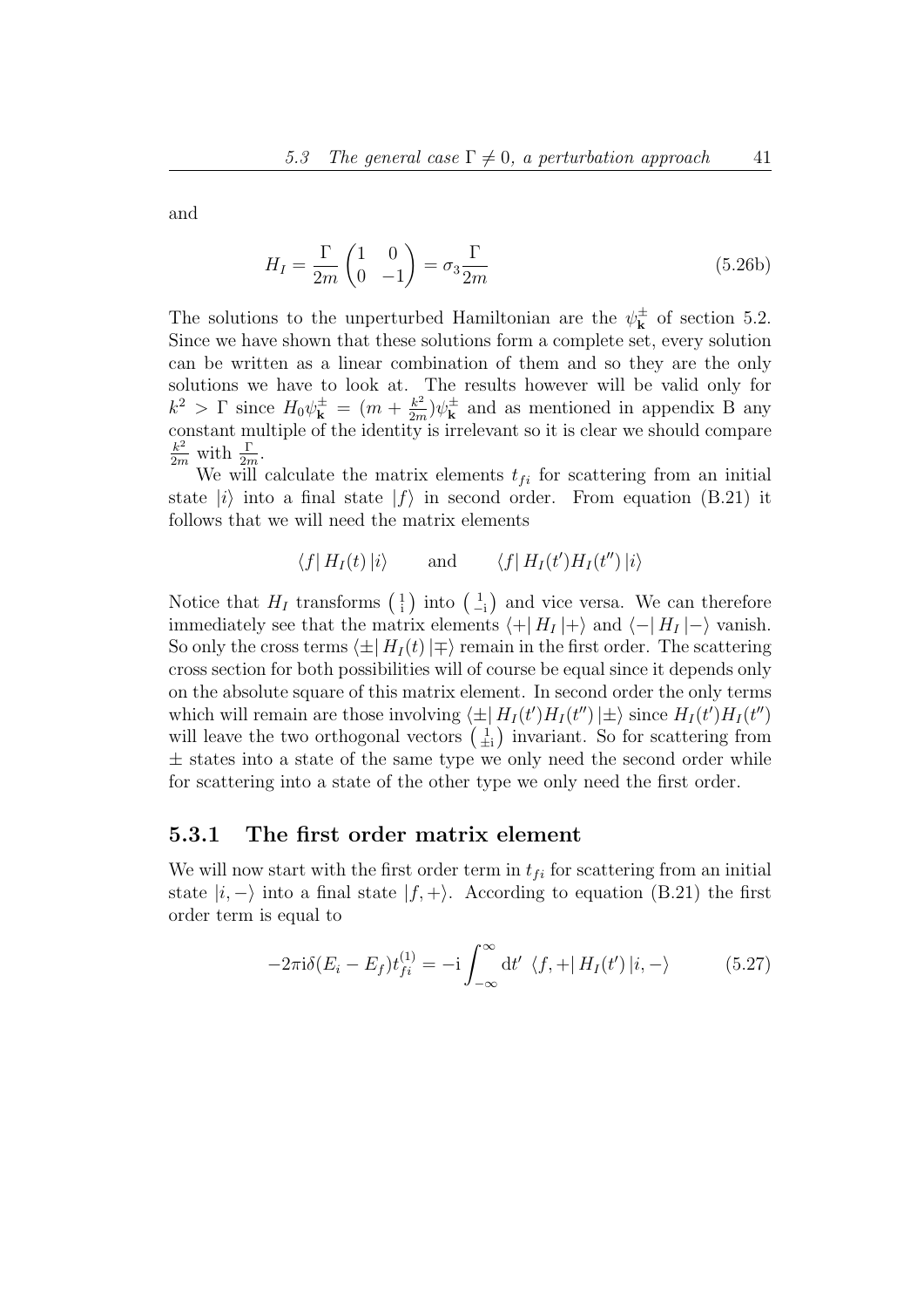and

$$H_I = \frac{\Gamma}{2m}\begin{pmatrix}1 & 0\\ 0 & -1\end{pmatrix} = \sigma_3 \frac{\Gamma}{2m} \tag{5.26b}$$

The solutions to the unperturbed Hamiltonian are the $\psi^{\pm}_{\mathbf{k}}$ of section 5.2. Since we have shown that these solutions form a complete set, every solution can be written as a linear combination of them and so they are the only solutions we have to look at. The results however will be valid only for $k^2 > \Gamma$ since $H_0\psi^{\pm}_{\mathbf{k}} = (m + \frac{k^2}{2m})\psi^{\pm}_{\mathbf{k}}$ and as mentioned in appendix B any constant multiple of the identity is irrelevant so it is clear we should compare $\frac{k^2}{2m}$ with $\frac{\Gamma}{2m}$.

We will calculate the matrix elements $t_{fi}$ for scattering from an initial state $|i\rangle$ into a final state $|f\rangle$ in second order. From equation (B.21) it follows that we will need the matrix elements

$$\langle f|\, H_I(t)\, |i\rangle \qquad \text{and} \qquad \langle f|\, H_I(t')H_I(t'')\, |i\rangle$$

Notice that $H_I$ transforms $\left(\begin{smallmatrix}1\\ \mathrm{i}\end{smallmatrix}\right)$ into $\left(\begin{smallmatrix}1\\ -\mathrm{i}\end{smallmatrix}\right)$ and vice versa. We can therefore immediately see that the matrix elements $\langle +|\, H_I\, |+\rangle$ and $\langle -|\, H_I\, |-\rangle$ vanish. So only the cross terms $\langle \pm|\, H_I(t)\, |\mp\rangle$ remain in the first order. The scattering cross section for both possibilities will of course be equal since it depends only on the absolute square of this matrix element. In second order the only terms which will remain are those involving $\langle \pm|\, H_I(t')H_I(t'')\, |\pm\rangle$ since $H_I(t')H_I(t'')$ will leave the two orthogonal vectors $\left(\begin{smallmatrix}1\\ \pm\mathrm{i}\end{smallmatrix}\right)$ invariant. So for scattering from $\pm$ states into a state of the same type we only need the second order while for scattering into a state of the other type we only need the first order.

### 5.3.1 The first order matrix element

We will now start with the first order term in $t_{fi}$ for scattering from an initial state $|i,-\rangle$ into a final state $|f,+\rangle$. According to equation (B.21) the first order term is equal to

$$-2\pi\mathrm{i}\delta(E_i - E_f)t^{(1)}_{fi} = -\mathrm{i}\int_{-\infty}^{\infty} \mathrm{d}t'\ \langle f,+|\, H_I(t')\, |i,-\rangle \tag{5.27}$$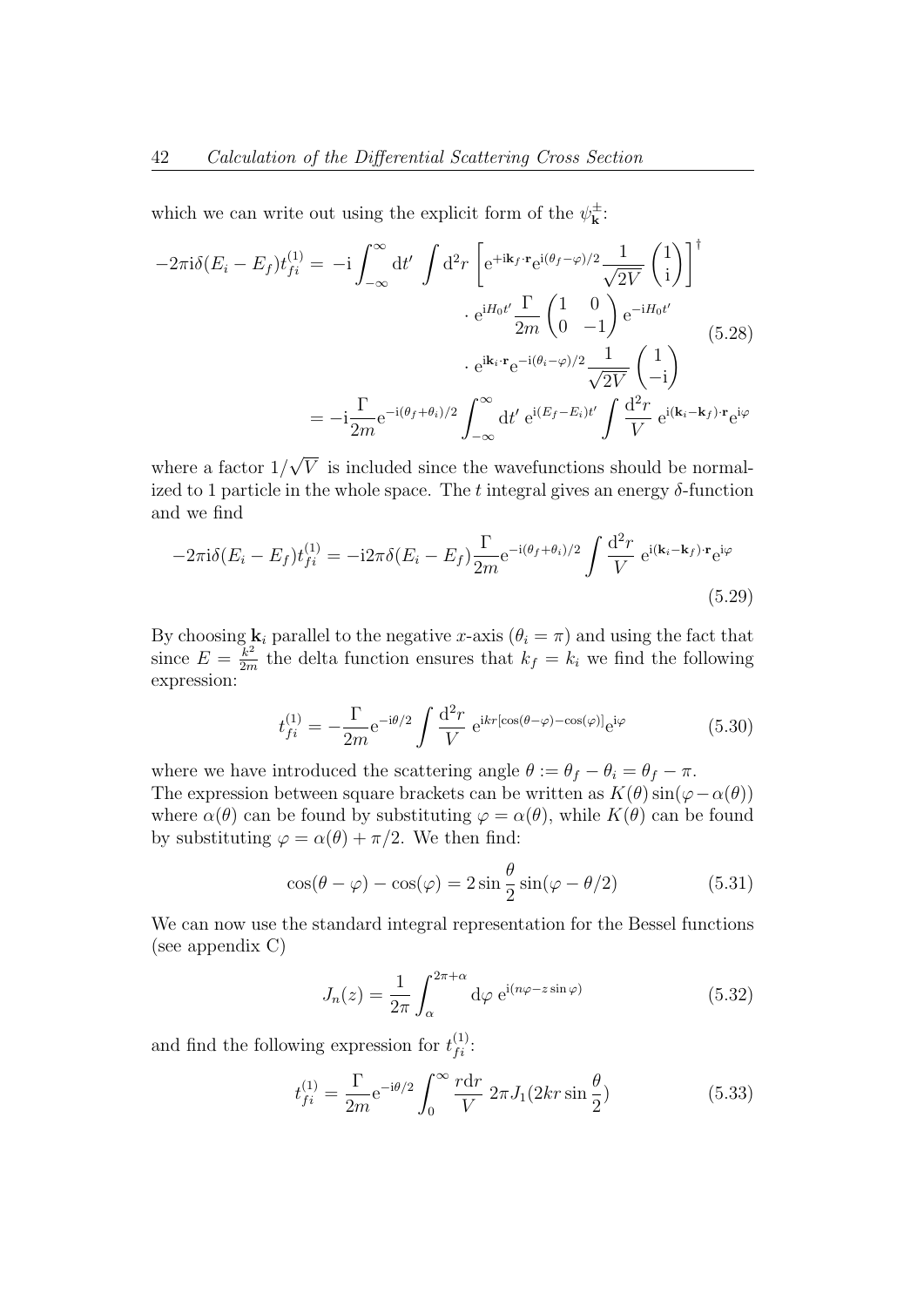which we can write out using the explicit form of the $\psi^{\pm}_{\mathbf{k}}$:

$$
\begin{aligned}
-2\pi \mathrm{i}\delta(E_i - E_f)t^{(1)}_{fi} = &-\mathrm{i}\int_{-\infty}^{\infty} \mathrm{d}t' \int \mathrm{d}^2 r \left[ \mathrm{e}^{+\mathrm{i}\mathbf{k}_f\cdot\mathbf{r}} \mathrm{e}^{\mathrm{i}(\theta_f - \varphi)/2} \frac{1}{\sqrt{2V}} \begin{pmatrix} 1 \\ \mathrm{i} \end{pmatrix} \right]^{\dagger} \\
&\cdot \mathrm{e}^{\mathrm{i}H_0 t'} \frac{\Gamma}{2m} \begin{pmatrix} 1 & 0 \\ 0 & -1 \end{pmatrix} \mathrm{e}^{-\mathrm{i}H_0 t'} \\
&\cdot \mathrm{e}^{\mathrm{i}\mathbf{k}_i\cdot\mathbf{r}} \mathrm{e}^{-\mathrm{i}(\theta_i - \varphi)/2} \frac{1}{\sqrt{2V}} \begin{pmatrix} 1 \\ -\mathrm{i} \end{pmatrix} \\
= &-\mathrm{i}\frac{\Gamma}{2m} \mathrm{e}^{-\mathrm{i}(\theta_f + \theta_i)/2} \int_{-\infty}^{\infty} \mathrm{d}t' \, \mathrm{e}^{\mathrm{i}(E_f - E_i)t'} \int \frac{\mathrm{d}^2 r}{V} \, \mathrm{e}^{\mathrm{i}(\mathbf{k}_i - \mathbf{k}_f)\cdot\mathbf{r}} \mathrm{e}^{\mathrm{i}\varphi}
\end{aligned}
\tag{5.28}
$$

where a factor $1/\sqrt{V}$ is included since the wavefunctions should be normalized to 1 particle in the whole space. The $t$ integral gives an energy $\delta$-function and we find

$$
-2\pi \mathrm{i}\delta(E_i - E_f)t^{(1)}_{fi} = -\mathrm{i}2\pi\delta(E_i - E_f)\frac{\Gamma}{2m}\mathrm{e}^{-\mathrm{i}(\theta_f + \theta_i)/2} \int \frac{\mathrm{d}^2 r}{V} \, \mathrm{e}^{\mathrm{i}(\mathbf{k}_i - \mathbf{k}_f)\cdot\mathbf{r}} \mathrm{e}^{\mathrm{i}\varphi}
\tag{5.29}
$$

By choosing $\mathbf{k}_i$ parallel to the negative $x$-axis ($\theta_i = \pi$) and using the fact that since $E = \frac{k^2}{2m}$ the delta function ensures that $k_f = k_i$ we find the following expression:

$$
t^{(1)}_{fi} = -\frac{\Gamma}{2m}\mathrm{e}^{-\mathrm{i}\theta/2} \int \frac{\mathrm{d}^2 r}{V} \, \mathrm{e}^{\mathrm{i}kr[\cos(\theta - \varphi) - \cos(\varphi)]} \mathrm{e}^{\mathrm{i}\varphi}
\tag{5.30}
$$

where we have introduced the scattering angle $\theta := \theta_f - \theta_i = \theta_f - \pi$.
The expression between square brackets can be written as $K(\theta)\sin(\varphi - \alpha(\theta))$ where $\alpha(\theta)$ can be found by substituting $\varphi = \alpha(\theta)$, while $K(\theta)$ can be found by substituting $\varphi = \alpha(\theta) + \pi/2$. We then find:

$$
\cos(\theta - \varphi) - \cos(\varphi) = 2\sin\frac{\theta}{2}\sin(\varphi - \theta/2)
\tag{5.31}
$$

We can now use the standard integral representation for the Bessel functions (see appendix C)

$$
J_n(z) = \frac{1}{2\pi}\int_{\alpha}^{2\pi + \alpha} \mathrm{d}\varphi \, \mathrm{e}^{\mathrm{i}(n\varphi - z\sin\varphi)}
\tag{5.32}
$$

and find the following expression for $t^{(1)}_{fi}$:

$$
t^{(1)}_{fi} = \frac{\Gamma}{2m}\mathrm{e}^{-\mathrm{i}\theta/2} \int_0^{\infty} \frac{r\mathrm{d}r}{V} \, 2\pi J_1(2kr\sin\frac{\theta}{2})
\tag{5.33}
$$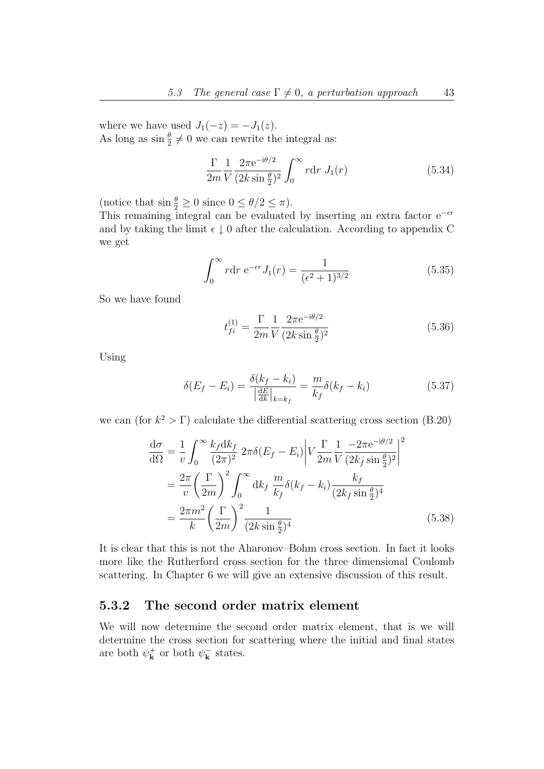where we have used $J_1(-z) = -J_1(z)$.
As long as $\sin\frac{\theta}{2} \neq 0$ we can rewrite the integral as:

$$\frac{\Gamma}{2m}\frac{1}{V}\frac{2\pi \mathrm{e}^{-\mathrm{i}\theta/2}}{(2k\sin\frac{\theta}{2})^2}\int_0^\infty r\mathrm{d}r\ J_1(r) \tag{5.34}$$

(notice that $\sin\frac{\theta}{2} \geq 0$ since $0 \leq \theta/2 \leq \pi$).
This remaining integral can be evaluated by inserting an extra factor $\mathrm{e}^{-\epsilon r}$ and by taking the limit $\epsilon \downarrow 0$ after the calculation. According to appendix C we get

$$\int_0^\infty r\mathrm{d}r\ \mathrm{e}^{-\epsilon r} J_1(r) = \frac{1}{(\epsilon^2+1)^{3/2}} \tag{5.35}$$

So we have found

$$t_{fi}^{(1)} = \frac{\Gamma}{2m}\frac{1}{V}\frac{2\pi \mathrm{e}^{-\mathrm{i}\theta/2}}{(2k\sin\frac{\theta}{2})^2} \tag{5.36}$$

Using

$$\delta(E_f - E_i) = \frac{\delta(k_f - k_i)}{\left|\frac{\mathrm{d}E}{\mathrm{d}k}\right|_{k=k_f}} = \frac{m}{k_f}\delta(k_f - k_i) \tag{5.37}$$

we can (for $k^2 > \Gamma$) calculate the differential scattering cross section (B.20)

$$\begin{aligned}
\frac{\mathrm{d}\sigma}{\mathrm{d}\Omega} &= \frac{1}{v}\int_0^\infty \frac{k_f \mathrm{d}k_f}{(2\pi)^2}\ 2\pi\delta(E_f - E_i)\left|V\frac{\Gamma}{2m}\frac{1}{V}\frac{-2\pi \mathrm{e}^{-\mathrm{i}\theta/2}}{(2k_f\sin\frac{\theta}{2})^2}\right|^2 \\
&= \frac{2\pi}{v}\left(\frac{\Gamma}{2m}\right)^2\int_0^\infty \mathrm{d}k_f\ \frac{m}{k_f}\delta(k_f - k_i)\frac{k_f}{(2k_f\sin\frac{\theta}{2})^4} \\
&= \frac{2\pi m^2}{k}\left(\frac{\Gamma}{2m}\right)^2\frac{1}{(2k\sin\frac{\theta}{2})^4}
\end{aligned} \tag{5.38}$$

It is clear that this is not the Aharonov–Bohm cross section. In fact it looks more like the Rutherford cross section for the three dimensional Coulomb scattering. In Chapter 6 we will give an extensive discussion of this result.

### 5.3.2 The second order matrix element

We will now determine the second order matrix element, that is we will determine the cross section for scattering where the initial and final states are both $\psi_{\mathbf{k}}^+$ or both $\psi_{\mathbf{k}}^-$ states.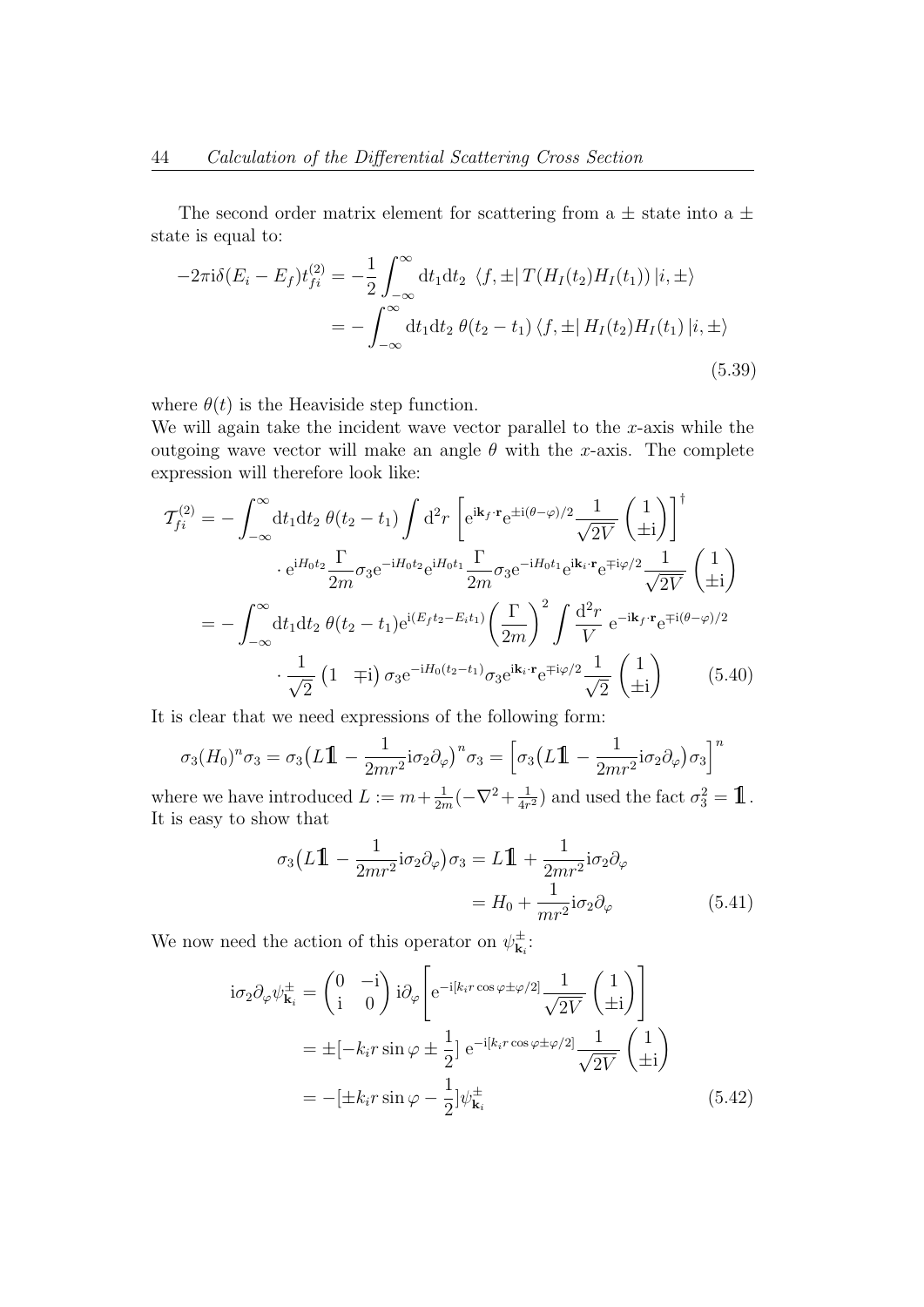The second order matrix element for scattering from a $\pm$ state into a $\pm$ state is equal to:

$$
\begin{aligned}
-2\pi \mathrm{i}\delta(E_i - E_f)t_{fi}^{(2)} &= -\frac{1}{2}\int_{-\infty}^{\infty} \mathrm{d}t_1 \mathrm{d}t_2 \ \langle f, \pm |\, T(H_I(t_2)H_I(t_1))\, |i, \pm\rangle \\
&= -\int_{-\infty}^{\infty} \mathrm{d}t_1 \mathrm{d}t_2 \ \theta(t_2 - t_1)\, \langle f, \pm |\, H_I(t_2)H_I(t_1)\, |i, \pm\rangle
\end{aligned}
\tag{5.39}
$$

where $\theta(t)$ is the Heaviside step function.
We will again take the incident wave vector parallel to the $x$-axis while the outgoing wave vector will make an angle $\theta$ with the $x$-axis. The complete expression will therefore look like:

$$
\begin{aligned}
\mathcal{T}_{fi}^{(2)} &= -\int_{-\infty}^{\infty} \mathrm{d}t_1 \mathrm{d}t_2 \ \theta(t_2 - t_1) \int \mathrm{d}^2 r \left[ \mathrm{e}^{\mathrm{i}\mathbf{k}_f \cdot \mathbf{r}} \mathrm{e}^{\pm \mathrm{i}(\theta - \varphi)/2} \frac{1}{\sqrt{2V}} \begin{pmatrix} 1 \\ \pm \mathrm{i} \end{pmatrix} \right]^{\dagger} \\
&\qquad \cdot \mathrm{e}^{\mathrm{i}H_0 t_2} \frac{\Gamma}{2m} \sigma_3 \mathrm{e}^{-\mathrm{i}H_0 t_2} \mathrm{e}^{\mathrm{i}H_0 t_1} \frac{\Gamma}{2m} \sigma_3 \mathrm{e}^{-\mathrm{i}H_0 t_1} \mathrm{e}^{\mathrm{i}\mathbf{k}_i \cdot \mathbf{r}} \mathrm{e}^{\mp \mathrm{i}\varphi/2} \frac{1}{\sqrt{2V}} \begin{pmatrix} 1 \\ \pm \mathrm{i} \end{pmatrix} \\
&= -\int_{-\infty}^{\infty} \mathrm{d}t_1 \mathrm{d}t_2 \ \theta(t_2 - t_1) \mathrm{e}^{\mathrm{i}(E_f t_2 - E_i t_1)} \left( \frac{\Gamma}{2m} \right)^2 \int \frac{\mathrm{d}^2 r}{V} \ \mathrm{e}^{-\mathrm{i}\mathbf{k}_f \cdot \mathbf{r}} \mathrm{e}^{\mp \mathrm{i}(\theta - \varphi)/2} \\
&\qquad \cdot \frac{1}{\sqrt{2}} \begin{pmatrix} 1 & \mp \mathrm{i} \end{pmatrix} \sigma_3 \mathrm{e}^{-\mathrm{i}H_0 (t_2 - t_1)} \sigma_3 \mathrm{e}^{\mathrm{i}\mathbf{k}_i \cdot \mathbf{r}} \mathrm{e}^{\mp \mathrm{i}\varphi/2} \frac{1}{\sqrt{2}} \begin{pmatrix} 1 \\ \pm \mathrm{i} \end{pmatrix}
\end{aligned}
\tag{5.40}
$$

It is clear that we need expressions of the following form:

$$
\sigma_3 (H_0)^n \sigma_3 = \sigma_3 \big( L\mathbb{1} - \frac{1}{2mr^2} \mathrm{i}\sigma_2 \partial_\varphi \big)^n \sigma_3 = \Big[ \sigma_3 \big( L\mathbb{1} - \frac{1}{2mr^2} \mathrm{i}\sigma_2 \partial_\varphi \big) \sigma_3 \Big]^n
$$

where we have introduced $L := m + \frac{1}{2m}(-\nabla^2 + \frac{1}{4r^2})$ and used the fact $\sigma_3^2 = \mathbb{1}$. It is easy to show that

$$
\begin{aligned}
\sigma_3 \big( L\mathbb{1} - \frac{1}{2mr^2} \mathrm{i}\sigma_2 \partial_\varphi \big) \sigma_3 &= L\mathbb{1} + \frac{1}{2mr^2} \mathrm{i}\sigma_2 \partial_\varphi \\
&= H_0 + \frac{1}{mr^2} \mathrm{i}\sigma_2 \partial_\varphi
\end{aligned}
\tag{5.41}
$$

We now need the action of this operator on $\psi_{\mathbf{k}_i}^{\pm}$:

$$
\begin{aligned}
\mathrm{i}\sigma_2 \partial_\varphi \psi_{\mathbf{k}_i}^{\pm} &= \begin{pmatrix} 0 & -\mathrm{i} \\ \mathrm{i} & 0 \end{pmatrix} \mathrm{i}\partial_\varphi \left[ \mathrm{e}^{-\mathrm{i}[k_i r \cos\varphi \pm \varphi/2]} \frac{1}{\sqrt{2V}} \begin{pmatrix} 1 \\ \pm \mathrm{i} \end{pmatrix} \right] \\
&= \pm [-k_i r \sin\varphi \pm \frac{1}{2}] \ \mathrm{e}^{-\mathrm{i}[k_i r \cos\varphi \pm \varphi/2]} \frac{1}{\sqrt{2V}} \begin{pmatrix} 1 \\ \pm \mathrm{i} \end{pmatrix} \\
&= -[\pm k_i r \sin\varphi - \frac{1}{2}] \psi_{\mathbf{k}_i}^{\pm}
\end{aligned}
\tag{5.42}
$$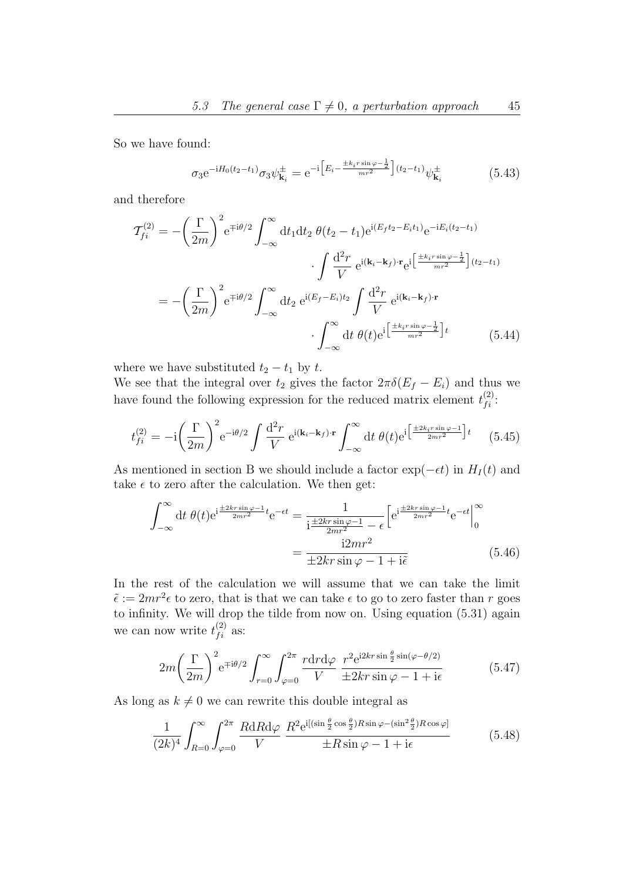So we have found:

$$\sigma_3 e^{-iH_0(t_2-t_1)}\sigma_3 \psi^{\pm}_{\mathbf{k}_i} = e^{-i\left[E_i - \frac{\pm k_i r \sin\varphi - \frac{1}{2}}{mr^2}\right](t_2-t_1)}\psi^{\pm}_{\mathbf{k}_i} \tag{5.43}$$

and therefore

$$\begin{aligned}
\mathcal{T}^{(2)}_{fi} &= -\left(\frac{\Gamma}{2m}\right)^2 e^{\mp i\theta/2}\int_{-\infty}^{\infty} dt_1 dt_2\ \theta(t_2-t_1)e^{i(E_f t_2 - E_i t_1)}e^{-iE_i(t_2-t_1)} \\
&\qquad\qquad \cdot \int \frac{d^2r}{V}\ e^{i(\mathbf{k}_i-\mathbf{k}_f)\cdot\mathbf{r}} e^{i\left[\frac{\pm k_i r\sin\varphi - \frac{1}{2}}{mr^2}\right](t_2-t_1)} \\
&= -\left(\frac{\Gamma}{2m}\right)^2 e^{\mp i\theta/2}\int_{-\infty}^{\infty} dt_2\ e^{i(E_f-E_i)t_2}\int \frac{d^2r}{V}\ e^{i(\mathbf{k}_i-\mathbf{k}_f)\cdot\mathbf{r}} \\
&\qquad\qquad \cdot \int_{-\infty}^{\infty} dt\ \theta(t) e^{i\left[\frac{\pm k_i r\sin\varphi - \frac{1}{2}}{mr^2}\right]t}
\end{aligned} \tag{5.44}$$

where we have substituted $t_2 - t_1$ by $t$.
We see that the integral over $t_2$ gives the factor $2\pi\delta(E_f - E_i)$ and thus we have found the following expression for the reduced matrix element $t^{(2)}_{fi}$:

$$t^{(2)}_{fi} = -i\left(\frac{\Gamma}{2m}\right)^2 e^{-i\theta/2}\int \frac{d^2r}{V}\ e^{i(\mathbf{k}_i-\mathbf{k}_f)\cdot\mathbf{r}}\int_{-\infty}^{\infty} dt\ \theta(t)e^{i\left[\frac{\pm 2k_i r\sin\varphi - 1}{2mr^2}\right]t} \tag{5.45}$$

As mentioned in section B we should include a factor $\exp(-\epsilon t)$ in $H_I(t)$ and take $\epsilon$ to zero after the calculation. We then get:

$$\begin{aligned}
\int_{-\infty}^{\infty} dt\ \theta(t)e^{i\frac{\pm 2kr\sin\varphi - 1}{2mr^2}t}e^{-\epsilon t} &= \frac{1}{i\frac{\pm 2kr\sin\varphi - 1}{2mr^2} - \epsilon}\left[e^{i\frac{\pm 2kr\sin\varphi - 1}{2mr^2}t}e^{-\epsilon t}\right|_0^{\infty} \\
&= \frac{i2mr^2}{\pm 2kr\sin\varphi - 1 + i\tilde{\epsilon}}
\end{aligned} \tag{5.46}$$

In the rest of the calculation we will assume that we can take the limit $\tilde{\epsilon} := 2mr^2\epsilon$ to zero, that is that we can take $\epsilon$ to go to zero faster than $r$ goes to infinity. We will drop the tilde from now on. Using equation (5.31) again we can now write $t^{(2)}_{fi}$ as:

$$2m\left(\frac{\Gamma}{2m}\right)^2 e^{\mp i\theta/2}\int_{r=0}^{\infty}\int_{\varphi=0}^{2\pi}\frac{r dr d\varphi}{V}\ \frac{r^2 e^{i2kr\sin\frac{\theta}{2}\sin(\varphi-\theta/2)}}{\pm 2kr\sin\varphi - 1 + i\epsilon} \tag{5.47}$$

As long as $k \neq 0$ we can rewrite this double integral as

$$\frac{1}{(2k)^4}\int_{R=0}^{\infty}\int_{\varphi=0}^{2\pi}\frac{R dR d\varphi}{V}\ \frac{R^2 e^{i[(\sin\frac{\theta}{2}\cos\frac{\theta}{2})R\sin\varphi - (\sin^2\frac{\theta}{2})R\cos\varphi]}}{\pm R\sin\varphi - 1 + i\epsilon} \tag{5.48}$$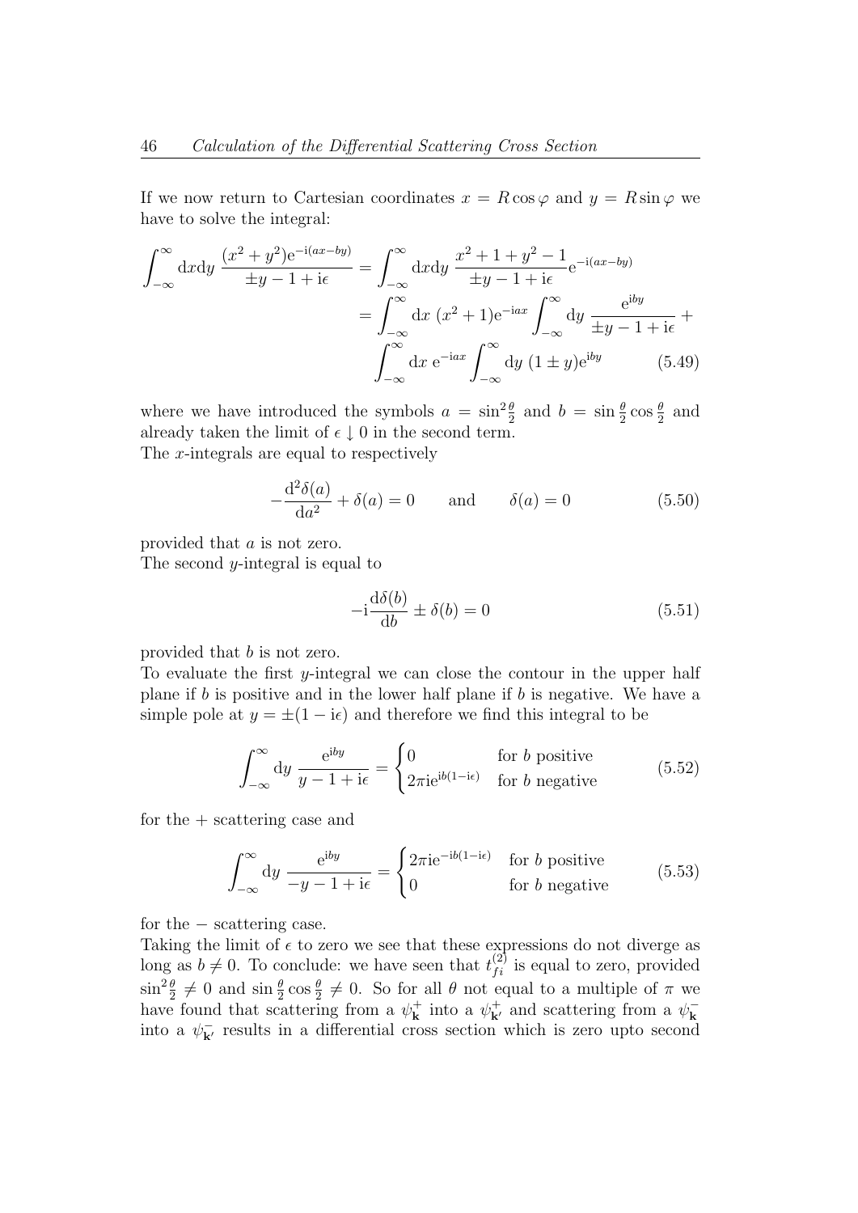If we now return to Cartesian coordinates $x = R\cos\varphi$ and $y = R\sin\varphi$ we have to solve the integral:

$$
\begin{aligned}
\int_{-\infty}^{\infty} \mathrm{d}x\mathrm{d}y \, \frac{(x^2+y^2)\mathrm{e}^{-\mathrm{i}(ax-by)}}{\pm y - 1 + \mathrm{i}\epsilon} &= \int_{-\infty}^{\infty} \mathrm{d}x\mathrm{d}y \, \frac{x^2+1+y^2-1}{\pm y - 1 + \mathrm{i}\epsilon} \mathrm{e}^{-\mathrm{i}(ax-by)} \\
&= \int_{-\infty}^{\infty} \mathrm{d}x \, (x^2+1)\mathrm{e}^{-\mathrm{i}ax} \int_{-\infty}^{\infty} \mathrm{d}y \, \frac{\mathrm{e}^{\mathrm{i}by}}{\pm y - 1 + \mathrm{i}\epsilon} + \\
&\quad \int_{-\infty}^{\infty} \mathrm{d}x \, \mathrm{e}^{-\mathrm{i}ax} \int_{-\infty}^{\infty} \mathrm{d}y \, (1 \pm y)\mathrm{e}^{\mathrm{i}by} \qquad (5.49)
\end{aligned}
$$

where we have introduced the symbols $a = \sin^2\frac{\theta}{2}$ and $b = \sin\frac{\theta}{2}\cos\frac{\theta}{2}$ and already taken the limit of $\epsilon \downarrow 0$ in the second term.
The $x$-integrals are equal to respectively

$$
-\frac{\mathrm{d}^2\delta(a)}{\mathrm{d}a^2} + \delta(a) = 0 \qquad \text{and} \qquad \delta(a) = 0 \qquad (5.50)
$$

provided that $a$ is not zero.
The second $y$-integral is equal to

$$
-\mathrm{i}\frac{\mathrm{d}\delta(b)}{\mathrm{d}b} \pm \delta(b) = 0 \qquad (5.51)
$$

provided that $b$ is not zero.
To evaluate the first $y$-integral we can close the contour in the upper half plane if $b$ is positive and in the lower half plane if $b$ is negative. We have a simple pole at $y = \pm(1 - \mathrm{i}\epsilon)$ and therefore we find this integral to be

$$
\int_{-\infty}^{\infty} \mathrm{d}y \, \frac{\mathrm{e}^{\mathrm{i}by}}{y - 1 + \mathrm{i}\epsilon} = \begin{cases} 0 & \text{for } b \text{ positive} \\ 2\pi\mathrm{i}\mathrm{e}^{\mathrm{i}b(1-\mathrm{i}\epsilon)} & \text{for } b \text{ negative} \end{cases} \qquad (5.52)
$$

for the $+$ scattering case and

$$
\int_{-\infty}^{\infty} \mathrm{d}y \, \frac{\mathrm{e}^{\mathrm{i}by}}{-y - 1 + \mathrm{i}\epsilon} = \begin{cases} 2\pi\mathrm{i}\mathrm{e}^{-\mathrm{i}b(1-\mathrm{i}\epsilon)} & \text{for } b \text{ positive} \\ 0 & \text{for } b \text{ negative} \end{cases} \qquad (5.53)
$$

for the $-$ scattering case.
Taking the limit of $\epsilon$ to zero we see that these expressions do not diverge as long as $b \neq 0$. To conclude: we have seen that $t_{fi}^{(2)}$ is equal to zero, provided $\sin^2\frac{\theta}{2} \neq 0$ and $\sin\frac{\theta}{2}\cos\frac{\theta}{2} \neq 0$. So for all $\theta$ not equal to a multiple of $\pi$ we have found that scattering from a $\psi_{\mathbf{k}}^{+}$ into a $\psi_{\mathbf{k}'}^{+}$ and scattering from a $\psi_{\mathbf{k}}^{-}$ into a $\psi_{\mathbf{k}'}^{-}$ results in a differential cross section which is zero upto second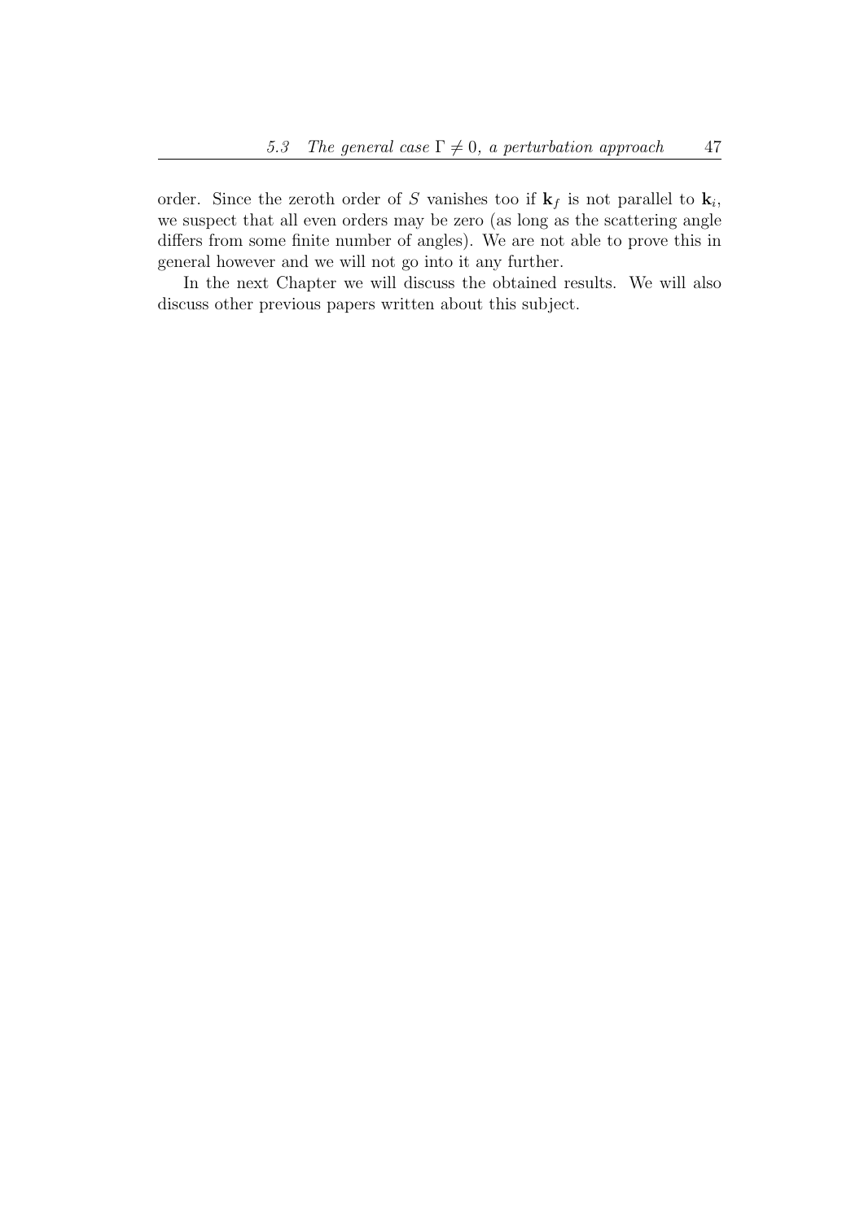order. Since the zeroth order of $S$ vanishes too if $\mathbf{k}_f$ is not parallel to $\mathbf{k}_i$, we suspect that all even orders may be zero (as long as the scattering angle differs from some finite number of angles). We are not able to prove this in general however and we will not go into it any further.

In the next Chapter we will discuss the obtained results. We will also discuss other previous papers written about this subject.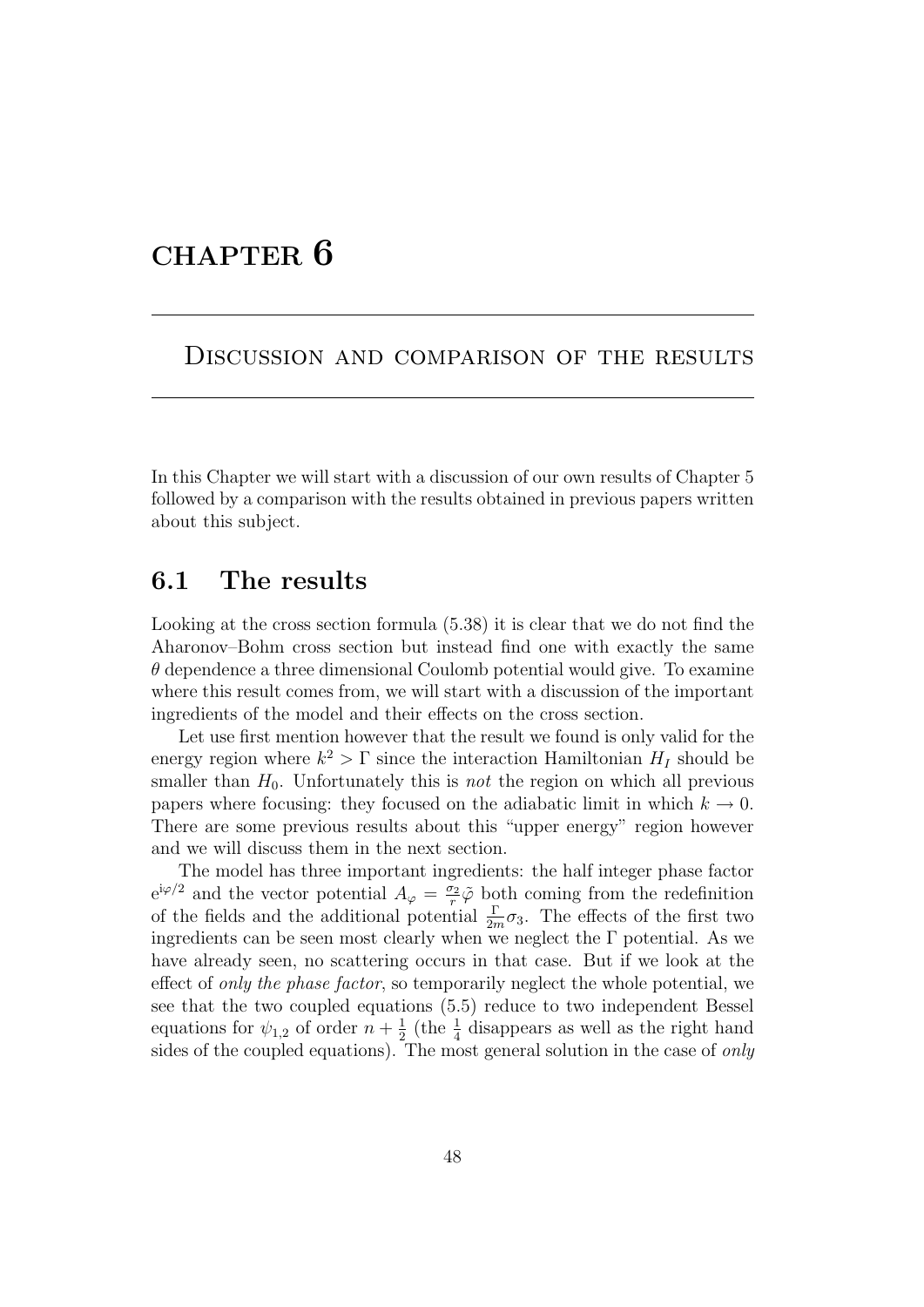# CHAPTER 6

## Discussion and comparison of the results

In this Chapter we will start with a discussion of our own results of Chapter 5 followed by a comparison with the results obtained in previous papers written about this subject.

## 6.1 The results

Looking at the cross section formula (5.38) it is clear that we do not find the Aharonov–Bohm cross section but instead find one with exactly the same $\theta$ dependence a three dimensional Coulomb potential would give. To examine where this result comes from, we will start with a discussion of the important ingredients of the model and their effects on the cross section.

Let use first mention however that the result we found is only valid for the energy region where $k^2 > \Gamma$ since the interaction Hamiltonian $H_I$ should be smaller than $H_0$. Unfortunately this is *not* the region on which all previous papers where focusing: they focused on the adiabatic limit in which $k \to 0$. There are some previous results about this "upper energy" region however and we will discuss them in the next section.

The model has three important ingredients: the half integer phase factor $e^{i\varphi/2}$ and the vector potential $A_\varphi = \frac{\sigma_2}{r}\tilde{\varphi}$ both coming from the redefinition of the fields and the additional potential $\frac{\Gamma}{2m}\sigma_3$. The effects of the first two ingredients can be seen most clearly when we neglect the $\Gamma$ potential. As we have already seen, no scattering occurs in that case. But if we look at the effect of *only the phase factor*, so temporarily neglect the whole potential, we see that the two coupled equations (5.5) reduce to two independent Bessel equations for $\psi_{1,2}$ of order $n + \frac{1}{2}$ (the $\frac{1}{4}$ disappears as well as the right hand sides of the coupled equations). The most general solution in the case of *only*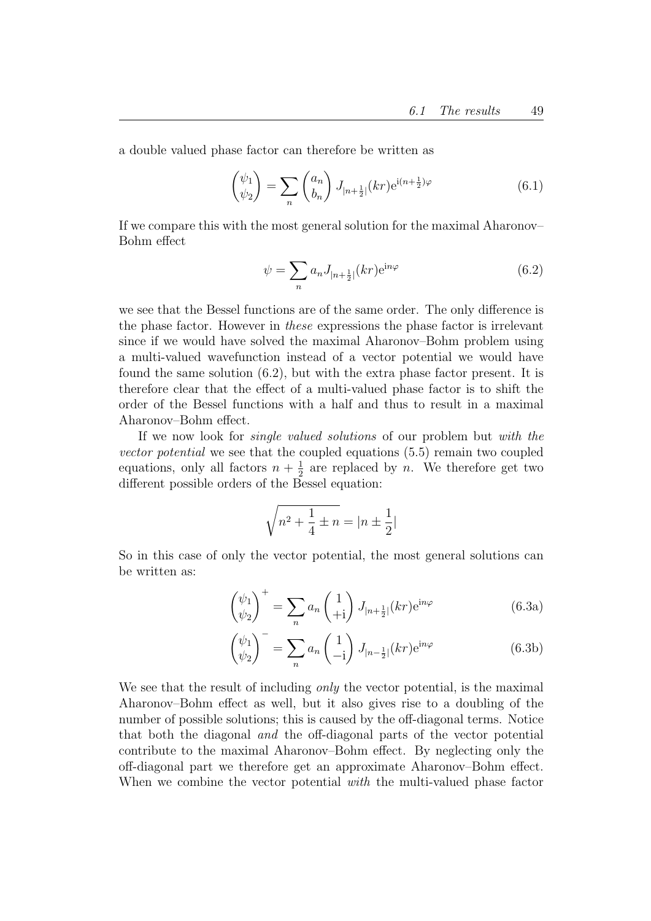a double valued phase factor can therefore be written as

$$\begin{pmatrix} \psi_1 \\ \psi_2 \end{pmatrix} = \sum_n \begin{pmatrix} a_n \\ b_n \end{pmatrix} J_{|n+\frac{1}{2}|}(kr) \mathrm{e}^{\mathrm{i}(n+\frac{1}{2})\varphi} \tag{6.1}$$

If we compare this with the most general solution for the maximal Aharonov–Bohm effect

$$\psi = \sum_n a_n J_{|n+\frac{1}{2}|}(kr) \mathrm{e}^{\mathrm{i}n\varphi} \tag{6.2}$$

we see that the Bessel functions are of the same order. The only difference is the phase factor. However in *these* expressions the phase factor is irrelevant since if we would have solved the maximal Aharonov–Bohm problem using a multi-valued wavefunction instead of a vector potential we would have found the same solution (6.2), but with the extra phase factor present. It is therefore clear that the effect of a multi-valued phase factor is to shift the order of the Bessel functions with a half and thus to result in a maximal Aharonov–Bohm effect.

If we now look for *single valued solutions* of our problem but *with the vector potential* we see that the coupled equations (5.5) remain two coupled equations, only all factors $n + \frac{1}{2}$ are replaced by $n$. We therefore get two different possible orders of the Bessel equation:

$$\sqrt{n^2 + \frac{1}{4} \pm n} = |n \pm \frac{1}{2}|$$

So in this case of only the vector potential, the most general solutions can be written as:

$$\begin{pmatrix} \psi_1 \\ \psi_2 \end{pmatrix}^+ = \sum_n a_n \begin{pmatrix} 1 \\ +\mathrm{i} \end{pmatrix} J_{|n+\frac{1}{2}|}(kr) \mathrm{e}^{\mathrm{i}n\varphi} \tag{6.3a}$$

$$\begin{pmatrix} \psi_1 \\ \psi_2 \end{pmatrix}^- = \sum_n a_n \begin{pmatrix} 1 \\ -\mathrm{i} \end{pmatrix} J_{|n-\frac{1}{2}|}(kr) \mathrm{e}^{\mathrm{i}n\varphi} \tag{6.3b}$$

We see that the result of including *only* the vector potential, is the maximal Aharonov–Bohm effect as well, but it also gives rise to a doubling of the number of possible solutions; this is caused by the off-diagonal terms. Notice that both the diagonal *and* the off-diagonal parts of the vector potential contribute to the maximal Aharonov–Bohm effect. By neglecting only the off-diagonal part we therefore get an approximate Aharonov–Bohm effect. When we combine the vector potential *with* the multi-valued phase factor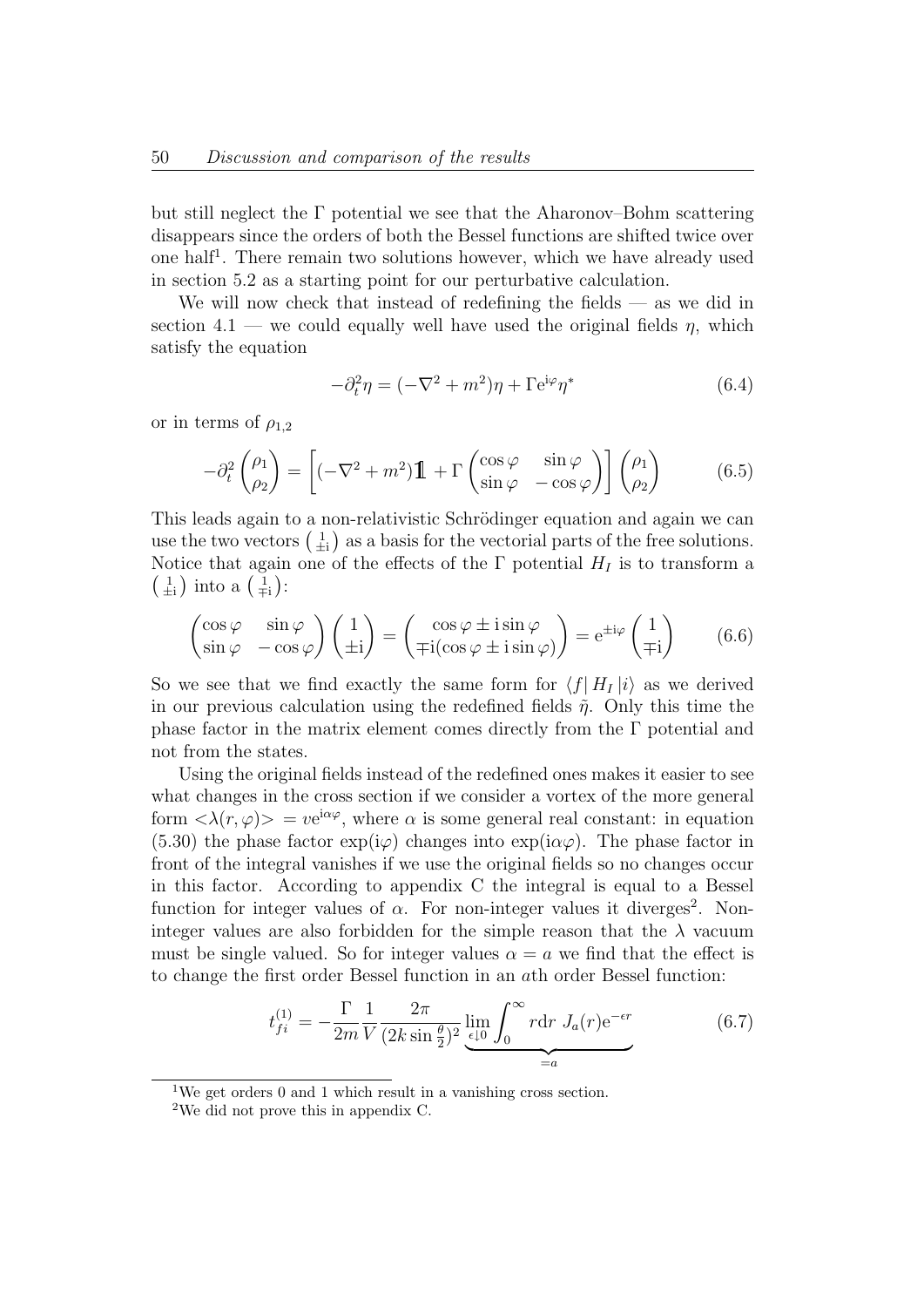but still neglect the $\Gamma$ potential we see that the Aharonov–Bohm scattering disappears since the orders of both the Bessel functions are shifted twice over one half[1]. There remain two solutions however, which we have already used in section 5.2 as a starting point for our perturbative calculation.

We will now check that instead of redefining the fields — as we did in section 4.1 — we could equally well have used the original fields $\eta$, which satisfy the equation

$$-\partial_t^2 \eta = (-\nabla^2 + m^2)\eta + \Gamma e^{i\varphi}\eta^* \tag{6.4}$$

or in terms of $\rho_{1,2}$

$$-\partial_t^2 \begin{pmatrix} \rho_1 \\ \rho_2 \end{pmatrix} = \left[ (-\nabla^2 + m^2)\mathbb{1} + \Gamma \begin{pmatrix} \cos\varphi & \sin\varphi \\ \sin\varphi & -\cos\varphi \end{pmatrix} \right] \begin{pmatrix} \rho_1 \\ \rho_2 \end{pmatrix} \tag{6.5}$$

This leads again to a non-relativistic Schrödinger equation and again we can use the two vectors $\left(\begin{smallmatrix} 1 \\ \pm i \end{smallmatrix}\right)$ as a basis for the vectorial parts of the free solutions. Notice that again one of the effects of the $\Gamma$ potential $H_I$ is to transform a $\left(\begin{smallmatrix} 1 \\ \pm i \end{smallmatrix}\right)$ into a $\left(\begin{smallmatrix} 1 \\ \mp i \end{smallmatrix}\right)$:

$$\begin{pmatrix} \cos\varphi & \sin\varphi \\ \sin\varphi & -\cos\varphi \end{pmatrix} \begin{pmatrix} 1 \\ \pm i \end{pmatrix} = \begin{pmatrix} \cos\varphi \pm i \sin\varphi \\ \mp i(\cos\varphi \pm i \sin\varphi) \end{pmatrix} = e^{\pm i\varphi} \begin{pmatrix} 1 \\ \mp i \end{pmatrix} \tag{6.6}$$

So we see that we find exactly the same form for $\langle f | H_I | i \rangle$ as we derived in our previous calculation using the redefined fields $\tilde{\eta}$. Only this time the phase factor in the matrix element comes directly from the $\Gamma$ potential and not from the states.

Using the original fields instead of the redefined ones makes it easier to see what changes in the cross section if we consider a vortex of the more general form $<\lambda(r, \varphi)> = v e^{i\alpha\varphi}$, where $\alpha$ is some general real constant: in equation (5.30) the phase factor $\exp(i\varphi)$ changes into $\exp(i\alpha\varphi)$. The phase factor in front of the integral vanishes if we use the original fields so no changes occur in this factor. According to appendix C the integral is equal to a Bessel function for integer values of $\alpha$. For non-integer values it diverges[2]. Non-integer values are also forbidden for the simple reason that the $\lambda$ vacuum must be single valued. So for integer values $\alpha = a$ we find that the effect is to change the first order Bessel function in an $a$th order Bessel function:

$$t_{fi}^{(1)} = -\frac{\Gamma}{2m} \frac{1}{V} \frac{2\pi}{(2k \sin\frac{\theta}{2})^2} \underbrace{\lim_{\epsilon \downarrow 0} \int_0^\infty r \mathrm{d}r \; J_a(r) e^{-\epsilon r}}_{=a} \tag{6.7}$$

[1] We get orders 0 and 1 which result in a vanishing cross section.

[2] We did not prove this in appendix C.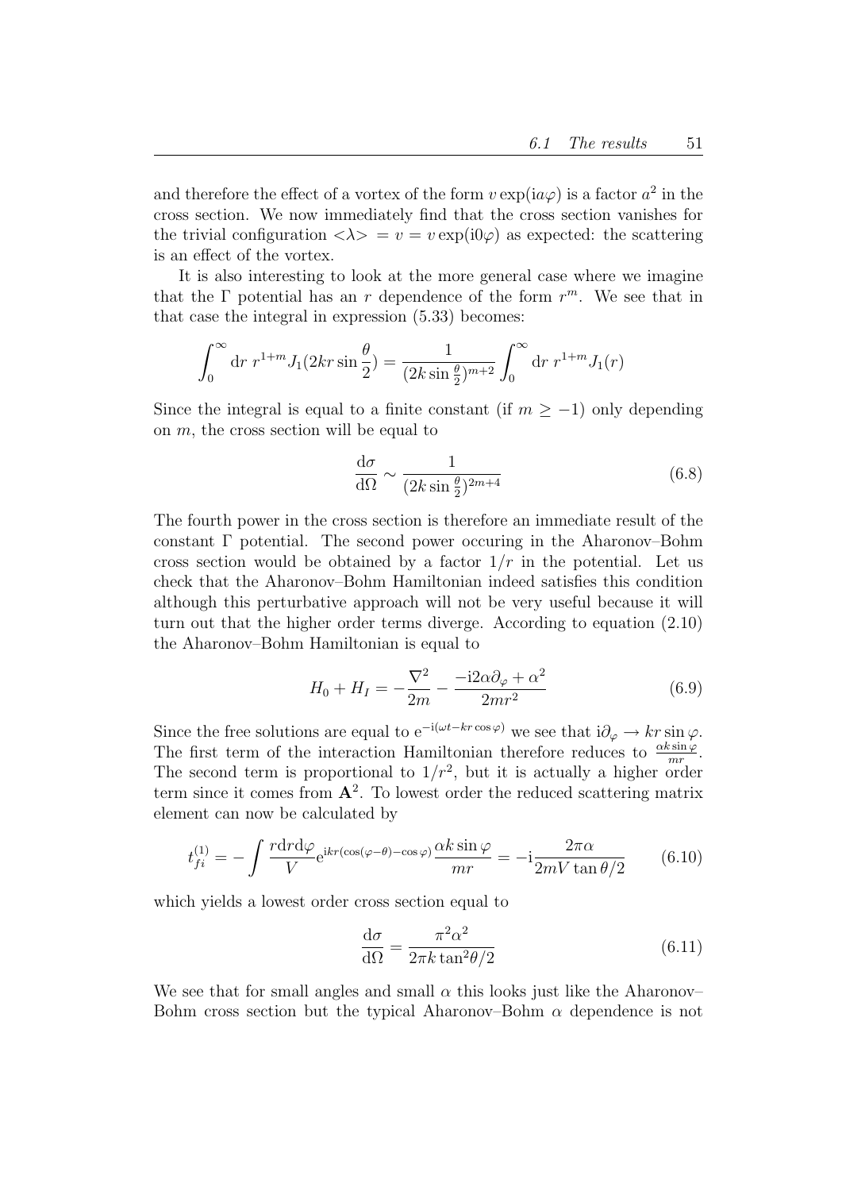and therefore the effect of a vortex of the form $v\exp(\mathrm{i}a\varphi)$ is a factor $a^2$ in the cross section. We now immediately find that the cross section vanishes for the trivial configuration $<\lambda> = v = v\exp(\mathrm{i}0\varphi)$ as expected: the scattering is an effect of the vortex.

It is also interesting to look at the more general case where we imagine that the $\Gamma$ potential has an $r$ dependence of the form $r^m$. We see that in that case the integral in expression (5.33) becomes:

$$\int_0^\infty \mathrm{d}r\; r^{1+m} J_1(2kr\sin\frac{\theta}{2}) = \frac{1}{(2k\sin\frac{\theta}{2})^{m+2}} \int_0^\infty \mathrm{d}r\; r^{1+m} J_1(r)$$

Since the integral is equal to a finite constant (if $m \geq -1$) only depending on $m$, the cross section will be equal to

$$\frac{\mathrm{d}\sigma}{\mathrm{d}\Omega} \sim \frac{1}{(2k\sin\frac{\theta}{2})^{2m+4}} \tag{6.8}$$

The fourth power in the cross section is therefore an immediate result of the constant $\Gamma$ potential. The second power occuring in the Aharonov–Bohm cross section would be obtained by a factor $1/r$ in the potential. Let us check that the Aharonov–Bohm Hamiltonian indeed satisfies this condition although this perturbative approach will not be very useful because it will turn out that the higher order terms diverge. According to equation (2.10) the Aharonov–Bohm Hamiltonian is equal to

$$H_0 + H_I = -\frac{\nabla^2}{2m} - \frac{-\mathrm{i}2\alpha\partial_\varphi + \alpha^2}{2mr^2} \tag{6.9}$$

Since the free solutions are equal to $\mathrm{e}^{-\mathrm{i}(\omega t - kr\cos\varphi)}$ we see that $\mathrm{i}\partial_\varphi \to kr\sin\varphi$. The first term of the interaction Hamiltonian therefore reduces to $\frac{\alpha k\sin\varphi}{mr}$. The second term is proportional to $1/r^2$, but it is actually a higher order term since it comes from $\mathbf{A}^2$. To lowest order the reduced scattering matrix element can now be calculated by

$$t_{fi}^{(1)} = -\int \frac{r\mathrm{d}r\mathrm{d}\varphi}{V} \mathrm{e}^{\mathrm{i}kr(\cos(\varphi-\theta)-\cos\varphi)} \frac{\alpha k\sin\varphi}{mr} = -\mathrm{i}\frac{2\pi\alpha}{2mV\tan\theta/2} \tag{6.10}$$

which yields a lowest order cross section equal to

$$\frac{\mathrm{d}\sigma}{\mathrm{d}\Omega} = \frac{\pi^2\alpha^2}{2\pi k\tan^2\theta/2} \tag{6.11}$$

We see that for small angles and small $\alpha$ this looks just like the Aharonov–Bohm cross section but the typical Aharonov–Bohm $\alpha$ dependence is not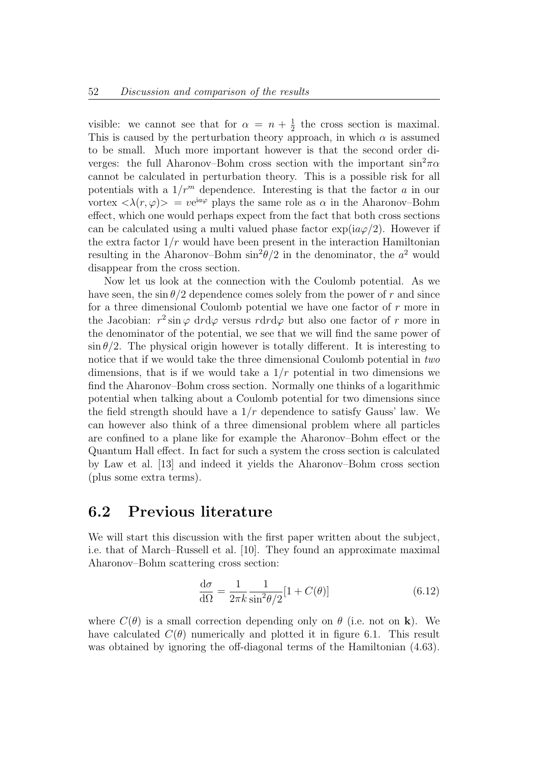visible: we cannot see that for $\alpha = n + \frac{1}{2}$ the cross section is maximal. This is caused by the perturbation theory approach, in which $\alpha$ is assumed to be small. Much more important however is that the second order diverges: the full Aharonov–Bohm cross section with the important $\sin^2\pi\alpha$ cannot be calculated in perturbation theory. This is a possible risk for all potentials with a $1/r^m$ dependence. Interesting is that the factor $a$ in our vortex $<\lambda(r,\varphi)> = v\mathrm{e}^{\mathrm{i}a\varphi}$ plays the same role as $\alpha$ in the Aharonov–Bohm effect, which one would perhaps expect from the fact that both cross sections can be calculated using a multi valued phase factor $\exp(\mathrm{i}a\varphi/2)$. However if the extra factor $1/r$ would have been present in the interaction Hamiltonian resulting in the Aharonov–Bohm $\sin^2\theta/2$ in the denominator, the $a^2$ would disappear from the cross section.

Now let us look at the connection with the Coulomb potential. As we have seen, the $\sin\theta/2$ dependence comes solely from the power of $r$ and since for a three dimensional Coulomb potential we have one factor of $r$ more in the Jacobian: $r^2 \sin\varphi \, \mathrm{d}r\mathrm{d}\varphi$ versus $r\mathrm{d}r\mathrm{d}\varphi$ but also one factor of $r$ more in the denominator of the potential, we see that we will find the same power of $\sin\theta/2$. The physical origin however is totally different. It is interesting to notice that if we would take the three dimensional Coulomb potential in *two* dimensions, that is if we would take a $1/r$ potential in two dimensions we find the Aharonov–Bohm cross section. Normally one thinks of a logarithmic potential when talking about a Coulomb potential for two dimensions since the field strength should have a $1/r$ dependence to satisfy Gauss' law. We can however also think of a three dimensional problem where all particles are confined to a plane like for example the Aharonov–Bohm effect or the Quantum Hall effect. In fact for such a system the cross section is calculated by Law et al. [13] and indeed it yields the Aharonov–Bohm cross section (plus some extra terms).

## 6.2 Previous literature

We will start this discussion with the first paper written about the subject, i.e. that of March–Russell et al. [10]. They found an approximate maximal Aharonov–Bohm scattering cross section:

$$\frac{\mathrm{d}\sigma}{\mathrm{d}\Omega} = \frac{1}{2\pi k} \frac{1}{\sin^2\theta/2} [1 + C(\theta)] \tag{6.12}$$

where $C(\theta)$ is a small correction depending only on $\theta$ (i.e. not on $\mathbf{k}$). We have calculated $C(\theta)$ numerically and plotted it in figure 6.1. This result was obtained by ignoring the off-diagonal terms of the Hamiltonian (4.63).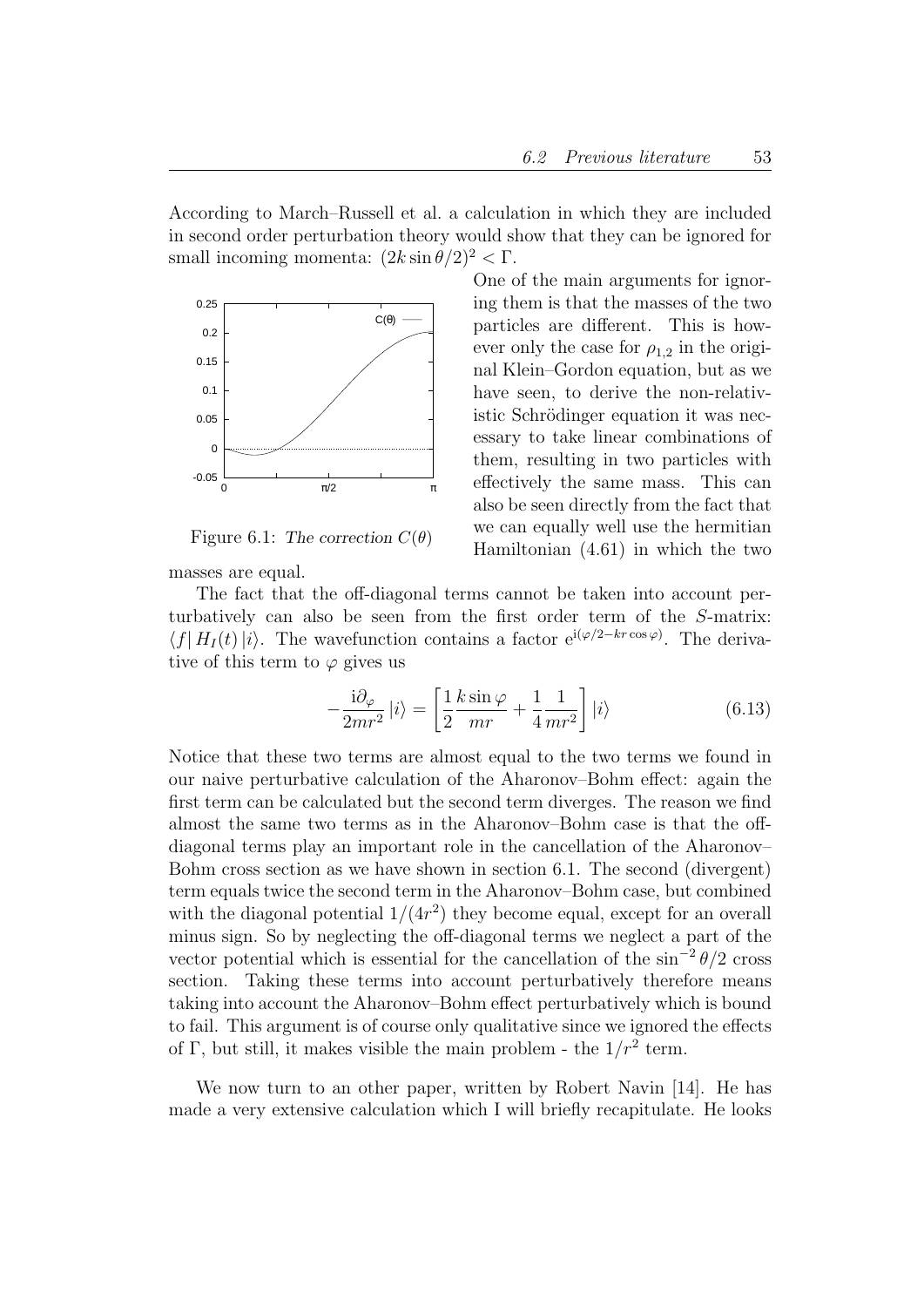According to March–Russell et al. a calculation in which they are included in second order perturbation theory would show that they can be ignored for small incoming momenta: $(2k \sin\theta/2)^2 < \Gamma$.

One of the main arguments for ignoring them is that the masses of the two particles are different. This is however only the case for $\rho_{1,2}$ in the original Klein–Gordon equation, but as we have seen, to derive the non-relativistic Schrödinger equation it was necessary to take linear combinations of them, resulting in two particles with effectively the same mass. This can also be seen directly from the fact that we can equally well use the hermitian Hamiltonian (4.61) in which the two masses are equal.

Figure 6.1: *The correction* $C(\theta)$

The fact that the off-diagonal terms cannot be taken into account perturbatively can also be seen from the first order term of the $S$-matrix: $\langle f | H_I(t) | i \rangle$. The wavefunction contains a factor $e^{i(\varphi/2 - kr\cos\varphi)}$. The derivative of this term to $\varphi$ gives us

$$-\frac{i\partial_\varphi}{2mr^2} |i\rangle = \left[ \frac{1}{2} \frac{k \sin\varphi}{mr} + \frac{1}{4} \frac{1}{mr^2} \right] |i\rangle \tag{6.13}$$

Notice that these two terms are almost equal to the two terms we found in our naive perturbative calculation of the Aharonov–Bohm effect: again the first term can be calculated but the second term diverges. The reason we find almost the same two terms as in the Aharonov–Bohm case is that the off-diagonal terms play an important role in the cancellation of the Aharonov–Bohm cross section as we have shown in section 6.1. The second (divergent) term equals twice the second term in the Aharonov–Bohm case, but combined with the diagonal potential $1/(4r^2)$ they become equal, except for an overall minus sign. So by neglecting the off-diagonal terms we neglect a part of the vector potential which is essential for the cancellation of the $\sin^{-2}\theta/2$ cross section. Taking these terms into account perturbatively therefore means taking into account the Aharonov–Bohm effect perturbatively which is bound to fail. This argument is of course only qualitative since we ignored the effects of $\Gamma$, but still, it makes visible the main problem - the $1/r^2$ term.

We now turn to an other paper, written by Robert Navin [14]. He has made a very extensive calculation which I will briefly recapitulate. He looks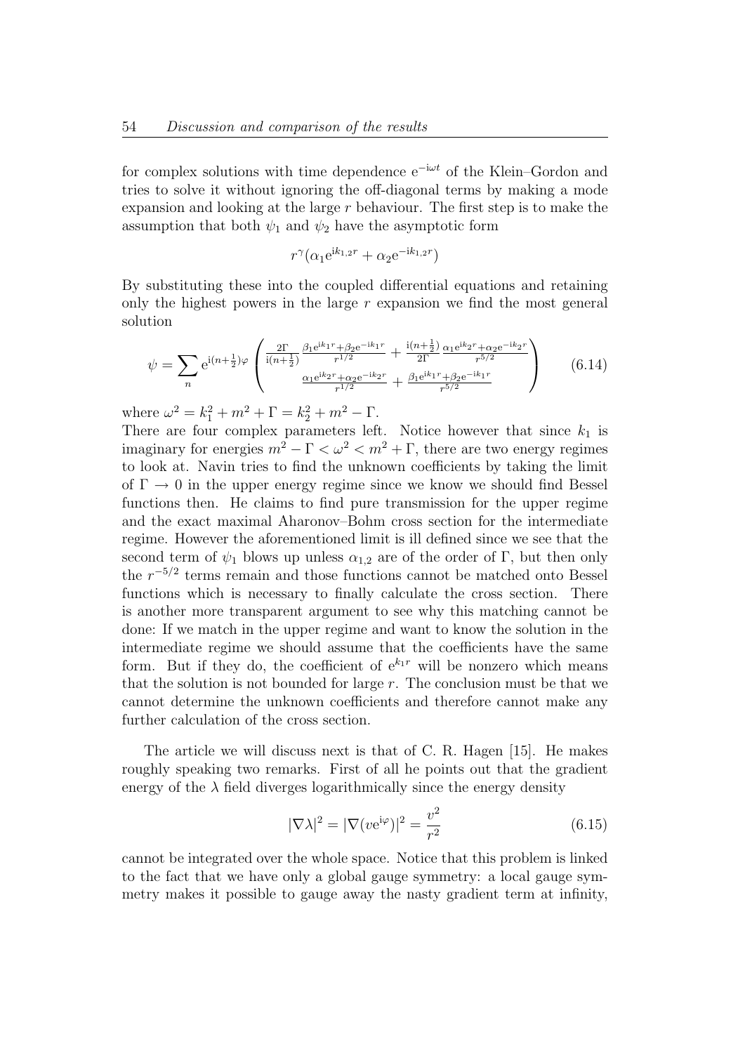for complex solutions with time dependence $e^{-i\omega t}$ of the Klein–Gordon and tries to solve it without ignoring the off-diagonal terms by making a mode expansion and looking at the large $r$ behaviour. The first step is to make the assumption that both $\psi_1$ and $\psi_2$ have the asymptotic form

$$r^{\gamma}(\alpha_1 e^{ik_{1,2}r} + \alpha_2 e^{-ik_{1,2}r})$$

By substituting these into the coupled differential equations and retaining only the highest powers in the large $r$ expansion we find the most general solution

$$\psi = \sum_n e^{i(n+\frac{1}{2})\varphi} \begin{pmatrix} \frac{2\Gamma}{i(n+\frac{1}{2})} \frac{\beta_1 e^{ik_1 r} + \beta_2 e^{-ik_1 r}}{r^{1/2}} + \frac{i(n+\frac{1}{2})}{2\Gamma} \frac{\alpha_1 e^{ik_2 r} + \alpha_2 e^{-ik_2 r}}{r^{5/2}} \\ \frac{\alpha_1 e^{ik_2 r} + \alpha_2 e^{-ik_2 r}}{r^{1/2}} + \frac{\beta_1 e^{ik_1 r} + \beta_2 e^{-ik_1 r}}{r^{5/2}} \end{pmatrix} \tag{6.14}$$

where $\omega^2 = k_1^2 + m^2 + \Gamma = k_2^2 + m^2 - \Gamma$.

There are four complex parameters left. Notice however that since $k_1$ is imaginary for energies $m^2 - \Gamma < \omega^2 < m^2 + \Gamma$, there are two energy regimes to look at. Navin tries to find the unknown coefficients by taking the limit of $\Gamma \to 0$ in the upper energy regime since we know we should find Bessel functions then. He claims to find pure transmission for the upper regime and the exact maximal Aharonov–Bohm cross section for the intermediate regime. However the aforementioned limit is ill defined since we see that the second term of $\psi_1$ blows up unless $\alpha_{1,2}$ are of the order of $\Gamma$, but then only the $r^{-5/2}$ terms remain and those functions cannot be matched onto Bessel functions which is necessary to finally calculate the cross section. There is another more transparent argument to see why this matching cannot be done: If we match in the upper regime and want to know the solution in the intermediate regime we should assume that the coefficients have the same form. But if they do, the coefficient of $e^{k_1 r}$ will be nonzero which means that the solution is not bounded for large $r$. The conclusion must be that we cannot determine the unknown coefficients and therefore cannot make any further calculation of the cross section.

The article we will discuss next is that of C. R. Hagen [15]. He makes roughly speaking two remarks. First of all he points out that the gradient energy of the $\lambda$ field diverges logarithmically since the energy density

$$|\nabla\lambda|^2 = |\nabla(v e^{i\varphi})|^2 = \frac{v^2}{r^2} \tag{6.15}$$

cannot be integrated over the whole space. Notice that this problem is linked to the fact that we have only a global gauge symmetry: a local gauge symmetry makes it possible to gauge away the nasty gradient term at infinity,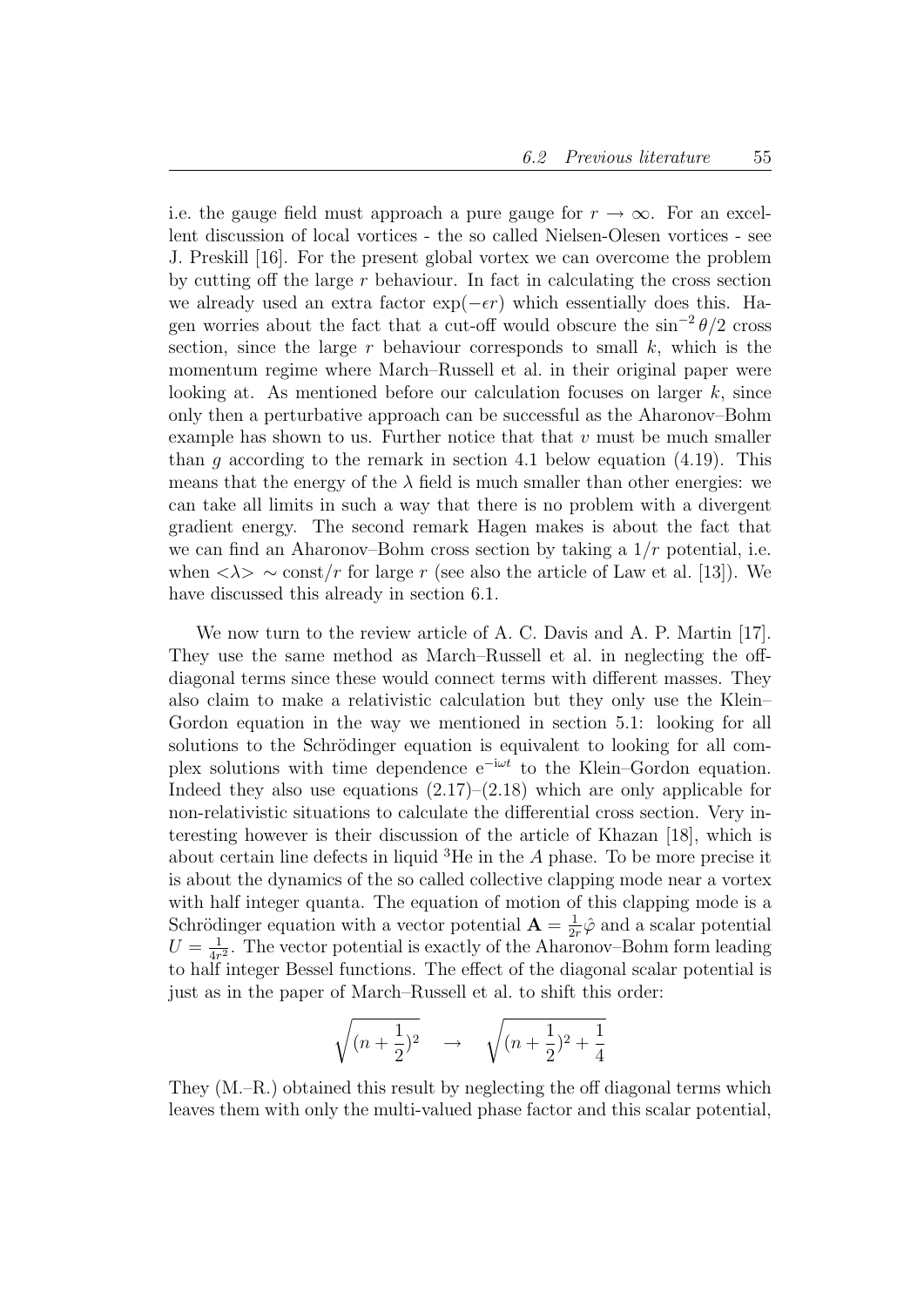i.e. the gauge field must approach a pure gauge for $r \to \infty$. For an excellent discussion of local vortices - the so called Nielsen-Olesen vortices - see J. Preskill [16]. For the present global vortex we can overcome the problem by cutting off the large $r$ behaviour. In fact in calculating the cross section we already used an extra factor $\exp(-\epsilon r)$ which essentially does this. Hagen worries about the fact that a cut-off would obscure the $\sin^{-2}\theta/2$ cross section, since the large $r$ behaviour corresponds to small $k$, which is the momentum regime where March–Russell et al. in their original paper were looking at. As mentioned before our calculation focuses on larger $k$, since only then a perturbative approach can be successful as the Aharonov–Bohm example has shown to us. Further notice that that $v$ must be much smaller than $g$ according to the remark in section 4.1 below equation (4.19). This means that the energy of the $\lambda$ field is much smaller than other energies: we can take all limits in such a way that there is no problem with a divergent gradient energy. The second remark Hagen makes is about the fact that we can find an Aharonov–Bohm cross section by taking a $1/r$ potential, i.e. when $<\lambda> \sim \text{const}/r$ for large $r$ (see also the article of Law et al. [13]). We have discussed this already in section 6.1.

We now turn to the review article of A. C. Davis and A. P. Martin [17]. They use the same method as March–Russell et al. in neglecting the off-diagonal terms since these would connect terms with different masses. They also claim to make a relativistic calculation but they only use the Klein–Gordon equation in the way we mentioned in section 5.1: looking for all solutions to the Schrödinger equation is equivalent to looking for all complex solutions with time dependence $e^{-i\omega t}$ to the Klein–Gordon equation. Indeed they also use equations (2.17)–(2.18) which are only applicable for non-relativistic situations to calculate the differential cross section. Very interesting however is their discussion of the article of Khazan [18], which is about certain line defects in liquid $^3$He in the $A$ phase. To be more precise it is about the dynamics of the so called collective clapping mode near a vortex with half integer quanta. The equation of motion of this clapping mode is a Schrödinger equation with a vector potential $\mathbf{A} = \frac{1}{2r}\hat{\varphi}$ and a scalar potential $U = \frac{1}{4r^2}$. The vector potential is exactly of the Aharonov–Bohm form leading to half integer Bessel functions. The effect of the diagonal scalar potential is just as in the paper of March–Russell et al. to shift this order:

$$\sqrt{(n+\frac{1}{2})^2} \quad \to \quad \sqrt{(n+\frac{1}{2})^2 + \frac{1}{4}}$$

They (M.–R.) obtained this result by neglecting the off diagonal terms which leaves them with only the multi-valued phase factor and this scalar potential,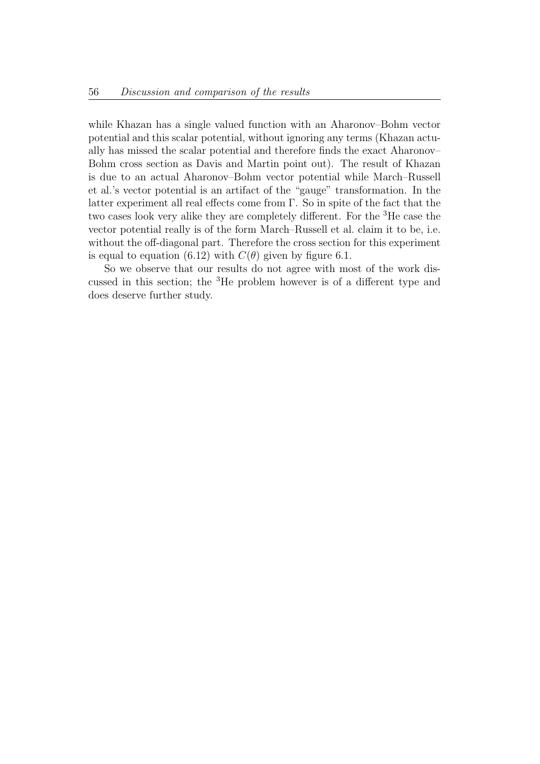while Khazan has a single valued function with an Aharonov–Bohm vector potential and this scalar potential, without ignoring any terms (Khazan actually has missed the scalar potential and therefore finds the exact Aharonov–Bohm cross section as Davis and Martin point out). The result of Khazan is due to an actual Aharonov–Bohm vector potential while March–Russell et al.'s vector potential is an artifact of the "gauge" transformation. In the latter experiment all real effects come from $\Gamma$. So in spite of the fact that the two cases look very alike they are completely different. For the $^3$He case the vector potential really is of the form March–Russell et al. claim it to be, i.e. without the off-diagonal part. Therefore the cross section for this experiment is equal to equation (6.12) with $C(\theta)$ given by figure 6.1.

So we observe that our results do not agree with most of the work discussed in this section; the $^3$He problem however is of a different type and does deserve further study.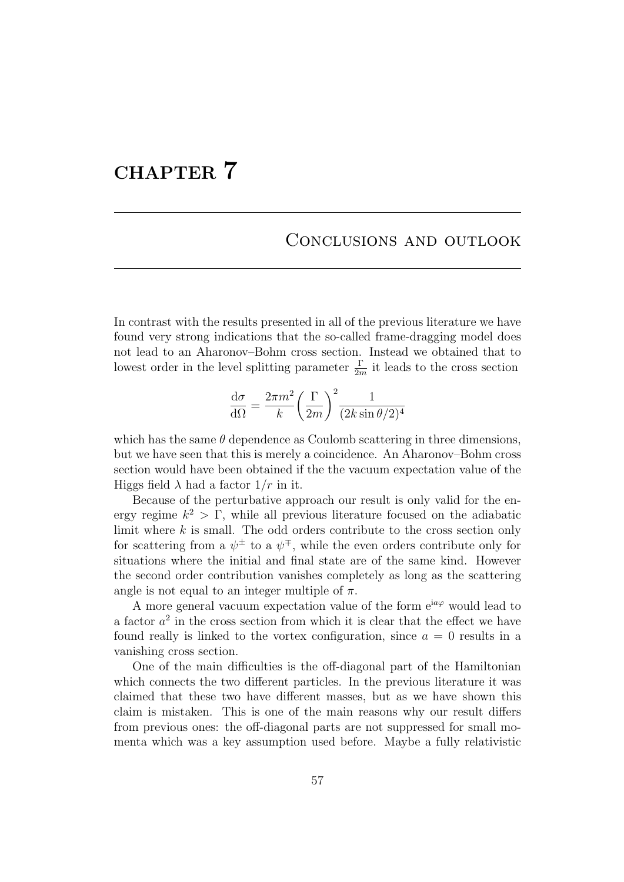# CHAPTER 7

## Conclusions and outlook

In contrast with the results presented in all of the previous literature we have found very strong indications that the so-called frame-dragging model does not lead to an Aharonov–Bohm cross section. Instead we obtained that to lowest order in the level splitting parameter $\frac{\Gamma}{2m}$ it leads to the cross section

$$\frac{\mathrm{d}\sigma}{\mathrm{d}\Omega} = \frac{2\pi m^2}{k}\left(\frac{\Gamma}{2m}\right)^2 \frac{1}{(2k\sin\theta/2)^4}$$

which has the same $\theta$ dependence as Coulomb scattering in three dimensions, but we have seen that this is merely a coincidence. An Aharonov–Bohm cross section would have been obtained if the the vacuum expectation value of the Higgs field $\lambda$ had a factor $1/r$ in it.

Because of the perturbative approach our result is only valid for the energy regime $k^2 > \Gamma$, while all previous literature focused on the adiabatic limit where $k$ is small. The odd orders contribute to the cross section only for scattering from a $\psi^{\pm}$ to a $\psi^{\mp}$, while the even orders contribute only for situations where the initial and final state are of the same kind. However the second order contribution vanishes completely as long as the scattering angle is not equal to an integer multiple of $\pi$.

A more general vacuum expectation value of the form $\mathrm{e}^{\mathrm{i}a\varphi}$ would lead to a factor $a^2$ in the cross section from which it is clear that the effect we have found really is linked to the vortex configuration, since $a = 0$ results in a vanishing cross section.

One of the main difficulties is the off-diagonal part of the Hamiltonian which connects the two different particles. In the previous literature it was claimed that these two have different masses, but as we have shown this claim is mistaken. This is one of the main reasons why our result differs from previous ones: the off-diagonal parts are not suppressed for small momenta which was a key assumption used before. Maybe a fully relativistic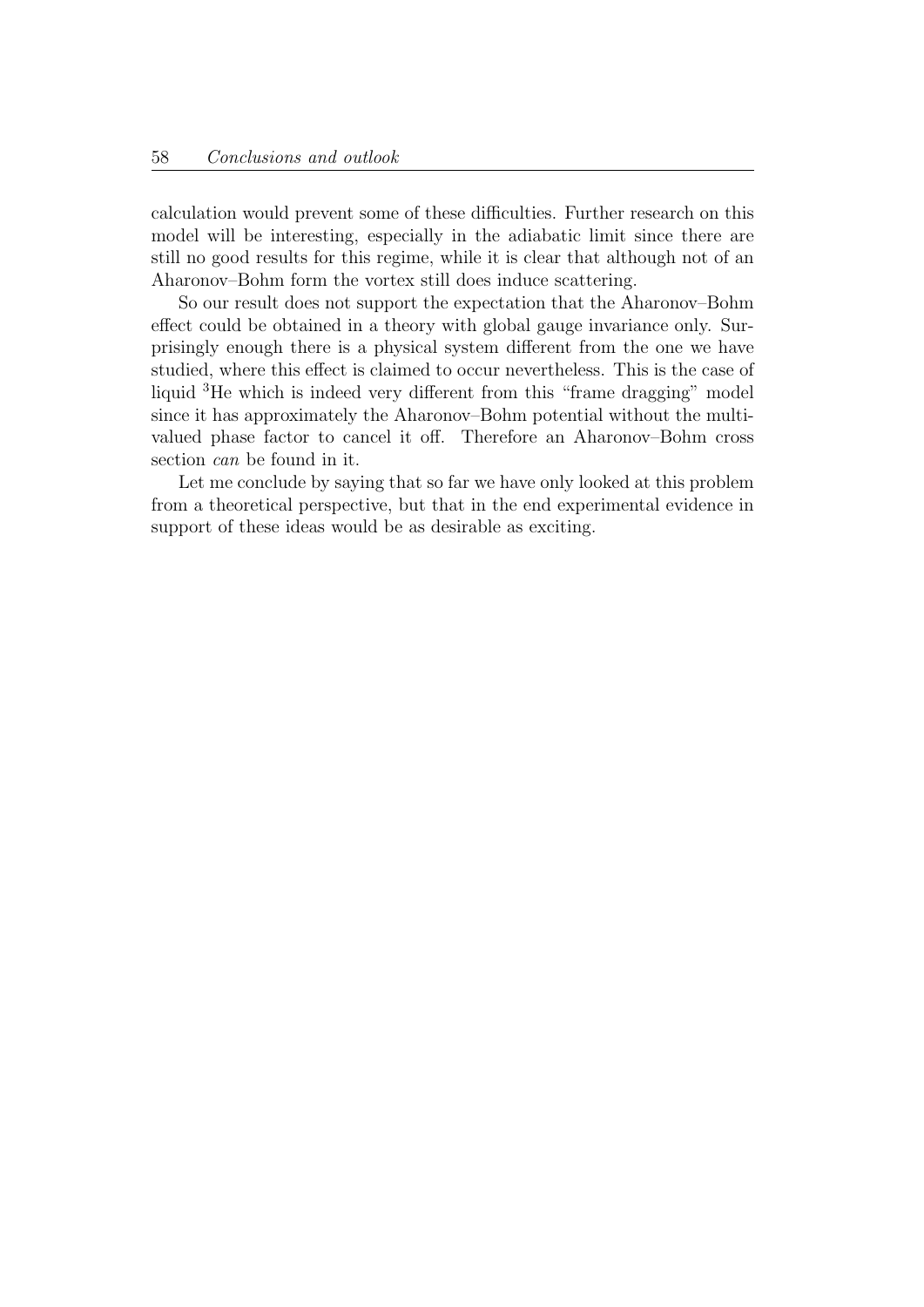calculation would prevent some of these difficulties. Further research on this model will be interesting, especially in the adiabatic limit since there are still no good results for this regime, while it is clear that although not of an Aharonov–Bohm form the vortex still does induce scattering.

So our result does not support the expectation that the Aharonov–Bohm effect could be obtained in a theory with global gauge invariance only. Surprisingly enough there is a physical system different from the one we have studied, where this effect is claimed to occur nevertheless. This is the case of liquid $^3$He which is indeed very different from this "frame dragging" model since it has approximately the Aharonov–Bohm potential without the multi-valued phase factor to cancel it off. Therefore an Aharonov–Bohm cross section *can* be found in it.

Let me conclude by saying that so far we have only looked at this problem from a theoretical perspective, but that in the end experimental evidence in support of these ideas would be as desirable as exciting.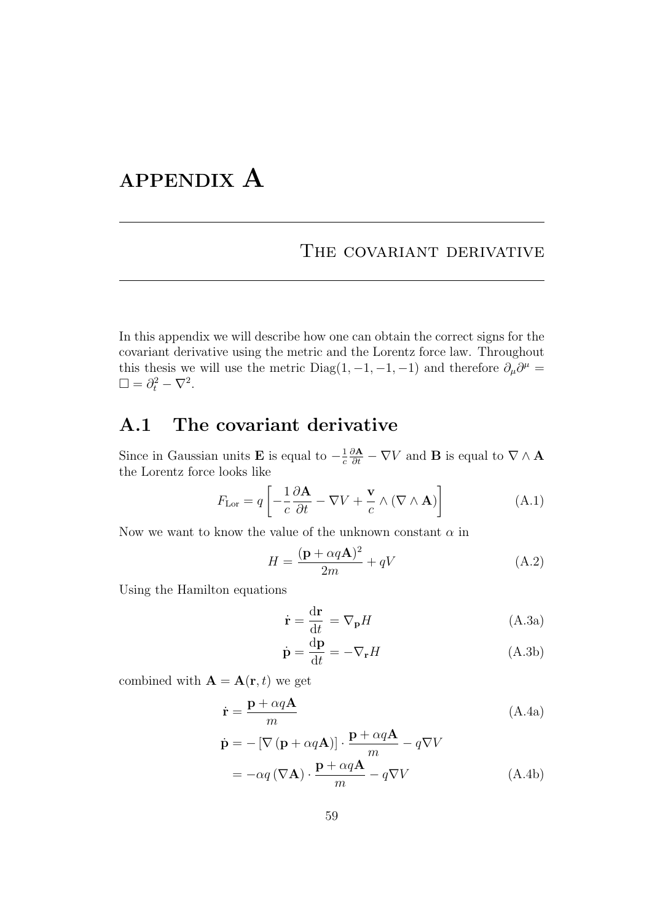# APPENDIX A

## The covariant derivative

In this appendix we will describe how one can obtain the correct signs for the covariant derivative using the metric and the Lorentz force law. Throughout this thesis we will use the metric $\text{Diag}(1,-1,-1,-1)$ and therefore $\partial_\mu \partial^\mu = \Box = \partial_t^2 - \nabla^2$.

## A.1 The covariant derivative

Since in Gaussian units $\mathbf{E}$ is equal to $-\frac{1}{c}\frac{\partial \mathbf{A}}{\partial t} - \nabla V$ and $\mathbf{B}$ is equal to $\nabla \wedge \mathbf{A}$ the Lorentz force looks like

$$F_{\text{Lor}} = q\left[-\frac{1}{c}\frac{\partial \mathbf{A}}{\partial t} - \nabla V + \frac{\mathbf{v}}{c} \wedge (\nabla \wedge \mathbf{A})\right] \tag{A.1}$$

Now we want to know the value of the unknown constant $\alpha$ in

$$H = \frac{(\mathbf{p} + \alpha q \mathbf{A})^2}{2m} + qV \tag{A.2}$$

Using the Hamilton equations

$$\dot{\mathbf{r}} = \frac{\mathrm{d}\mathbf{r}}{\mathrm{d}t} = \nabla_{\mathbf{p}} H \tag{A.3a}$$

$$\dot{\mathbf{p}} = \frac{\mathrm{d}\mathbf{p}}{\mathrm{d}t} = -\nabla_{\mathbf{r}} H \tag{A.3b}$$

combined with $\mathbf{A} = \mathbf{A}(\mathbf{r}, t)$ we get

$$\dot{\mathbf{r}} = \frac{\mathbf{p} + \alpha q \mathbf{A}}{m} \tag{A.4a}$$

$$\begin{aligned}\dot{\mathbf{p}} &= -\left[\nabla\left(\mathbf{p} + \alpha q \mathbf{A}\right)\right] \cdot \frac{\mathbf{p} + \alpha q \mathbf{A}}{m} - q\nabla V \\ &= -\alpha q \left(\nabla \mathbf{A}\right) \cdot \frac{\mathbf{p} + \alpha q \mathbf{A}}{m} - q\nabla V\end{aligned} \tag{A.4b}$$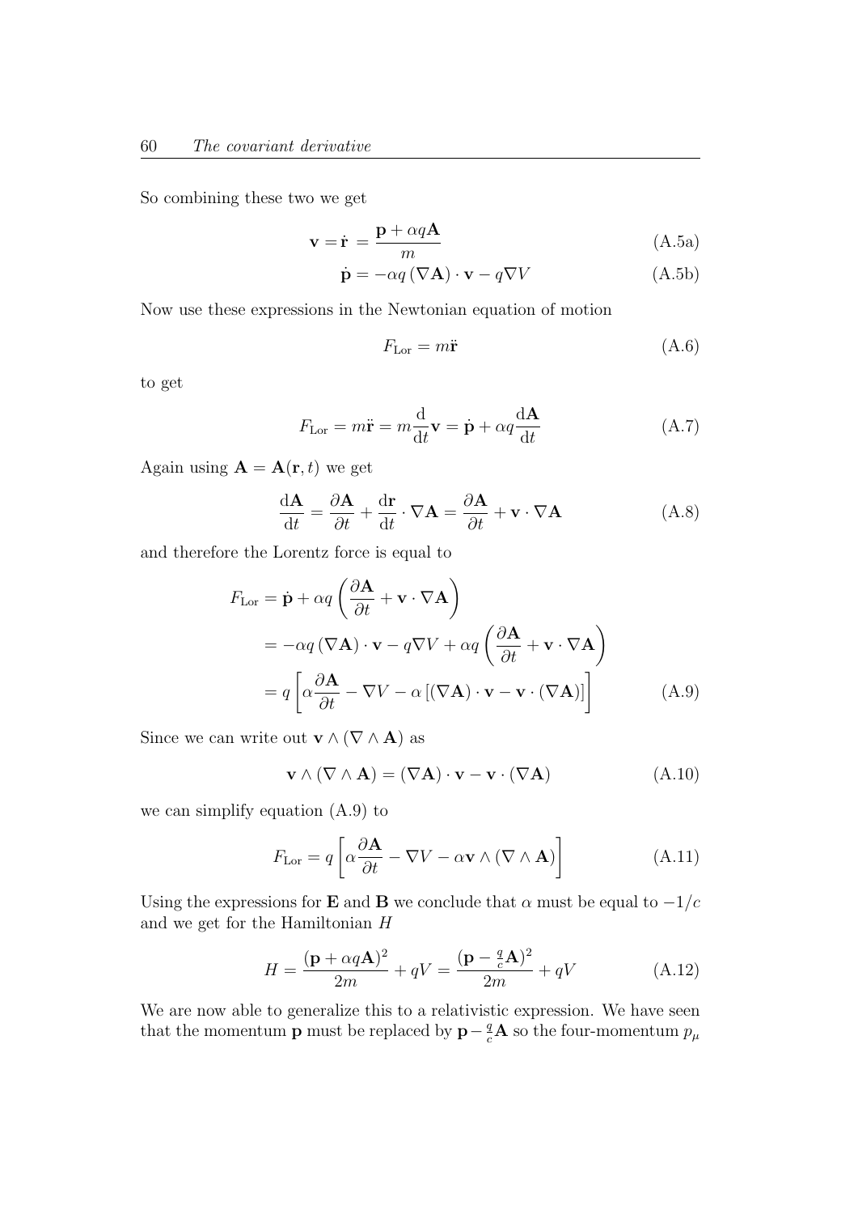So combining these two we get

$$\mathbf{v} = \dot{\mathbf{r}} = \frac{\mathbf{p} + \alpha q \mathbf{A}}{m} \tag{A.5a}$$

$$\dot{\mathbf{p}} = -\alpha q \left(\nabla \mathbf{A}\right) \cdot \mathbf{v} - q \nabla V \tag{A.5b}$$

Now use these expressions in the Newtonian equation of motion

$$F_{\text{Lor}} = m\ddot{\mathbf{r}} \tag{A.6}$$

to get

$$F_{\text{Lor}} = m\ddot{\mathbf{r}} = m\frac{\mathrm{d}}{\mathrm{d}t}\mathbf{v} = \dot{\mathbf{p}} + \alpha q \frac{\mathrm{d}\mathbf{A}}{\mathrm{d}t} \tag{A.7}$$

Again using $\mathbf{A} = \mathbf{A}(\mathbf{r}, t)$ we get

$$\frac{\mathrm{d}\mathbf{A}}{\mathrm{d}t} = \frac{\partial \mathbf{A}}{\partial t} + \frac{\mathrm{d}\mathbf{r}}{\mathrm{d}t} \cdot \nabla \mathbf{A} = \frac{\partial \mathbf{A}}{\partial t} + \mathbf{v} \cdot \nabla \mathbf{A} \tag{A.8}$$

and therefore the Lorentz force is equal to

$$\begin{aligned}
F_{\text{Lor}} &= \dot{\mathbf{p}} + \alpha q \left( \frac{\partial \mathbf{A}}{\partial t} + \mathbf{v} \cdot \nabla \mathbf{A} \right) \\
&= -\alpha q \left(\nabla \mathbf{A}\right) \cdot \mathbf{v} - q \nabla V + \alpha q \left( \frac{\partial \mathbf{A}}{\partial t} + \mathbf{v} \cdot \nabla \mathbf{A} \right) \\
&= q \left[ \alpha \frac{\partial \mathbf{A}}{\partial t} - \nabla V - \alpha \left[ (\nabla \mathbf{A}) \cdot \mathbf{v} - \mathbf{v} \cdot (\nabla \mathbf{A}) \right] \right]
\end{aligned} \tag{A.9}$$

Since we can write out $\mathbf{v} \wedge (\nabla \wedge \mathbf{A})$ as

$$\mathbf{v} \wedge (\nabla \wedge \mathbf{A}) = (\nabla \mathbf{A}) \cdot \mathbf{v} - \mathbf{v} \cdot (\nabla \mathbf{A}) \tag{A.10}$$

we can simplify equation (A.9) to

$$F_{\text{Lor}} = q \left[ \alpha \frac{\partial \mathbf{A}}{\partial t} - \nabla V - \alpha \mathbf{v} \wedge (\nabla \wedge \mathbf{A}) \right] \tag{A.11}$$

Using the expressions for $\mathbf{E}$ and $\mathbf{B}$ we conclude that $\alpha$ must be equal to $-1/c$ and we get for the Hamiltonian $H$

$$H = \frac{(\mathbf{p} + \alpha q \mathbf{A})^2}{2m} + qV = \frac{(\mathbf{p} - \frac{q}{c}\mathbf{A})^2}{2m} + qV \tag{A.12}$$

We are now able to generalize this to a relativistic expression. We have seen that the momentum $\mathbf{p}$ must be replaced by $\mathbf{p} - \frac{q}{c}\mathbf{A}$ so the four-momentum $p_\mu$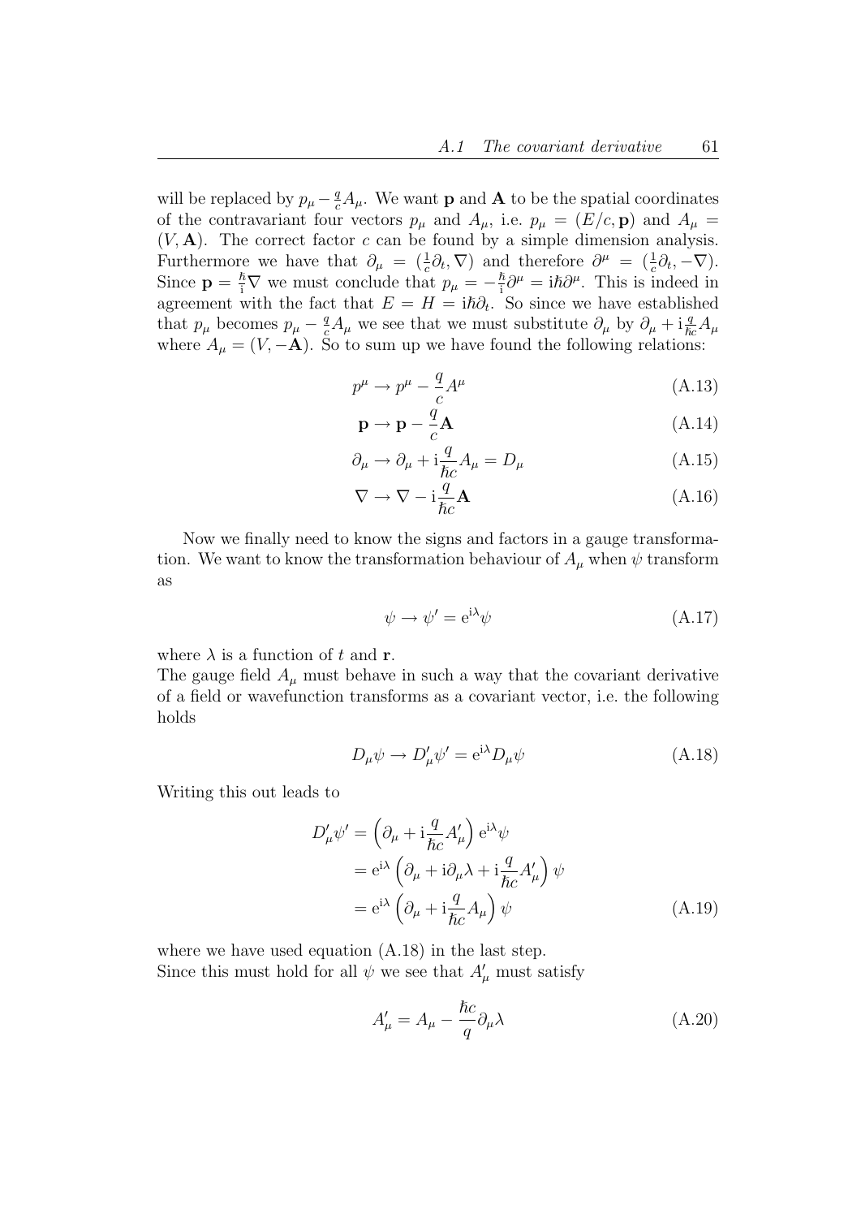will be replaced by $p_\mu - \frac{q}{c}A_\mu$. We want $\mathbf{p}$ and $\mathbf{A}$ to be the spatial coordinates of the contravariant four vectors $p_\mu$ and $A_\mu$, i.e. $p_\mu = (E/c, \mathbf{p})$ and $A_\mu = (V, \mathbf{A})$. The correct factor $c$ can be found by a simple dimension analysis. Furthermore we have that $\partial_\mu = (\frac{1}{c}\partial_t, \nabla)$ and therefore $\partial^\mu = (\frac{1}{c}\partial_t, -\nabla)$. Since $\mathbf{p} = \frac{\hbar}{\mathrm{i}}\nabla$ we must conclude that $p_\mu = -\frac{\hbar}{\mathrm{i}}\partial^\mu = \mathrm{i}\hbar\partial^\mu$. This is indeed in agreement with the fact that $E = H = \mathrm{i}\hbar\partial_t$. So since we have established that $p_\mu$ becomes $p_\mu - \frac{q}{c}A_\mu$ we see that we must substitute $\partial_\mu$ by $\partial_\mu + \mathrm{i}\frac{q}{\hbar c}A_\mu$ where $A_\mu = (V, -\mathbf{A})$. So to sum up we have found the following relations:

$$p^\mu \to p^\mu - \frac{q}{c}A^\mu \tag{A.13}$$

$$\mathbf{p} \to \mathbf{p} - \frac{q}{c}\mathbf{A} \tag{A.14}$$

$$\partial_\mu \to \partial_\mu + \mathrm{i}\frac{q}{\hbar c}A_\mu = D_\mu \tag{A.15}$$

$$\nabla \to \nabla - \mathrm{i}\frac{q}{\hbar c}\mathbf{A} \tag{A.16}$$

Now we finally need to know the signs and factors in a gauge transformation. We want to know the transformation behaviour of $A_\mu$ when $\psi$ transform as

$$\psi \to \psi' = \mathrm{e}^{\mathrm{i}\lambda}\psi \tag{A.17}$$

where $\lambda$ is a function of $t$ and $\mathbf{r}$.
The gauge field $A_\mu$ must behave in such a way that the covariant derivative of a field or wavefunction transforms as a covariant vector, i.e. the following holds

$$D_\mu\psi \to D'_\mu\psi' = \mathrm{e}^{\mathrm{i}\lambda}D_\mu\psi \tag{A.18}$$

Writing this out leads to

$$\begin{aligned}
D'_\mu\psi' &= \left(\partial_\mu + \mathrm{i}\frac{q}{\hbar c}A'_\mu\right)\mathrm{e}^{\mathrm{i}\lambda}\psi \\
&= \mathrm{e}^{\mathrm{i}\lambda}\left(\partial_\mu + \mathrm{i}\partial_\mu\lambda + \mathrm{i}\frac{q}{\hbar c}A'_\mu\right)\psi \\
&= \mathrm{e}^{\mathrm{i}\lambda}\left(\partial_\mu + \mathrm{i}\frac{q}{\hbar c}A_\mu\right)\psi
\end{aligned} \tag{A.19}$$

where we have used equation (A.18) in the last step.
Since this must hold for all $\psi$ we see that $A'_\mu$ must satisfy

$$A'_\mu = A_\mu - \frac{\hbar c}{q}\partial_\mu\lambda \tag{A.20}$$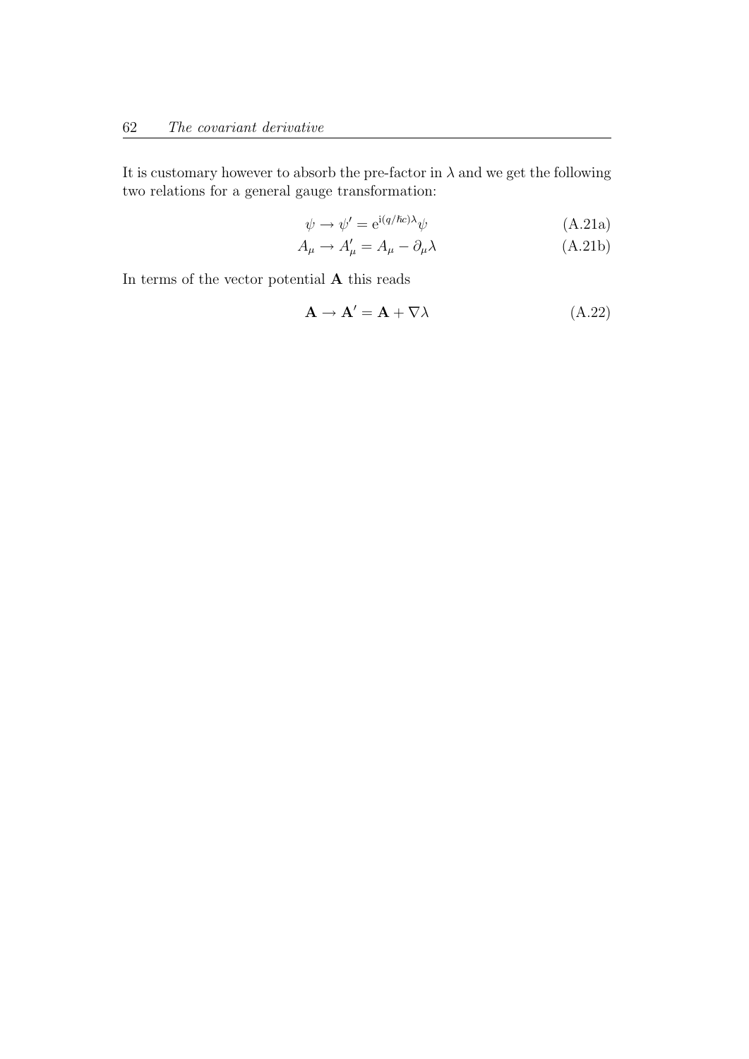It is customary however to absorb the pre-factor in $\lambda$ and we get the following two relations for a general gauge transformation:

$$\psi \rightarrow \psi' = \mathrm{e}^{\mathrm{i}(q/\hbar c)\lambda}\psi \tag{A.21a}$$

$$A_\mu \rightarrow A'_\mu = A_\mu - \partial_\mu \lambda \tag{A.21b}$$

In terms of the vector potential $\mathbf{A}$ this reads

$$\mathbf{A} \rightarrow \mathbf{A}' = \mathbf{A} + \nabla\lambda \tag{A.22}$$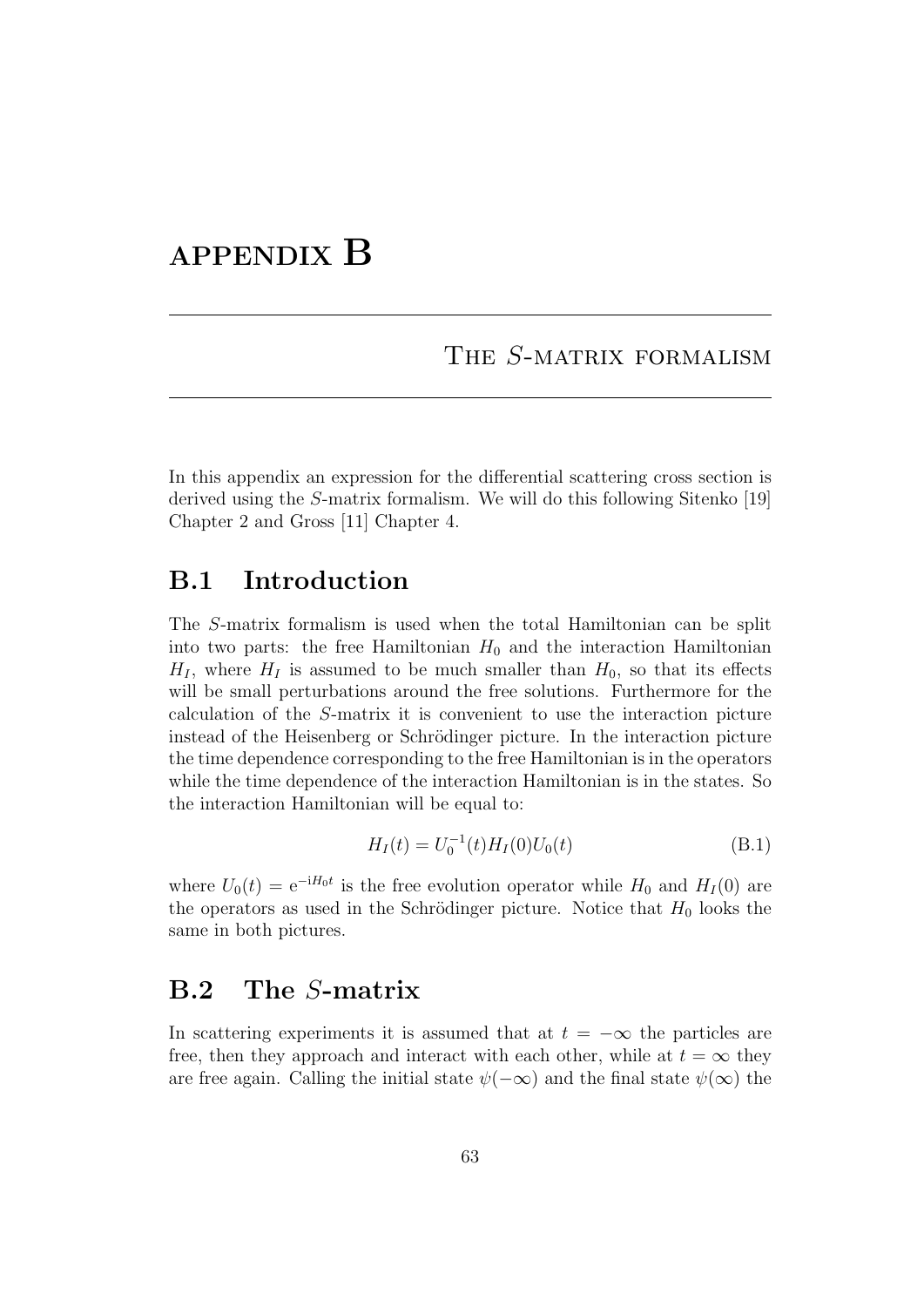# APPENDIX B

## The $S$-matrix formalism

In this appendix an expression for the differential scattering cross section is derived using the $S$-matrix formalism. We will do this following Sitenko [19] Chapter 2 and Gross [11] Chapter 4.

## B.1 Introduction

The $S$-matrix formalism is used when the total Hamiltonian can be split into two parts: the free Hamiltonian $H_0$ and the interaction Hamiltonian $H_I$, where $H_I$ is assumed to be much smaller than $H_0$, so that its effects will be small perturbations around the free solutions. Furthermore for the calculation of the $S$-matrix it is convenient to use the interaction picture instead of the Heisenberg or Schrödinger picture. In the interaction picture the time dependence corresponding to the free Hamiltonian is in the operators while the time dependence of the interaction Hamiltonian is in the states. So the interaction Hamiltonian will be equal to:

$$H_I(t) = U_0^{-1}(t) H_I(0) U_0(t) \tag{B.1}$$

where $U_0(t) = \mathrm{e}^{-\mathrm{i}H_0 t}$ is the free evolution operator while $H_0$ and $H_I(0)$ are the operators as used in the Schrödinger picture. Notice that $H_0$ looks the same in both pictures.

## B.2 The $S$-matrix

In scattering experiments it is assumed that at $t = -\infty$ the particles are free, then they approach and interact with each other, while at $t = \infty$ they are free again. Calling the initial state $\psi(-\infty)$ and the final state $\psi(\infty)$ the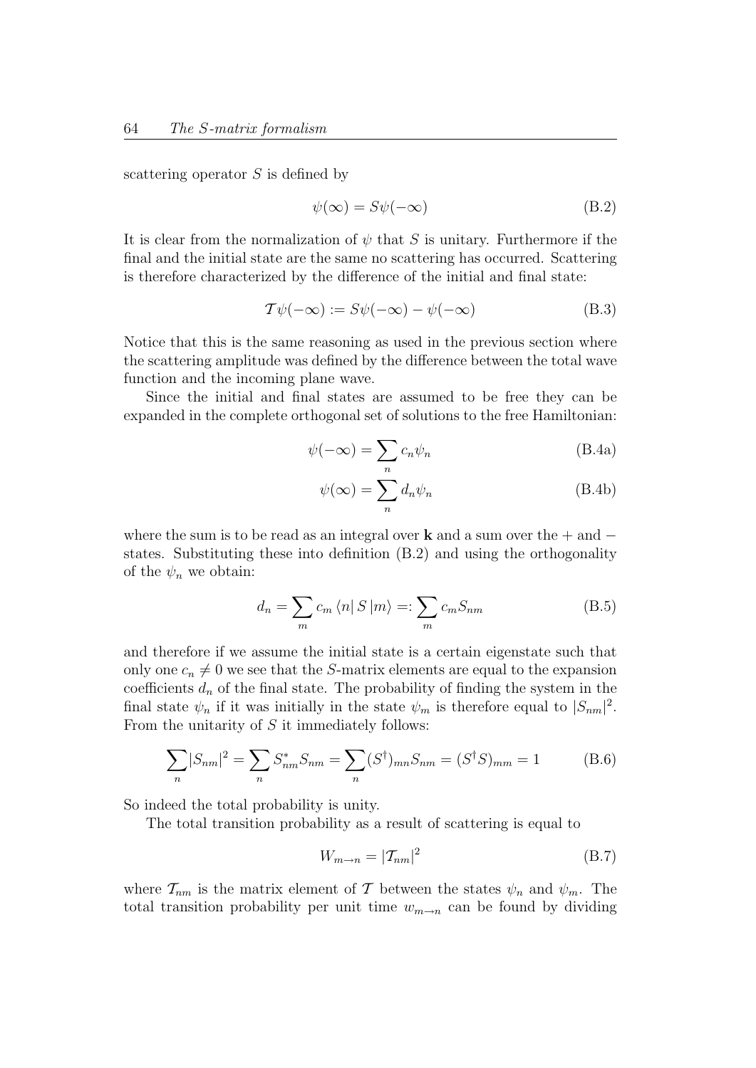scattering operator $S$ is defined by

$$\psi(\infty) = S\psi(-\infty) \tag{B.2}$$

It is clear from the normalization of $\psi$ that $S$ is unitary. Furthermore if the final and the initial state are the same no scattering has occurred. Scattering is therefore characterized by the difference of the initial and final state:

$$\mathcal{T}\psi(-\infty) := S\psi(-\infty) - \psi(-\infty) \tag{B.3}$$

Notice that this is the same reasoning as used in the previous section where the scattering amplitude was defined by the difference between the total wave function and the incoming plane wave.

Since the initial and final states are assumed to be free they can be expanded in the complete orthogonal set of solutions to the free Hamiltonian:

$$\psi(-\infty) = \sum_n c_n \psi_n \tag{B.4a}$$

$$\psi(\infty) = \sum_n d_n \psi_n \tag{B.4b}$$

where the sum is to be read as an integral over $\mathbf{k}$ and a sum over the $+$ and $-$ states. Substituting these into definition (B.2) and using the orthogonality of the $\psi_n$ we obtain:

$$d_n = \sum_m c_m \langle n| S |m\rangle =: \sum_m c_m S_{nm} \tag{B.5}$$

and therefore if we assume the initial state is a certain eigenstate such that only one $c_n \neq 0$ we see that the $S$-matrix elements are equal to the expansion coefficients $d_n$ of the final state. The probability of finding the system in the final state $\psi_n$ if it was initially in the state $\psi_m$ is therefore equal to $|S_{nm}|^2$. From the unitarity of $S$ it immediately follows:

$$\sum_n |S_{nm}|^2 = \sum_n S^*_{nm} S_{nm} = \sum_n (S^\dagger)_{mn} S_{nm} = (S^\dagger S)_{mm} = 1 \tag{B.6}$$

So indeed the total probability is unity.

The total transition probability as a result of scattering is equal to

$$W_{m\to n} = |\mathcal{T}_{nm}|^2 \tag{B.7}$$

where $\mathcal{T}_{nm}$ is the matrix element of $\mathcal{T}$ between the states $\psi_n$ and $\psi_m$. The total transition probability per unit time $w_{m\to n}$ can be found by dividing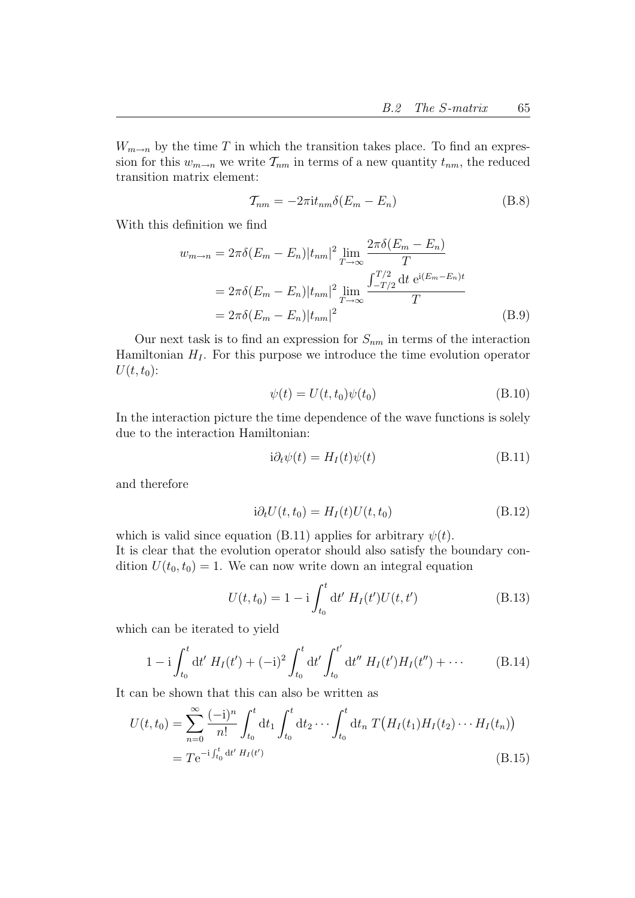$W_{m\to n}$ by the time $T$ in which the transition takes place. To find an expression for this $w_{m\to n}$ we write $\mathcal{T}_{nm}$ in terms of a new quantity $t_{nm}$, the reduced transition matrix element:

$$\mathcal{T}_{nm} = -2\pi \mathrm{i} t_{nm} \delta(E_m - E_n) \tag{B.8}$$

With this definition we find

$$\begin{aligned}
w_{m\to n} &= 2\pi\delta(E_m - E_n)|t_{nm}|^2 \lim_{T\to\infty} \frac{2\pi\delta(E_m - E_n)}{T} \\
&= 2\pi\delta(E_m - E_n)|t_{nm}|^2 \lim_{T\to\infty} \frac{\int_{-T/2}^{T/2} \mathrm{d}t\ \mathrm{e}^{\mathrm{i}(E_m - E_n)t}}{T} \\
&= 2\pi\delta(E_m - E_n)|t_{nm}|^2
\end{aligned} \tag{B.9}$$

Our next task is to find an expression for $S_{nm}$ in terms of the interaction Hamiltonian $H_I$. For this purpose we introduce the time evolution operator $U(t, t_0)$:

$$\psi(t) = U(t, t_0)\psi(t_0) \tag{B.10}$$

In the interaction picture the time dependence of the wave functions is solely due to the interaction Hamiltonian:

$$\mathrm{i}\partial_t \psi(t) = H_I(t)\psi(t) \tag{B.11}$$

and therefore

$$\mathrm{i}\partial_t U(t, t_0) = H_I(t) U(t, t_0) \tag{B.12}$$

which is valid since equation (B.11) applies for arbitrary $\psi(t)$.
It is clear that the evolution operator should also satisfy the boundary condition $U(t_0, t_0) = 1$. We can now write down an integral equation

$$U(t, t_0) = 1 - \mathrm{i}\int_{t_0}^{t} \mathrm{d}t'\ H_I(t') U(t, t') \tag{B.13}$$

which can be iterated to yield

$$1 - \mathrm{i}\int_{t_0}^{t} \mathrm{d}t'\ H_I(t') + (-\mathrm{i})^2 \int_{t_0}^{t} \mathrm{d}t' \int_{t_0}^{t'} \mathrm{d}t''\ H_I(t') H_I(t'') + \cdots \tag{B.14}$$

It can be shown that this can also be written as

$$\begin{aligned}
U(t, t_0) &= \sum_{n=0}^{\infty} \frac{(-\mathrm{i})^n}{n!} \int_{t_0}^{t} \mathrm{d}t_1 \int_{t_0}^{t} \mathrm{d}t_2 \cdots \int_{t_0}^{t} \mathrm{d}t_n\ T\big(H_I(t_1) H_I(t_2) \cdots H_I(t_n)\big) \\
&= T\mathrm{e}^{-\mathrm{i}\int_{t_0}^{t} \mathrm{d}t'\ H_I(t')}
\end{aligned} \tag{B.15}$$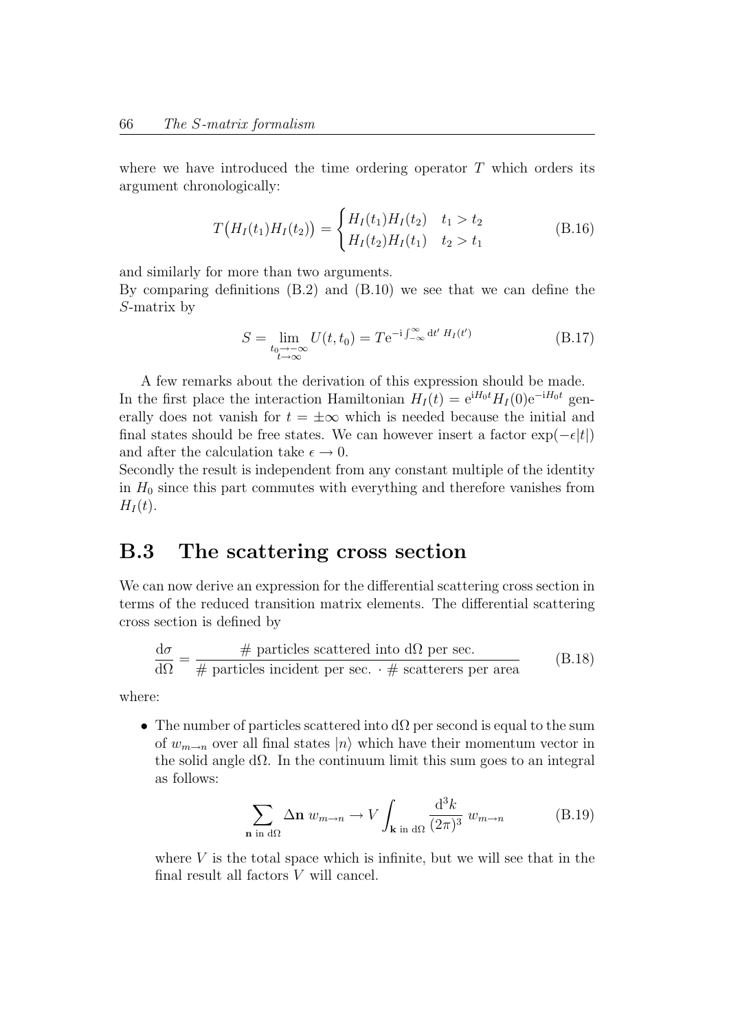where we have introduced the time ordering operator $T$ which orders its argument chronologically:

$$T\big(H_I(t_1)H_I(t_2)\big) = \begin{cases} H_I(t_1)H_I(t_2) & t_1 > t_2 \\ H_I(t_2)H_I(t_1) & t_2 > t_1 \end{cases} \tag{B.16}$$

and similarly for more than two arguments.
By comparing definitions (B.2) and (B.10) we see that we can define the $S$-matrix by

$$S = \lim_{\substack{t_0 \to -\infty \\ t \to \infty}} U(t, t_0) = T\mathrm{e}^{-\mathrm{i}\int_{-\infty}^{\infty} \mathrm{d}t' \, H_I(t')} \tag{B.17}$$

A few remarks about the derivation of this expression should be made. In the first place the interaction Hamiltonian $H_I(t) = \mathrm{e}^{\mathrm{i}H_0 t} H_I(0) \mathrm{e}^{-\mathrm{i}H_0 t}$ generally does not vanish for $t = \pm\infty$ which is needed because the initial and final states should be free states. We can however insert a factor $\exp(-\epsilon|t|)$ and after the calculation take $\epsilon \to 0$.
Secondly the result is independent from any constant multiple of the identity in $H_0$ since this part commutes with everything and therefore vanishes from $H_I(t)$.

## B.3 The scattering cross section

We can now derive an expression for the differential scattering cross section in terms of the reduced transition matrix elements. The differential scattering cross section is defined by

$$\frac{\mathrm{d}\sigma}{\mathrm{d}\Omega} = \frac{\text{\# particles scattered into d}\Omega \text{ per sec.}}{\text{\# particles incident per sec.} \cdot \text{\# scatterers per area}} \tag{B.18}$$

where:

- The number of particles scattered into $\mathrm{d}\Omega$ per second is equal to the sum of $w_{m\to n}$ over all final states $|n\rangle$ which have their momentum vector in the solid angle $\mathrm{d}\Omega$. In the continuum limit this sum goes to an integral as follows:

$$\sum_{\mathbf{n} \text{ in } \mathrm{d}\Omega} \Delta\mathbf{n} \; w_{m\to n} \to V \int_{\mathbf{k} \text{ in } \mathrm{d}\Omega} \frac{\mathrm{d}^3 k}{(2\pi)^3} \; w_{m\to n} \tag{B.19}$$

  where $V$ is the total space which is infinite, but we will see that in the final result all factors $V$ will cancel.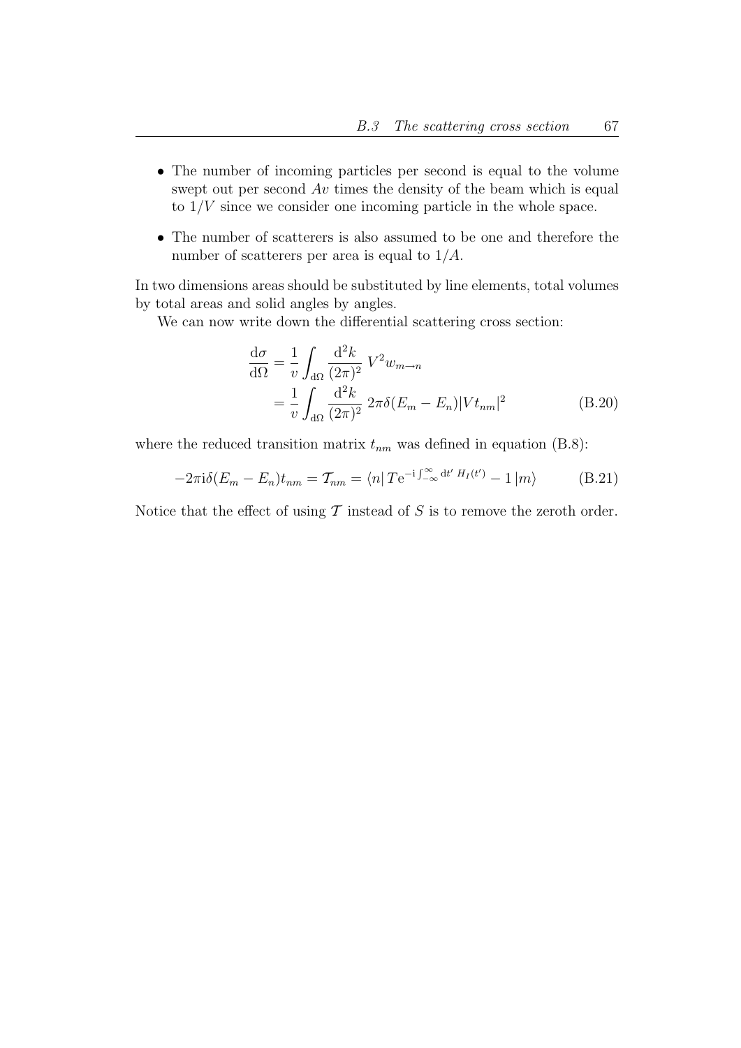- The number of incoming particles per second is equal to the volume swept out per second $Av$ times the density of the beam which is equal to $1/V$ since we consider one incoming particle in the whole space.
- The number of scatterers is also assumed to be one and therefore the number of scatterers per area is equal to $1/A$.

In two dimensions areas should be substituted by line elements, total volumes by total areas and solid angles by angles.

We can now write down the differential scattering cross section:

$$
\begin{aligned}
\frac{\mathrm{d}\sigma}{\mathrm{d}\Omega} &= \frac{1}{v} \int_{\mathrm{d}\Omega} \frac{\mathrm{d}^2 k}{(2\pi)^2} \; V^2 w_{m\to n} \\
&= \frac{1}{v} \int_{\mathrm{d}\Omega} \frac{\mathrm{d}^2 k}{(2\pi)^2} \; 2\pi\delta(E_m - E_n)|V t_{nm}|^2
\end{aligned}
\tag{B.20}
$$

where the reduced transition matrix $t_{nm}$ was defined in equation (B.8):

$$
-2\pi\mathrm{i}\delta(E_m - E_n)t_{nm} = \mathcal{T}_{nm} = \langle n|\, T\mathrm{e}^{-\mathrm{i}\int_{-\infty}^{\infty} \mathrm{d}t' \; H_I(t')} - 1\, |m\rangle \tag{B.21}
$$

Notice that the effect of using $\mathcal{T}$ instead of $S$ is to remove the zeroth order.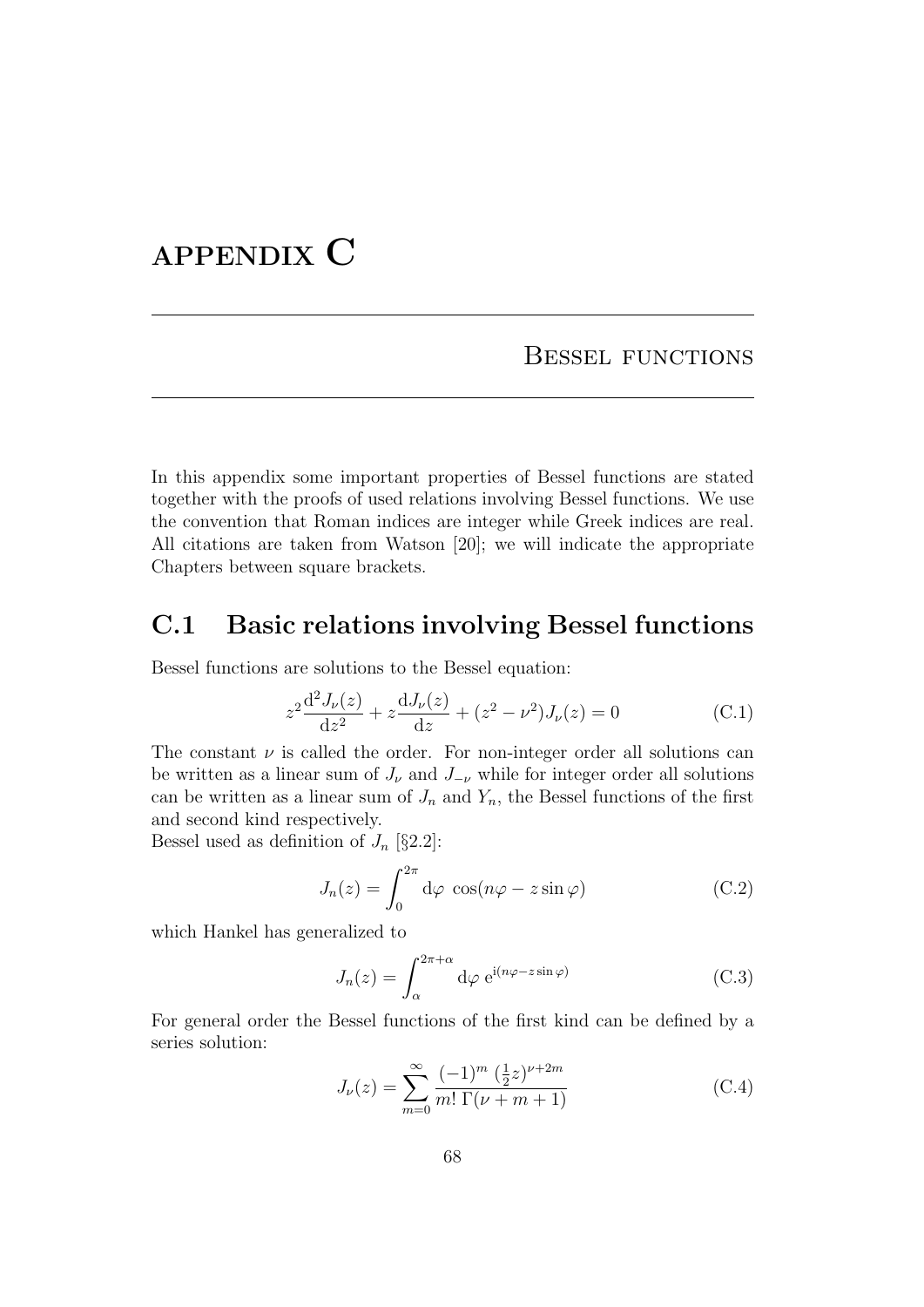# APPENDIX C

## Bessel functions

In this appendix some important properties of Bessel functions are stated together with the proofs of used relations involving Bessel functions. We use the convention that Roman indices are integer while Greek indices are real. All citations are taken from Watson [20]; we will indicate the appropriate Chapters between square brackets.

## C.1 Basic relations involving Bessel functions

Bessel functions are solutions to the Bessel equation:

$$z^2 \frac{\mathrm{d}^2 J_\nu(z)}{\mathrm{d}z^2} + z\frac{\mathrm{d}J_\nu(z)}{\mathrm{d}z} + (z^2 - \nu^2) J_\nu(z) = 0 \tag{C.1}$$

The constant $\nu$ is called the order. For non-integer order all solutions can be written as a linear sum of $J_\nu$ and $J_{-\nu}$ while for integer order all solutions can be written as a linear sum of $J_n$ and $Y_n$, the Bessel functions of the first and second kind respectively.
Bessel used as definition of $J_n$ [§2.2]:

$$J_n(z) = \int_0^{2\pi} \mathrm{d}\varphi \; \cos(n\varphi - z\sin\varphi) \tag{C.2}$$

which Hankel has generalized to

$$J_n(z) = \int_\alpha^{2\pi+\alpha} \mathrm{d}\varphi \; \mathrm{e}^{\mathrm{i}(n\varphi - z\sin\varphi)} \tag{C.3}$$

For general order the Bessel functions of the first kind can be defined by a series solution:

$$J_\nu(z) = \sum_{m=0}^{\infty} \frac{(-1)^m \, (\frac{1}{2}z)^{\nu+2m}}{m! \, \Gamma(\nu+m+1)} \tag{C.4}$$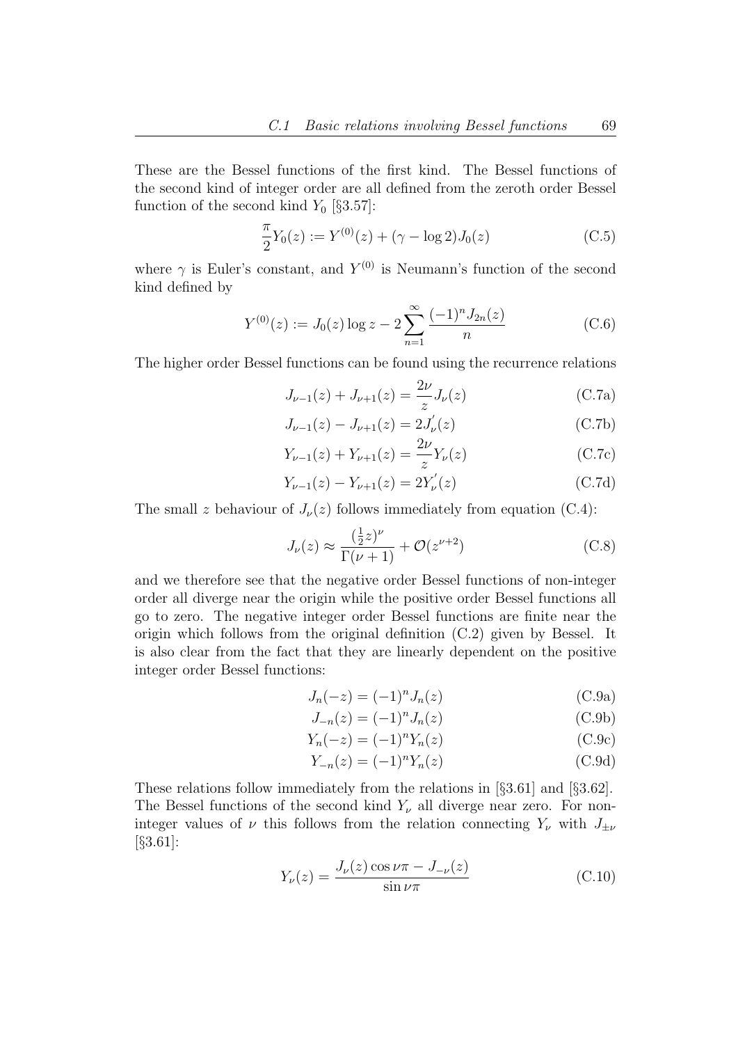These are the Bessel functions of the first kind. The Bessel functions of the second kind of integer order are all defined from the zeroth order Bessel function of the second kind $Y_0$ [§3.57]:

$$\frac{\pi}{2} Y_0(z) := Y^{(0)}(z) + (\gamma - \log 2) J_0(z) \tag{C.5}$$

where $\gamma$ is Euler's constant, and $Y^{(0)}$ is Neumann's function of the second kind defined by

$$Y^{(0)}(z) := J_0(z) \log z - 2 \sum_{n=1}^{\infty} \frac{(-1)^n J_{2n}(z)}{n} \tag{C.6}$$

The higher order Bessel functions can be found using the recurrence relations

$$J_{\nu-1}(z) + J_{\nu+1}(z) = \frac{2\nu}{z} J_\nu(z) \tag{C.7a}$$

$$J_{\nu-1}(z) - J_{\nu+1}(z) = 2J_\nu^{'}(z) \tag{C.7b}$$

$$Y_{\nu-1}(z) + Y_{\nu+1}(z) = \frac{2\nu}{z} Y_\nu(z) \tag{C.7c}$$

$$Y_{\nu-1}(z) - Y_{\nu+1}(z) = 2Y_\nu^{'}(z) \tag{C.7d}$$

The small $z$ behaviour of $J_\nu(z)$ follows immediately from equation (C.4):

$$J_\nu(z) \approx \frac{(\frac{1}{2}z)^\nu}{\Gamma(\nu+1)} + \mathcal{O}(z^{\nu+2}) \tag{C.8}$$

and we therefore see that the negative order Bessel functions of non-integer order all diverge near the origin while the positive order Bessel functions all go to zero. The negative integer order Bessel functions are finite near the origin which follows from the original definition (C.2) given by Bessel. It is also clear from the fact that they are linearly dependent on the positive integer order Bessel functions:

$$J_n(-z) = (-1)^n J_n(z) \tag{C.9a}$$

$$J_{-n}(z) = (-1)^n J_n(z) \tag{C.9b}$$

$$Y_n(-z) = (-1)^n Y_n(z) \tag{C.9c}$$

$$Y_{-n}(z) = (-1)^n Y_n(z) \tag{C.9d}$$

These relations follow immediately from the relations in [§3.61] and [§3.62]. The Bessel functions of the second kind $Y_\nu$ all diverge near zero. For non-integer values of $\nu$ this follows from the relation connecting $Y_\nu$ with $J_{\pm\nu}$ [§3.61]:

$$Y_\nu(z) = \frac{J_\nu(z) \cos \nu\pi - J_{-\nu}(z)}{\sin \nu\pi} \tag{C.10}$$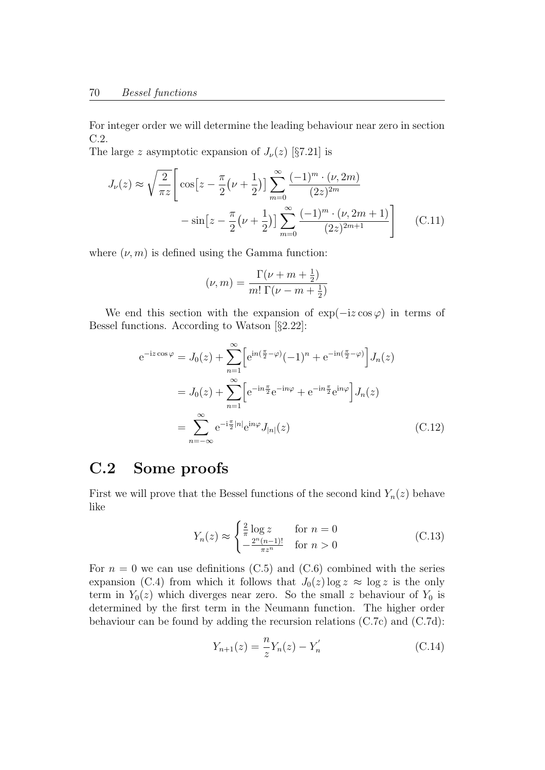For integer order we will determine the leading behaviour near zero in section C.2.
The large $z$ asymptotic expansion of $J_\nu(z)$ [§7.21] is

$$J_\nu(z) \approx \sqrt{\frac{2}{\pi z}} \Bigg[ \cos\big[z - \frac{\pi}{2}\big(\nu + \frac{1}{2}\big)\big] \sum_{m=0}^{\infty} \frac{(-1)^m \cdot (\nu, 2m)}{(2z)^{2m}} - \sin\big[z - \frac{\pi}{2}\big(\nu + \frac{1}{2}\big)\big] \sum_{m=0}^{\infty} \frac{(-1)^m \cdot (\nu, 2m+1)}{(2z)^{2m+1}} \Bigg] \tag{C.11}$$

where $(\nu, m)$ is defined using the Gamma function:

$$(\nu, m) = \frac{\Gamma(\nu + m + \frac{1}{2})}{m!\, \Gamma(\nu - m + \frac{1}{2})}$$

We end this section with the expansion of $\exp(-\mathrm{i}z\cos\varphi)$ in terms of Bessel functions. According to Watson [§2.22]:

$$\begin{aligned}
\mathrm{e}^{-\mathrm{i}z\cos\varphi} &= J_0(z) + \sum_{n=1}^{\infty} \Big[ \mathrm{e}^{\mathrm{i}n(\frac{\pi}{2}-\varphi)}(-1)^n + \mathrm{e}^{-\mathrm{i}n(\frac{\pi}{2}-\varphi)} \Big] J_n(z) \\
&= J_0(z) + \sum_{n=1}^{\infty} \Big[ \mathrm{e}^{-\mathrm{i}n\frac{\pi}{2}} \mathrm{e}^{-\mathrm{i}n\varphi} + \mathrm{e}^{-\mathrm{i}n\frac{\pi}{2}} \mathrm{e}^{\mathrm{i}n\varphi} \Big] J_n(z) \\
&= \sum_{n=-\infty}^{\infty} \mathrm{e}^{-\mathrm{i}\frac{\pi}{2}|n|} \mathrm{e}^{\mathrm{i}n\varphi} J_{|n|}(z)
\end{aligned} \tag{C.12}$$

## C.2 Some proofs

First we will prove that the Bessel functions of the second kind $Y_n(z)$ behave like

$$Y_n(z) \approx \begin{cases} \frac{2}{\pi}\log z & \text{for } n = 0 \\ -\frac{2^n (n-1)!}{\pi z^n} & \text{for } n > 0 \end{cases} \tag{C.13}$$

For $n = 0$ we can use definitions (C.5) and (C.6) combined with the series expansion (C.4) from which it follows that $J_0(z)\log z \approx \log z$ is the only term in $Y_0(z)$ which diverges near zero. So the small $z$ behaviour of $Y_0$ is determined by the first term in the Neumann function. The higher order behaviour can be found by adding the recursion relations (C.7c) and (C.7d):

$$Y_{n+1}(z) = \frac{n}{z} Y_n(z) - Y_n^{'} \tag{C.14}$$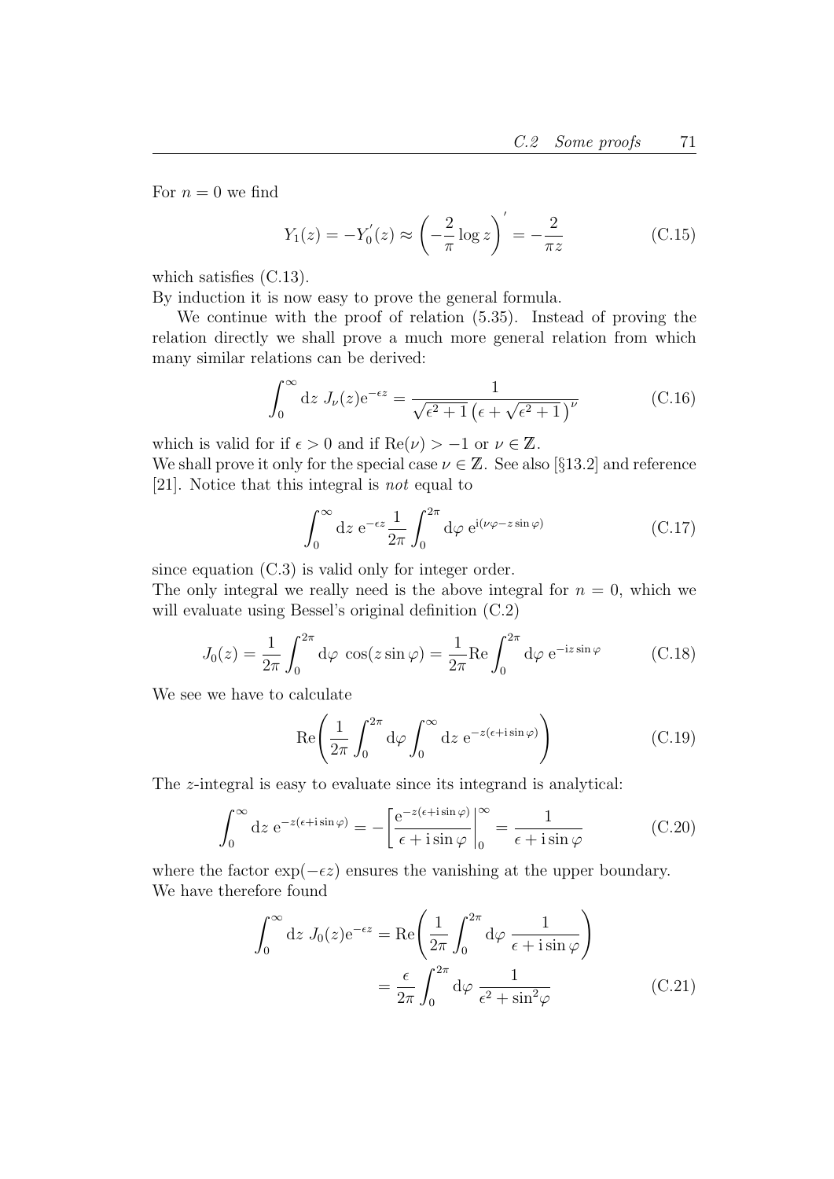For $n = 0$ we find

$$Y_1(z) = -Y_0^{'}(z) \approx \left(-\frac{2}{\pi}\log z\right)^{'} = -\frac{2}{\pi z} \tag{C.15}$$

which satisfies (C.13).
By induction it is now easy to prove the general formula.

We continue with the proof of relation (5.35). Instead of proving the relation directly we shall prove a much more general relation from which many similar relations can be derived:

$$\int_0^\infty \mathrm{d}z\ J_\nu(z)\mathrm{e}^{-\epsilon z} = \frac{1}{\sqrt{\epsilon^2+1}\left(\epsilon+\sqrt{\epsilon^2+1}\right)^\nu} \tag{C.16}$$

which is valid for if $\epsilon > 0$ and if $\mathrm{Re}(\nu) > -1$ or $\nu \in \mathbb{Z}$.
We shall prove it only for the special case $\nu \in \mathbb{Z}$. See also [§13.2] and reference [21]. Notice that this integral is *not* equal to

$$\int_0^\infty \mathrm{d}z\ \mathrm{e}^{-\epsilon z}\frac{1}{2\pi}\int_0^{2\pi}\mathrm{d}\varphi\ \mathrm{e}^{\mathrm{i}(\nu\varphi - z\sin\varphi)} \tag{C.17}$$

since equation (C.3) is valid only for integer order.
The only integral we really need is the above integral for $n = 0$, which we will evaluate using Bessel's original definition (C.2)

$$J_0(z) = \frac{1}{2\pi}\int_0^{2\pi}\mathrm{d}\varphi\ \cos(z\sin\varphi) = \frac{1}{2\pi}\mathrm{Re}\int_0^{2\pi}\mathrm{d}\varphi\ \mathrm{e}^{-\mathrm{i}z\sin\varphi} \tag{C.18}$$

We see we have to calculate

$$\mathrm{Re}\left(\frac{1}{2\pi}\int_0^{2\pi}\mathrm{d}\varphi\int_0^\infty \mathrm{d}z\ \mathrm{e}^{-z(\epsilon+\mathrm{i}\sin\varphi)}\right) \tag{C.19}$$

The $z$-integral is easy to evaluate since its integrand is analytical:

$$\int_0^\infty \mathrm{d}z\ \mathrm{e}^{-z(\epsilon+\mathrm{i}\sin\varphi)} = -\left[\frac{\mathrm{e}^{-z(\epsilon+\mathrm{i}\sin\varphi)}}{\epsilon+\mathrm{i}\sin\varphi}\right|_0^\infty = \frac{1}{\epsilon+\mathrm{i}\sin\varphi} \tag{C.20}$$

where the factor $\exp(-\epsilon z)$ ensures the vanishing at the upper boundary.
We have therefore found

$$\begin{aligned}\int_0^\infty \mathrm{d}z\ J_0(z)\mathrm{e}^{-\epsilon z} &= \mathrm{Re}\left(\frac{1}{2\pi}\int_0^{2\pi}\mathrm{d}\varphi\ \frac{1}{\epsilon+\mathrm{i}\sin\varphi}\right)\\ &= \frac{\epsilon}{2\pi}\int_0^{2\pi}\mathrm{d}\varphi\ \frac{1}{\epsilon^2+\sin^2\varphi}\end{aligned} \tag{C.21}$$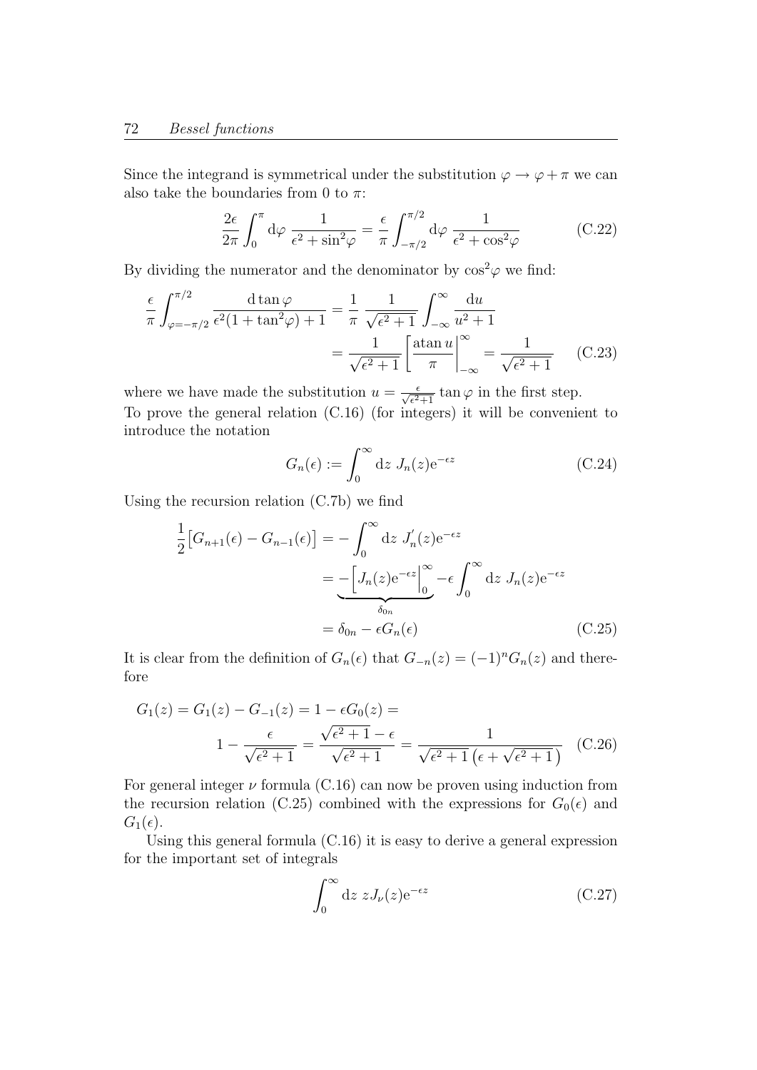Since the integrand is symmetrical under the substitution $\varphi \to \varphi + \pi$ we can also take the boundaries from 0 to $\pi$:

$$\frac{2\epsilon}{2\pi}\int_0^{\pi} \mathrm{d}\varphi \; \frac{1}{\epsilon^2 + \sin^2\!\varphi} = \frac{\epsilon}{\pi}\int_{-\pi/2}^{\pi/2} \mathrm{d}\varphi \; \frac{1}{\epsilon^2 + \cos^2\!\varphi} \tag{C.22}$$

By dividing the numerator and the denominator by $\cos^2\!\varphi$ we find:

$$\begin{aligned}
\frac{\epsilon}{\pi}\int_{\varphi=-\pi/2}^{\pi/2} \frac{\mathrm{d}\tan\varphi}{\epsilon^2(1+\tan^2\!\varphi)+1} &= \frac{1}{\pi}\;\frac{1}{\sqrt{\epsilon^2+1}}\int_{-\infty}^{\infty}\frac{\mathrm{d}u}{u^2+1} \\
&= \frac{1}{\sqrt{\epsilon^2+1}}\left[\frac{\operatorname{atan} u}{\pi}\right|_{-\infty}^{\infty} = \frac{1}{\sqrt{\epsilon^2+1}}
\end{aligned} \tag{C.23}$$

where we have made the substitution $u = \frac{\epsilon}{\sqrt{\epsilon^2+1}}\tan\varphi$ in the first step.
To prove the general relation (C.16) (for integers) it will be convenient to introduce the notation

$$G_n(\epsilon) := \int_0^{\infty} \mathrm{d}z \; J_n(z)\mathrm{e}^{-\epsilon z} \tag{C.24}$$

Using the recursion relation (C.7b) we find

$$\begin{aligned}
\frac{1}{2}\big[G_{n+1}(\epsilon) - G_{n-1}(\epsilon)\big] &= -\int_0^{\infty} \mathrm{d}z \; J_n'(z)\mathrm{e}^{-\epsilon z} \\
&= \underbrace{-\Big[J_n(z)\mathrm{e}^{-\epsilon z}\Big|_0^{\infty}}_{\delta_{0n}} - \epsilon\int_0^{\infty}\mathrm{d}z \; J_n(z)\mathrm{e}^{-\epsilon z} \\
&= \delta_{0n} - \epsilon G_n(\epsilon)
\end{aligned} \tag{C.25}$$

It is clear from the definition of $G_n(\epsilon)$ that $G_{-n}(z) = (-1)^n G_n(z)$ and therefore

$$\begin{aligned}
G_1(z) = G_1(z) - G_{-1}(z) = 1 - \epsilon G_0(z) &= \\
1 - \frac{\epsilon}{\sqrt{\epsilon^2+1}} = \frac{\sqrt{\epsilon^2+1}-\epsilon}{\sqrt{\epsilon^2+1}} &= \frac{1}{\sqrt{\epsilon^2+1}\left(\epsilon + \sqrt{\epsilon^2+1}\right)}
\end{aligned} \tag{C.26}$$

For general integer $\nu$ formula (C.16) can now be proven using induction from the recursion relation (C.25) combined with the expressions for $G_0(\epsilon)$ and $G_1(\epsilon)$.

Using this general formula (C.16) it is easy to derive a general expression for the important set of integrals

$$\int_0^{\infty} \mathrm{d}z \; zJ_\nu(z)\mathrm{e}^{-\epsilon z} \tag{C.27}$$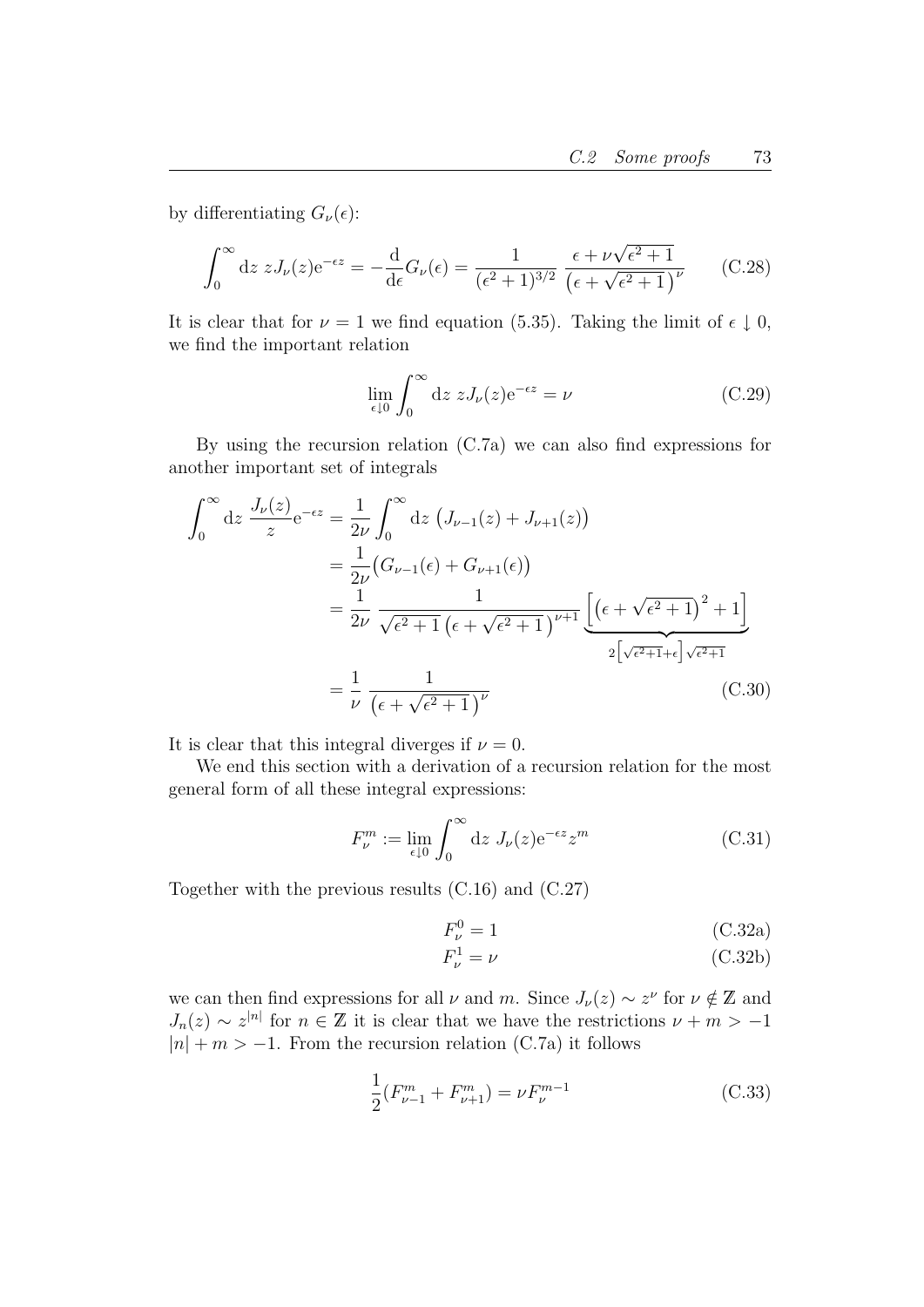by differentiating $G_\nu(\epsilon)$:

$$\int_0^\infty \mathrm{d}z\ zJ_\nu(z)\mathrm{e}^{-\epsilon z} = -\frac{\mathrm{d}}{\mathrm{d}\epsilon}G_\nu(\epsilon) = \frac{1}{(\epsilon^2+1)^{3/2}}\ \frac{\epsilon + \nu\sqrt{\epsilon^2+1}}{\left(\epsilon+\sqrt{\epsilon^2+1}\right)^\nu} \tag{C.28}$$

It is clear that for $\nu = 1$ we find equation (5.35). Taking the limit of $\epsilon \downarrow 0$, we find the important relation

$$\lim_{\epsilon\downarrow 0}\int_0^\infty \mathrm{d}z\ zJ_\nu(z)\mathrm{e}^{-\epsilon z} = \nu \tag{C.29}$$

By using the recursion relation (C.7a) we can also find expressions for another important set of integrals

$$\begin{aligned}
\int_0^\infty \mathrm{d}z\ \frac{J_\nu(z)}{z}\mathrm{e}^{-\epsilon z} &= \frac{1}{2\nu}\int_0^\infty \mathrm{d}z\ \big(J_{\nu-1}(z) + J_{\nu+1}(z)\big) \\
&= \frac{1}{2\nu}\big(G_{\nu-1}(\epsilon) + G_{\nu+1}(\epsilon)\big) \\
&= \frac{1}{2\nu}\ \frac{1}{\sqrt{\epsilon^2+1}\left(\epsilon+\sqrt{\epsilon^2+1}\right)^{\nu+1}}\ \underbrace{\left[\left(\epsilon+\sqrt{\epsilon^2+1}\right)^2+1\right]}_{2\left[\sqrt{\epsilon^2+1}+\epsilon\right]\sqrt{\epsilon^2+1}} \\
&= \frac{1}{\nu}\ \frac{1}{\left(\epsilon+\sqrt{\epsilon^2+1}\right)^\nu}
\end{aligned} \tag{C.30}$$

It is clear that this integral diverges if $\nu = 0$.

We end this section with a derivation of a recursion relation for the most general form of all these integral expressions:

$$F_\nu^m := \lim_{\epsilon\downarrow 0}\int_0^\infty \mathrm{d}z\ J_\nu(z)\mathrm{e}^{-\epsilon z}z^m \tag{C.31}$$

Together with the previous results (C.16) and (C.27)

$$F_\nu^0 = 1 \tag{C.32a}$$

$$F_\nu^1 = \nu \tag{C.32b}$$

we can then find expressions for all $\nu$ and $m$. Since $J_\nu(z) \sim z^\nu$ for $\nu \notin \mathbb{Z}$ and $J_n(z) \sim z^{|n|}$ for $n \in \mathbb{Z}$ it is clear that we have the restrictions $\nu + m > -1$ $|n| + m > -1$. From the recursion relation (C.7a) it follows

$$\frac{1}{2}(F_{\nu-1}^m + F_{\nu+1}^m) = \nu F_\nu^{m-1} \tag{C.33}$$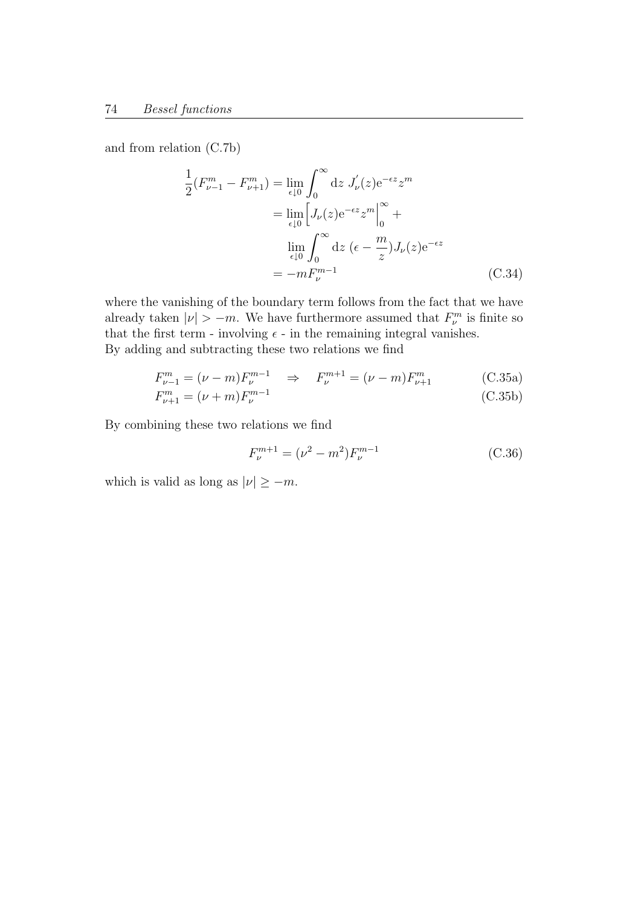and from relation (C.7b)

$$
\begin{aligned}
\frac{1}{2}(F^m_{\nu-1} - F^m_{\nu+1}) &= \lim_{\epsilon \downarrow 0} \int_0^\infty \mathrm{d}z \; J_\nu'(z) \mathrm{e}^{-\epsilon z} z^m \\
&= \lim_{\epsilon \downarrow 0} \Big[ J_\nu(z) \mathrm{e}^{-\epsilon z} z^m \Big|_0^\infty + \\
&\quad \lim_{\epsilon \downarrow 0} \int_0^\infty \mathrm{d}z \; (\epsilon - \frac{m}{z}) J_\nu(z) \mathrm{e}^{-\epsilon z} \\
&= -m F^{m-1}_\nu
\end{aligned}
\tag{C.34}
$$

where the vanishing of the boundary term follows from the fact that we have already taken $|\nu| > -m$. We have furthermore assumed that $F^m_\nu$ is finite so that the first term - involving $\epsilon$ - in the remaining integral vanishes.
By adding and subtracting these two relations we find

$$
F^m_{\nu-1} = (\nu - m) F^{m-1}_\nu \quad \Rightarrow \quad F^{m+1}_\nu = (\nu - m) F^m_{\nu+1} \tag{C.35a}
$$

$$
F^m_{\nu+1} = (\nu + m) F^{m-1}_\nu \tag{C.35b}
$$

By combining these two relations we find

$$
F^{m+1}_\nu = (\nu^2 - m^2) F^{m-1}_\nu \tag{C.36}
$$

which is valid as long as $|\nu| \geq -m$.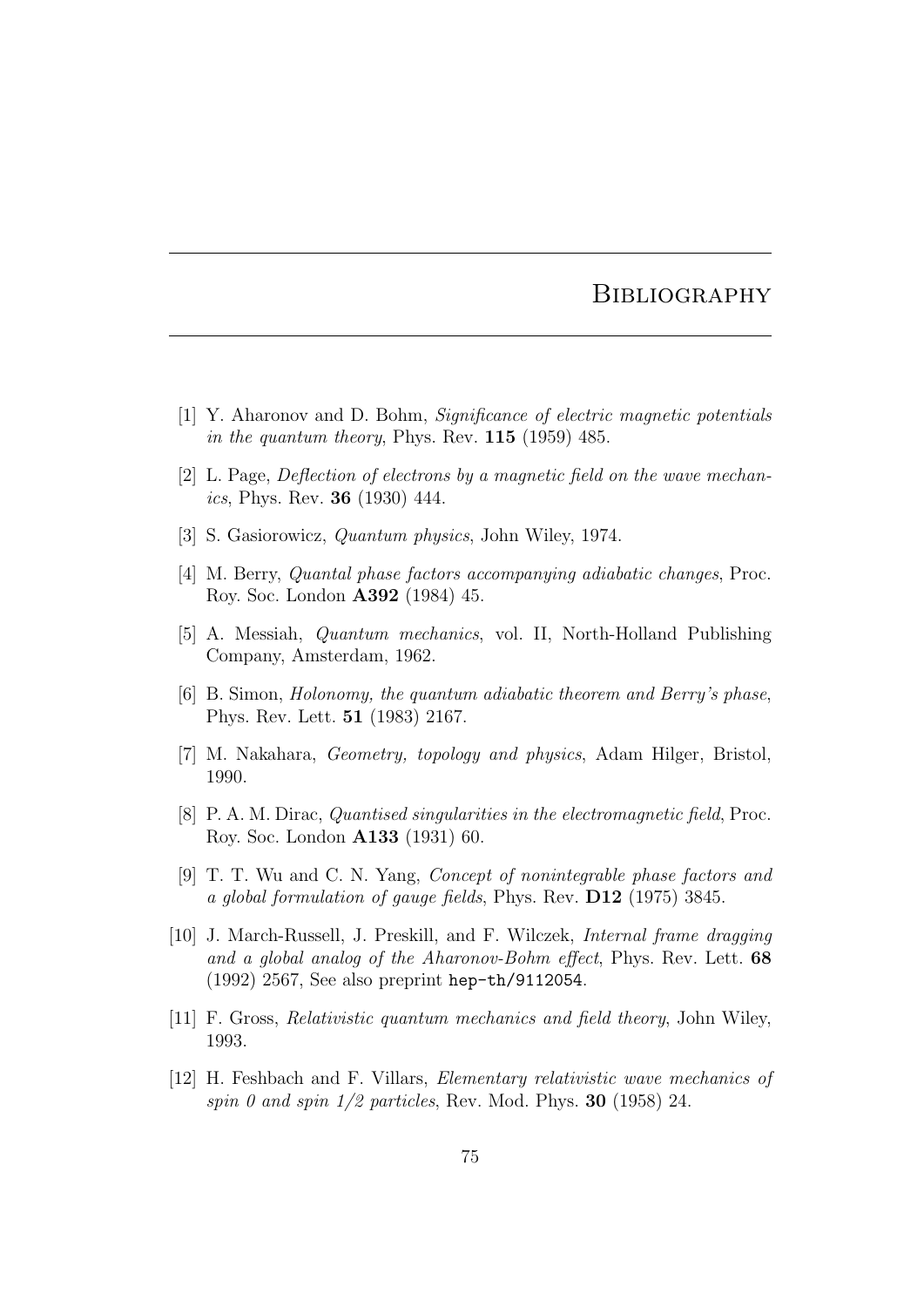# Bibliography

[1] Y. Aharonov and D. Bohm, *Significance of electric magnetic potentials in the quantum theory*, Phys. Rev. **115** (1959) 485.

[2] L. Page, *Deflection of electrons by a magnetic field on the wave mechanics*, Phys. Rev. **36** (1930) 444.

[3] S. Gasiorowicz, *Quantum physics*, John Wiley, 1974.

[4] M. Berry, *Quantal phase factors accompanying adiabatic changes*, Proc. Roy. Soc. London **A392** (1984) 45.

[5] A. Messiah, *Quantum mechanics*, vol. II, North-Holland Publishing Company, Amsterdam, 1962.

[6] B. Simon, *Holonomy, the quantum adiabatic theorem and Berry's phase*, Phys. Rev. Lett. **51** (1983) 2167.

[7] M. Nakahara, *Geometry, topology and physics*, Adam Hilger, Bristol, 1990.

[8] P. A. M. Dirac, *Quantised singularities in the electromagnetic field*, Proc. Roy. Soc. London **A133** (1931) 60.

[9] T. T. Wu and C. N. Yang, *Concept of nonintegrable phase factors and a global formulation of gauge fields*, Phys. Rev. **D12** (1975) 3845.

[10] J. March-Russell, J. Preskill, and F. Wilczek, *Internal frame dragging and a global analog of the Aharonov-Bohm effect*, Phys. Rev. Lett. **68** (1992) 2567, See also preprint `hep-th/9112054`.

[11] F. Gross, *Relativistic quantum mechanics and field theory*, John Wiley, 1993.

[12] H. Feshbach and F. Villars, *Elementary relativistic wave mechanics of spin 0 and spin 1/2 particles*, Rev. Mod. Phys. **30** (1958) 24.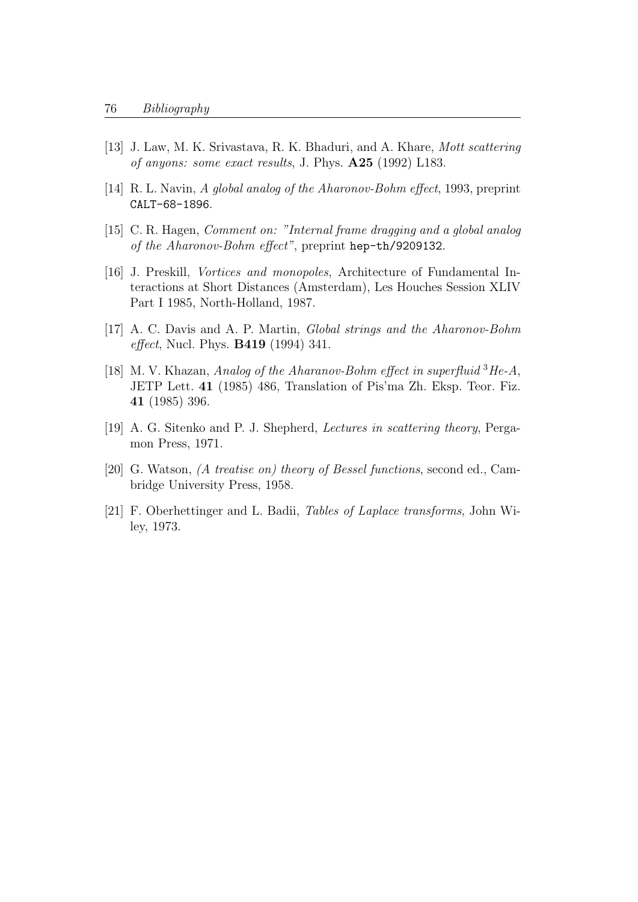[13] J. Law, M. K. Srivastava, R. K. Bhaduri, and A. Khare, *Mott scattering of anyons: some exact results*, J. Phys. **A25** (1992) L183.

[14] R. L. Navin, *A global analog of the Aharonov-Bohm effect*, 1993, preprint `CALT-68-1896`.

[15] C. R. Hagen, *Comment on: "Internal frame dragging and a global analog of the Aharonov-Bohm effect"*, preprint `hep-th/9209132`.

[16] J. Preskill, *Vortices and monopoles*, Architecture of Fundamental Interactions at Short Distances (Amsterdam), Les Houches Session XLIV Part I 1985, North-Holland, 1987.

[17] A. C. Davis and A. P. Martin, *Global strings and the Aharonov-Bohm effect*, Nucl. Phys. **B419** (1994) 341.

[18] M. V. Khazan, *Analog of the Aharanov-Bohm effect in superfluid* $^3$*He-A*, JETP Lett. **41** (1985) 486, Translation of Pis'ma Zh. Eksp. Teor. Fiz. **41** (1985) 396.

[19] A. G. Sitenko and P. J. Shepherd, *Lectures in scattering theory*, Pergamon Press, 1971.

[20] G. Watson, *(A treatise on) theory of Bessel functions*, second ed., Cambridge University Press, 1958.

[21] F. Oberhettinger and L. Badii, *Tables of Laplace transforms*, John Wiley, 1973.